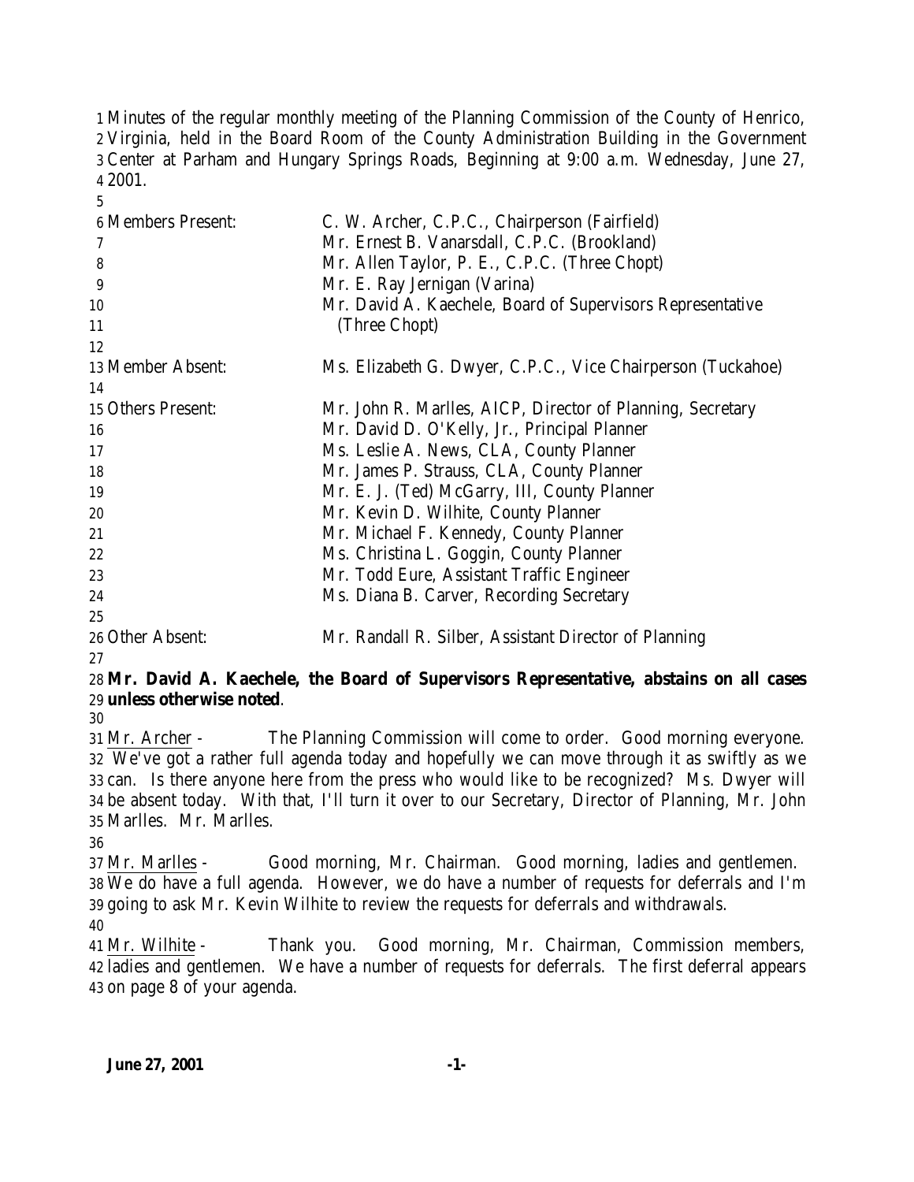Minutes of the regular monthly meeting of the Planning Commission of the County of Henrico, Virginia, held in the Board Room of the County Administration Building in the Government Center at Parham and Hungary Springs Roads, Beginning at 9:00 a.m. Wednesday, June 27, 2001.

| | |
|---|---|
| Members Present: | C. W. Archer, C.P.C., Chairperson (Fairfield) |
| | Mr. Ernest B. Vanarsdall, C.P.C. (Brookland) |
| | Mr. Allen Taylor, P. E., C.P.C. (Three Chopt) |
| | Mr. E. Ray Jernigan (Varina) |
| | Mr. David A. Kaechele, Board of Supervisors Representative (Three Chopt) |
| Member Absent: | Ms. Elizabeth G. Dwyer, C.P.C., Vice Chairperson (Tuckahoe) |
| Others Present: | Mr. John R. Marlles, AICP, Director of Planning, Secretary |
| | Mr. David D. O'Kelly, Jr., Principal Planner |
| | Ms. Leslie A. News, CLA, County Planner |
| | Mr. James P. Strauss, CLA, County Planner |
| | Mr. E. J. (Ted) McGarry, III, County Planner |
| | Mr. Kevin D. Wilhite, County Planner |
| | Mr. Michael F. Kennedy, County Planner |
| | Ms. Christina L. Goggin, County Planner |
| | Mr. Todd Eure, Assistant Traffic Engineer |
| | Ms. Diana B. Carver, Recording Secretary |
| Other Absent: | Mr. Randall R. Silber, Assistant Director of Planning |

**Mr. David A. Kaechele, the Board of Supervisors Representative, abstains on all cases unless otherwise noted**.

Mr. Archer - The Planning Commission will come to order. Good morning everyone. We've got a rather full agenda today and hopefully we can move through it as swiftly as we can. Is there anyone here from the press who would like to be recognized? Ms. Dwyer will be absent today. With that, I'll turn it over to our Secretary, Director of Planning, Mr. John Marlles. Mr. Marlles.

Mr. Marlles - Good morning, Mr. Chairman. Good morning, ladies and gentlemen. We do have a full agenda. However, we do have a number of requests for deferrals and I'm going to ask Mr. Kevin Wilhite to review the requests for deferrals and withdrawals.

Mr. Wilhite - Thank you. Good morning, Mr. Chairman, Commission members, ladies and gentlemen. We have a number of requests for deferrals. The first deferral appears on page 8 of your agenda.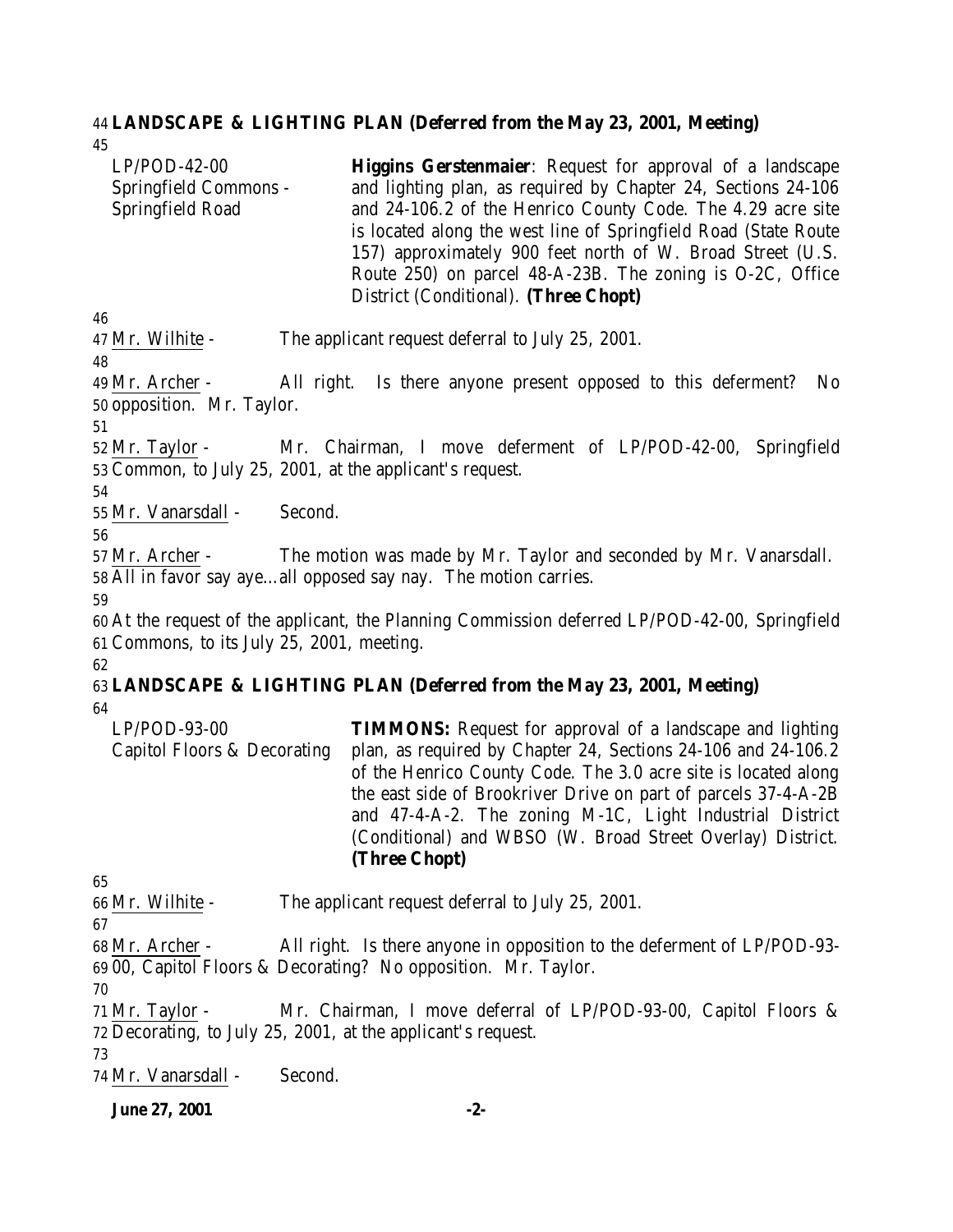**LANDSCAPE & LIGHTING PLAN (Deferred from the May 23, 2001, Meeting)**

| | |
|---|---|
| LP/POD-42-00<br>Springfield Commons - Springfield Road | **Higgins Gerstenmaier**: Request for approval of a landscape and lighting plan, as required by Chapter 24, Sections 24-106 and 24-106.2 of the Henrico County Code. The 4.29 acre site is located along the west line of Springfield Road (State Route 157) approximately 900 feet north of W. Broad Street (U.S. Route 250) on parcel 48-A-23B. The zoning is O-2C, Office District (Conditional). **(Three Chopt)** |

Mr. Wilhite - The applicant request deferral to July 25, 2001.

Mr. Archer - All right. Is there anyone present opposed to this deferment? No opposition. Mr. Taylor.

Mr. Taylor - Mr. Chairman, I move deferment of LP/POD-42-00, Springfield Common, to July 25, 2001, at the applicant's request.

Mr. Vanarsdall - Second.

Mr. Archer - The motion was made by Mr. Taylor and seconded by Mr. Vanarsdall. All in favor say aye…all opposed say nay. The motion carries.

At the request of the applicant, the Planning Commission deferred LP/POD-42-00, Springfield Commons, to its July 25, 2001, meeting.

**LANDSCAPE & LIGHTING PLAN (Deferred from the May 23, 2001, Meeting)**

| | |
|---|---|
| LP/POD-93-00<br>Capitol Floors & Decorating | **TIMMONS:** Request for approval of a landscape and lighting plan, as required by Chapter 24, Sections 24-106 and 24-106.2 of the Henrico County Code. The 3.0 acre site is located along the east side of Brookriver Drive on part of parcels 37-4-A-2B and 47-4-A-2. The zoning M-1C, Light Industrial District (Conditional) and WBSO (W. Broad Street Overlay) District. **(Three Chopt)** |

Mr. Wilhite - The applicant request deferral to July 25, 2001.

Mr. Archer - All right. Is there anyone in opposition to the deferment of LP/POD-93-00, Capitol Floors & Decorating? No opposition. Mr. Taylor.

Mr. Taylor - Mr. Chairman, I move deferral of LP/POD-93-00, Capitol Floors & Decorating, to July 25, 2001, at the applicant's request.

Mr. Vanarsdall - Second.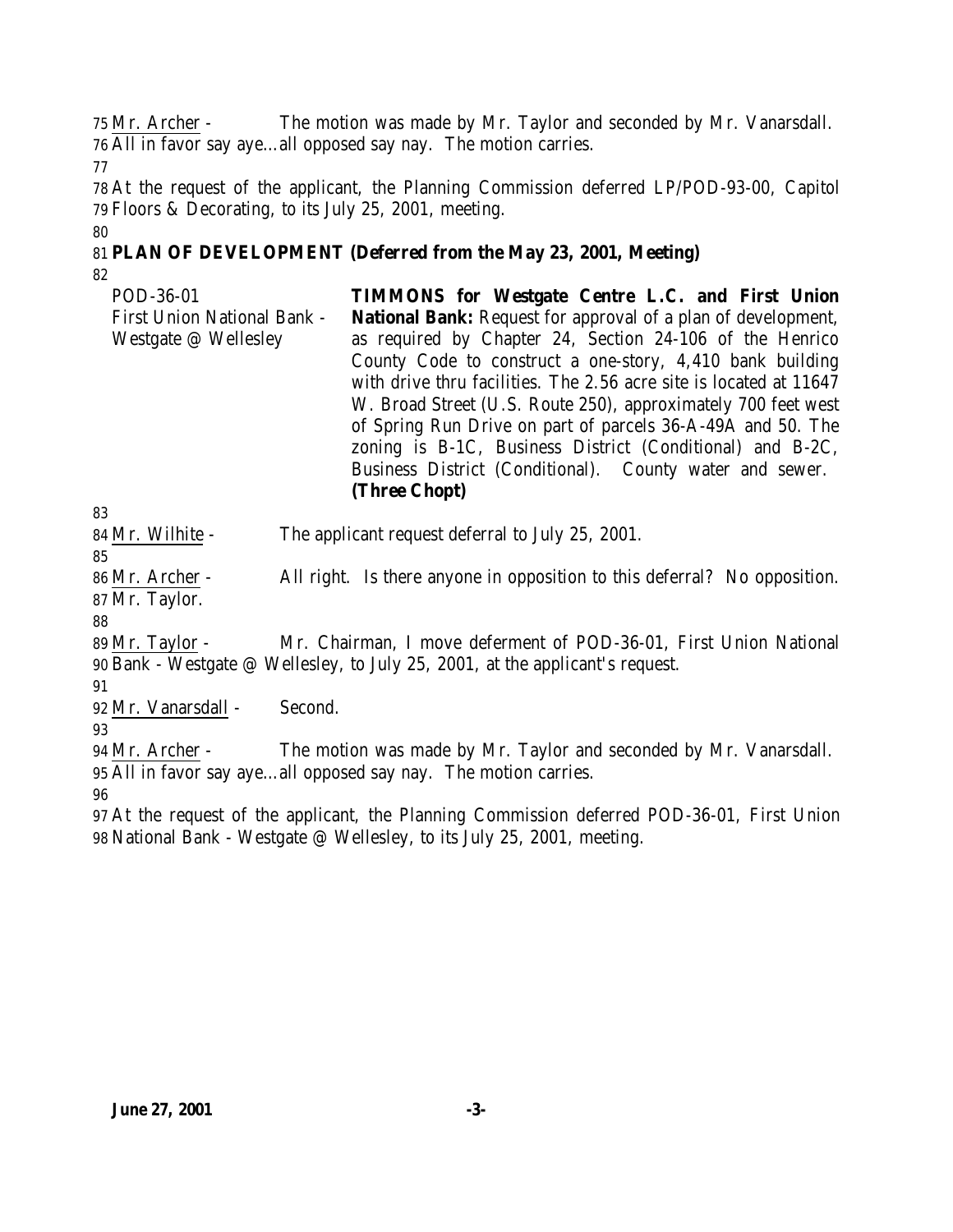Mr. Archer - The motion was made by Mr. Taylor and seconded by Mr. Vanarsdall. All in favor say aye…all opposed say nay. The motion carries.

At the request of the applicant, the Planning Commission deferred LP/POD-93-00, Capitol Floors & Decorating, to its July 25, 2001, meeting.

**PLAN OF DEVELOPMENT (Deferred from the May 23, 2001, Meeting)**

| | |
|---|---|
| POD-36-01<br>First Union National Bank - Westgate @ Wellesley | **TIMMONS for Westgate Centre L.C. and First Union National Bank:** Request for approval of a plan of development, as required by Chapter 24, Section 24-106 of the Henrico County Code to construct a one-story, 4,410 bank building with drive thru facilities. The 2.56 acre site is located at 11647 W. Broad Street (U.S. Route 250), approximately 700 feet west of Spring Run Drive on part of parcels 36-A-49A and 50. The zoning is B-1C, Business District (Conditional) and B-2C, Business District (Conditional). County water and sewer. **(Three Chopt)** |

Mr. Wilhite - The applicant request deferral to July 25, 2001.

Mr. Archer - All right. Is there anyone in opposition to this deferral? No opposition. Mr. Taylor.

Mr. Taylor - Mr. Chairman, I move deferment of POD-36-01, First Union National Bank - Westgate @ Wellesley, to July 25, 2001, at the applicant's request.

Mr. Vanarsdall - Second.

Mr. Archer - The motion was made by Mr. Taylor and seconded by Mr. Vanarsdall. All in favor say aye…all opposed say nay. The motion carries.

At the request of the applicant, the Planning Commission deferred POD-36-01, First Union National Bank - Westgate @ Wellesley, to its July 25, 2001, meeting.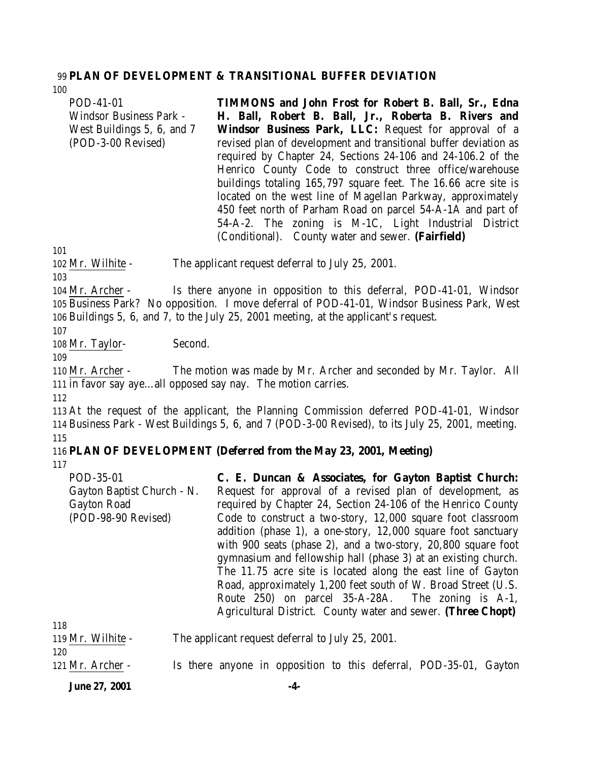**PLAN OF DEVELOPMENT & TRANSITIONAL BUFFER DEVIATION**

| | |
|---|---|
| POD-41-01<br>Windsor Business Park - West Buildings 5, 6, and 7<br>(POD-3-00 Revised) | **TIMMONS and John Frost for Robert B. Ball, Sr., Edna H. Ball, Robert B. Ball, Jr., Roberta B. Rivers and Windsor Business Park, LLC:** Request for approval of a revised plan of development and transitional buffer deviation as required by Chapter 24, Sections 24-106 and 24-106.2 of the Henrico County Code to construct three office/warehouse buildings totaling 165,797 square feet. The 16.66 acre site is located on the west line of Magellan Parkway, approximately 450 feet north of Parham Road on parcel 54-A-1A and part of 54-A-2. The zoning is M-1C, Light Industrial District (Conditional). County water and sewer. **(Fairfield)** |

Mr. Wilhite - The applicant request deferral to July 25, 2001.

Mr. Archer - Is there anyone in opposition to this deferral, POD-41-01, Windsor Business Park? No opposition. I move deferral of POD-41-01, Windsor Business Park, West Buildings 5, 6, and 7, to the July 25, 2001 meeting, at the applicant's request.

Mr. Taylor- Second.

Mr. Archer - The motion was made by Mr. Archer and seconded by Mr. Taylor. All in favor say aye…all opposed say nay. The motion carries.

At the request of the applicant, the Planning Commission deferred POD-41-01, Windsor Business Park - West Buildings 5, 6, and 7 (POD-3-00 Revised), to its July 25, 2001, meeting.

**PLAN OF DEVELOPMENT (Deferred from the May 23, 2001, Meeting)**

| | |
|---|---|
| POD-35-01<br>Gayton Baptist Church - N. Gayton Road<br>(POD-98-90 Revised) | **C. E. Duncan & Associates, for Gayton Baptist Church:** Request for approval of a revised plan of development, as required by Chapter 24, Section 24-106 of the Henrico County Code to construct a two-story, 12,000 square foot classroom addition (phase 1), a one-story, 12,000 square foot sanctuary with 900 seats (phase 2), and a two-story, 20,800 square foot gymnasium and fellowship hall (phase 3) at an existing church. The 11.75 acre site is located along the east line of Gayton Road, approximately 1,200 feet south of W. Broad Street (U.S. Route 250) on parcel 35-A-28A. The zoning is A-1, Agricultural District. County water and sewer. **(Three Chopt)** |

Mr. Wilhite - The applicant request deferral to July 25, 2001.

Mr. Archer - Is there anyone in opposition to this deferral, POD-35-01, Gayton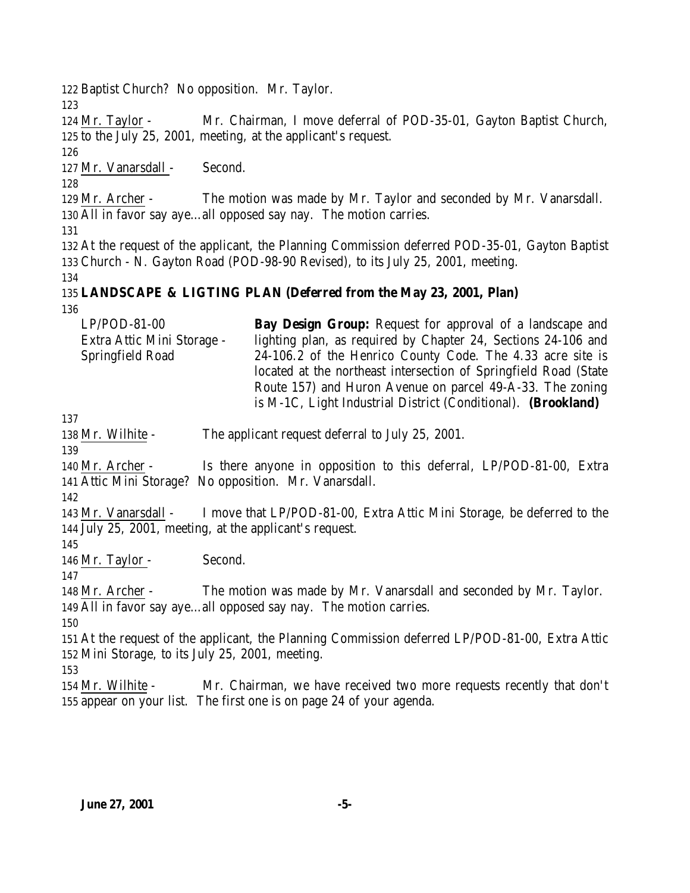Baptist Church? No opposition. Mr. Taylor.

Mr. Taylor - Mr. Chairman, I move deferral of POD-35-01, Gayton Baptist Church, to the July 25, 2001, meeting, at the applicant's request.

Mr. Vanarsdall - Second.

Mr. Archer - The motion was made by Mr. Taylor and seconded by Mr. Vanarsdall. All in favor say aye…all opposed say nay. The motion carries.

At the request of the applicant, the Planning Commission deferred POD-35-01, Gayton Baptist Church - N. Gayton Road (POD-98-90 Revised), to its July 25, 2001, meeting.

**LANDSCAPE & LIGTING PLAN (Deferred from the May 23, 2001, Plan)**

| | |
|---|---|
| LP/POD-81-00<br>Extra Attic Mini Storage - Springfield Road | **Bay Design Group:** Request for approval of a landscape and lighting plan, as required by Chapter 24, Sections 24-106 and 24-106.2 of the Henrico County Code. The 4.33 acre site is located at the northeast intersection of Springfield Road (State Route 157) and Huron Avenue on parcel 49-A-33. The zoning is M-1C, Light Industrial District (Conditional). **(Brookland)** |

Mr. Wilhite - The applicant request deferral to July 25, 2001.

Mr. Archer - Is there anyone in opposition to this deferral, LP/POD-81-00, Extra Attic Mini Storage? No opposition. Mr. Vanarsdall.

Mr. Vanarsdall - I move that LP/POD-81-00, Extra Attic Mini Storage, be deferred to the July 25, 2001, meeting, at the applicant's request.

Mr. Taylor - Second.

Mr. Archer - The motion was made by Mr. Vanarsdall and seconded by Mr. Taylor. All in favor say aye…all opposed say nay. The motion carries.

At the request of the applicant, the Planning Commission deferred LP/POD-81-00, Extra Attic Mini Storage, to its July 25, 2001, meeting.

Mr. Wilhite - Mr. Chairman, we have received two more requests recently that don't appear on your list. The first one is on page 24 of your agenda.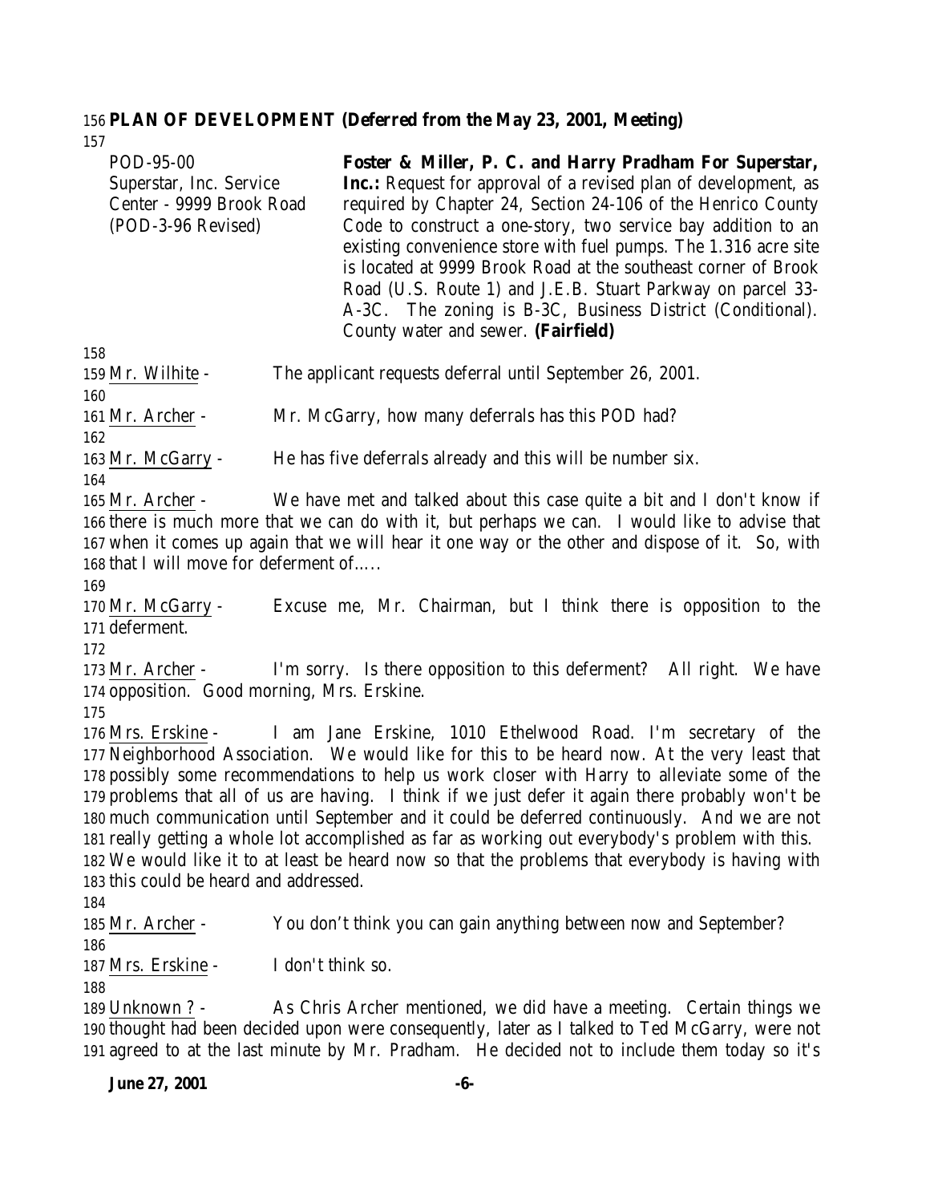**PLAN OF DEVELOPMENT (Deferred from the May 23, 2001, Meeting)**

| | |
|---|---|
| POD-95-00<br>Superstar, Inc. Service Center - 9999 Brook Road<br>(POD-3-96 Revised) | **Foster & Miller, P. C. and Harry Pradham For Superstar, Inc.:** Request for approval of a revised plan of development, as required by Chapter 24, Section 24-106 of the Henrico County Code to construct a one-story, two service bay addition to an existing convenience store with fuel pumps. The 1.316 acre site is located at 9999 Brook Road at the southeast corner of Brook Road (U.S. Route 1) and J.E.B. Stuart Parkway on parcel 33-A-3C. The zoning is B-3C, Business District (Conditional). County water and sewer. **(Fairfield)** |

Mr. Wilhite - The applicant requests deferral until September 26, 2001.

Mr. Archer - Mr. McGarry, how many deferrals has this POD had?

Mr. McGarry - He has five deferrals already and this will be number six.

Mr. Archer - We have met and talked about this case quite a bit and I don't know if there is much more that we can do with it, but perhaps we can. I would like to advise that when it comes up again that we will hear it one way or the other and dispose of it. So, with that I will move for deferment of.....

Mr. McGarry - Excuse me, Mr. Chairman, but I think there is opposition to the deferment.

Mr. Archer - I'm sorry. Is there opposition to this deferment? All right. We have opposition. Good morning, Mrs. Erskine.

Mrs. Erskine - I am Jane Erskine, 1010 Ethelwood Road. I'm secretary of the Neighborhood Association. We would like for this to be heard now. At the very least that possibly some recommendations to help us work closer with Harry to alleviate some of the problems that all of us are having. I think if we just defer it again there probably won't be much communication until September and it could be deferred continuously. And we are not really getting a whole lot accomplished as far as working out everybody's problem with this. We would like it to at least be heard now so that the problems that everybody is having with this could be heard and addressed.

Mr. Archer - You don't think you can gain anything between now and September?

Mrs. Erskine - I don't think so.

Unknown ? - As Chris Archer mentioned, we did have a meeting. Certain things we thought had been decided upon were consequently, later as I talked to Ted McGarry, were not agreed to at the last minute by Mr. Pradham. He decided not to include them today so it's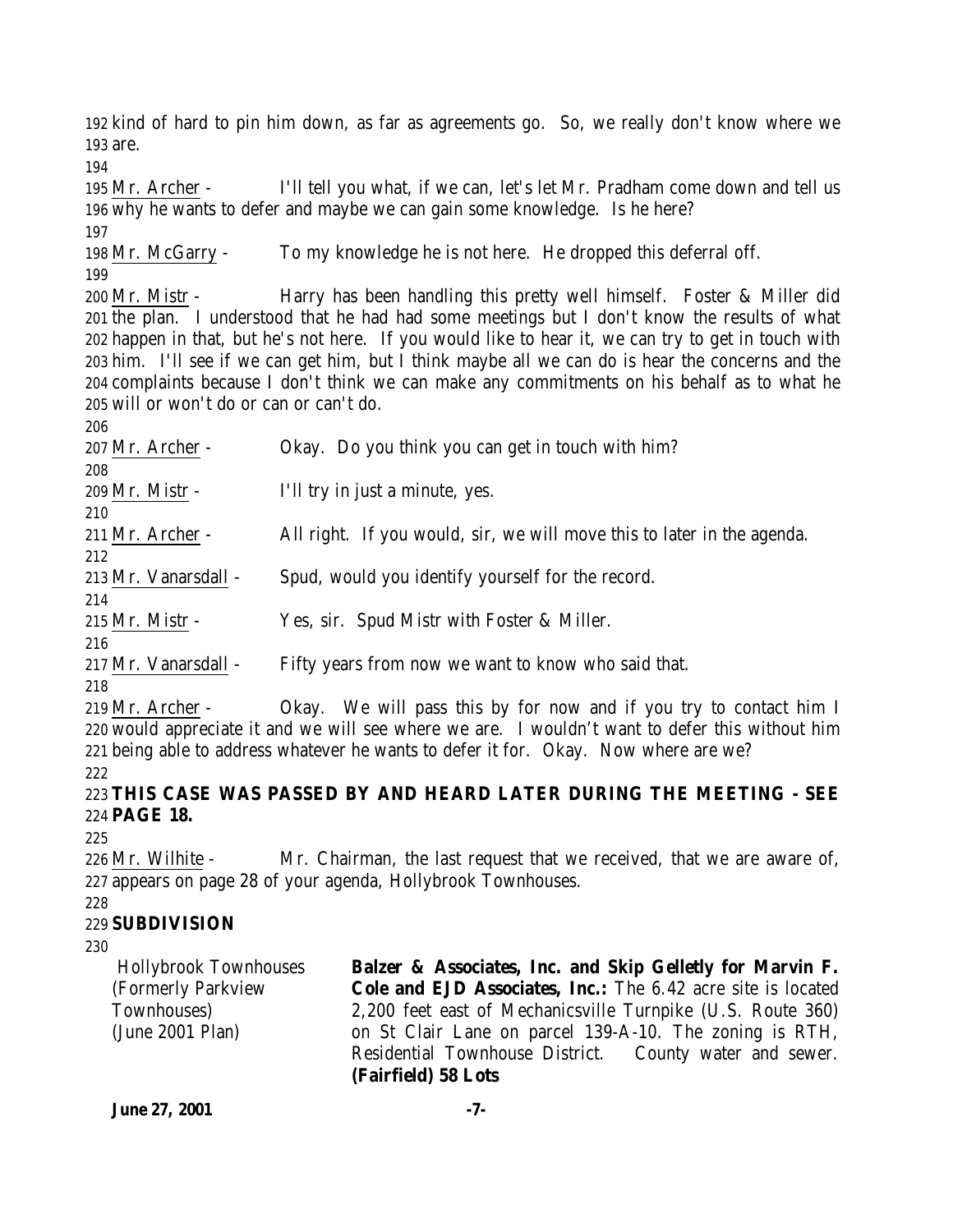192 kind of hard to pin him down, as far as agreements go. So, we really don't know where we
193 are.
194
195 Mr. Archer - I'll tell you what, if we can, let's let Mr. Pradham come down and tell us
196 why he wants to defer and maybe we can gain some knowledge. Is he here?
197
198 Mr. McGarry - To my knowledge he is not here. He dropped this deferral off.
199
200 Mr. Mistr - Harry has been handling this pretty well himself. Foster & Miller did
201 the plan. I understood that he had had some meetings but I don't know the results of what
202 happen in that, but he's not here. If you would like to hear it, we can try to get in touch with
203 him. I'll see if we can get him, but I think maybe all we can do is hear the concerns and the
204 complaints because I don't think we can make any commitments on his behalf as to what he
205 will or won't do or can or can't do.
206
207 Mr. Archer - Okay. Do you think you can get in touch with him?
208
209 Mr. Mistr - I'll try in just a minute, yes.
210
211 Mr. Archer - All right. If you would, sir, we will move this to later in the agenda.
212
213 Mr. Vanarsdall - Spud, would you identify yourself for the record.
214
215 Mr. Mistr - Yes, sir. Spud Mistr with Foster & Miller.
216
217 Mr. Vanarsdall - Fifty years from now we want to know who said that.
218
219 Mr. Archer - Okay. We will pass this by for now and if you try to contact him I
220 would appreciate it and we will see where we are. I wouldn't want to defer this without him
221 being able to address whatever he wants to defer it for. Okay. Now where are we?
222
223 **THIS CASE WAS PASSED BY AND HEARD LATER DURING THE MEETING - SEE**
224 **PAGE 18.**
225
226 Mr. Wilhite - Mr. Chairman, the last request that we received, that we are aware of,
227 appears on page 28 of your agenda, Hollybrook Townhouses.
228
229 **SUBDIVISION**
230

| | |
|---|---|
| Hollybrook Townhouses (Formerly Parkview Townhouses) (June 2001 Plan) | **Balzer & Associates, Inc. and Skip Gelletly for Marvin F. Cole and EJD Associates, Inc.:** The 6.42 acre site is located 2,200 feet east of Mechanicsville Turnpike (U.S. Route 360) on St Clair Lane on parcel 139-A-10. The zoning is RTH, Residential Townhouse District. County water and sewer. **(Fairfield) 58 Lots** |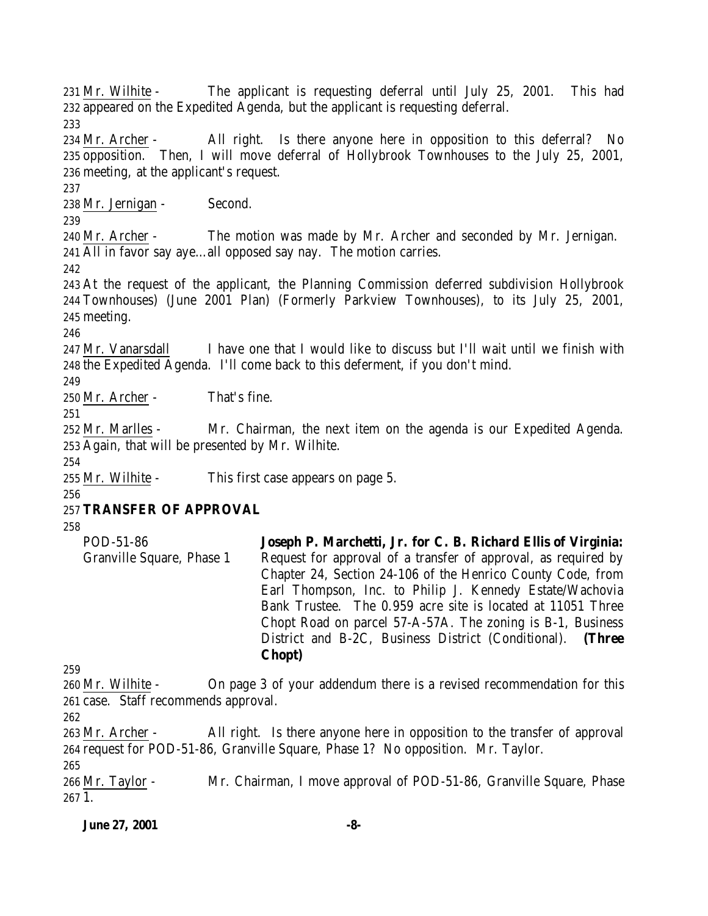Mr. Wilhite - The applicant is requesting deferral until July 25, 2001. This had appeared on the Expedited Agenda, but the applicant is requesting deferral.

Mr. Archer - All right. Is there anyone here in opposition to this deferral? No opposition. Then, I will move deferral of Hollybrook Townhouses to the July 25, 2001, meeting, at the applicant's request.

Mr. Jernigan - Second.

Mr. Archer - The motion was made by Mr. Archer and seconded by Mr. Jernigan. All in favor say aye…all opposed say nay. The motion carries.

At the request of the applicant, the Planning Commission deferred subdivision Hollybrook Townhouses) (June 2001 Plan) (Formerly Parkview Townhouses), to its July 25, 2001, meeting.

Mr. Vanarsdall I have one that I would like to discuss but I'll wait until we finish with the Expedited Agenda. I'll come back to this deferment, if you don't mind.

Mr. Archer - That's fine.

Mr. Marlles - Mr. Chairman, the next item on the agenda is our Expedited Agenda. Again, that will be presented by Mr. Wilhite.

Mr. Wilhite - This first case appears on page 5.

**TRANSFER OF APPROVAL**

POD-51-86
Granville Square, Phase 1

**Joseph P. Marchetti, Jr. for C. B. Richard Ellis of Virginia:** Request for approval of a transfer of approval, as required by Chapter 24, Section 24-106 of the Henrico County Code, from Earl Thompson, Inc. to Philip J. Kennedy Estate/Wachovia Bank Trustee. The 0.959 acre site is located at 11051 Three Chopt Road on parcel 57-A-57A. The zoning is B-1, Business District and B-2C, Business District (Conditional). **(Three Chopt)**

Mr. Wilhite - On page 3 of your addendum there is a revised recommendation for this case. Staff recommends approval.

Mr. Archer - All right. Is there anyone here in opposition to the transfer of approval request for POD-51-86, Granville Square, Phase 1? No opposition. Mr. Taylor.

Mr. Taylor - Mr. Chairman, I move approval of POD-51-86, Granville Square, Phase 1.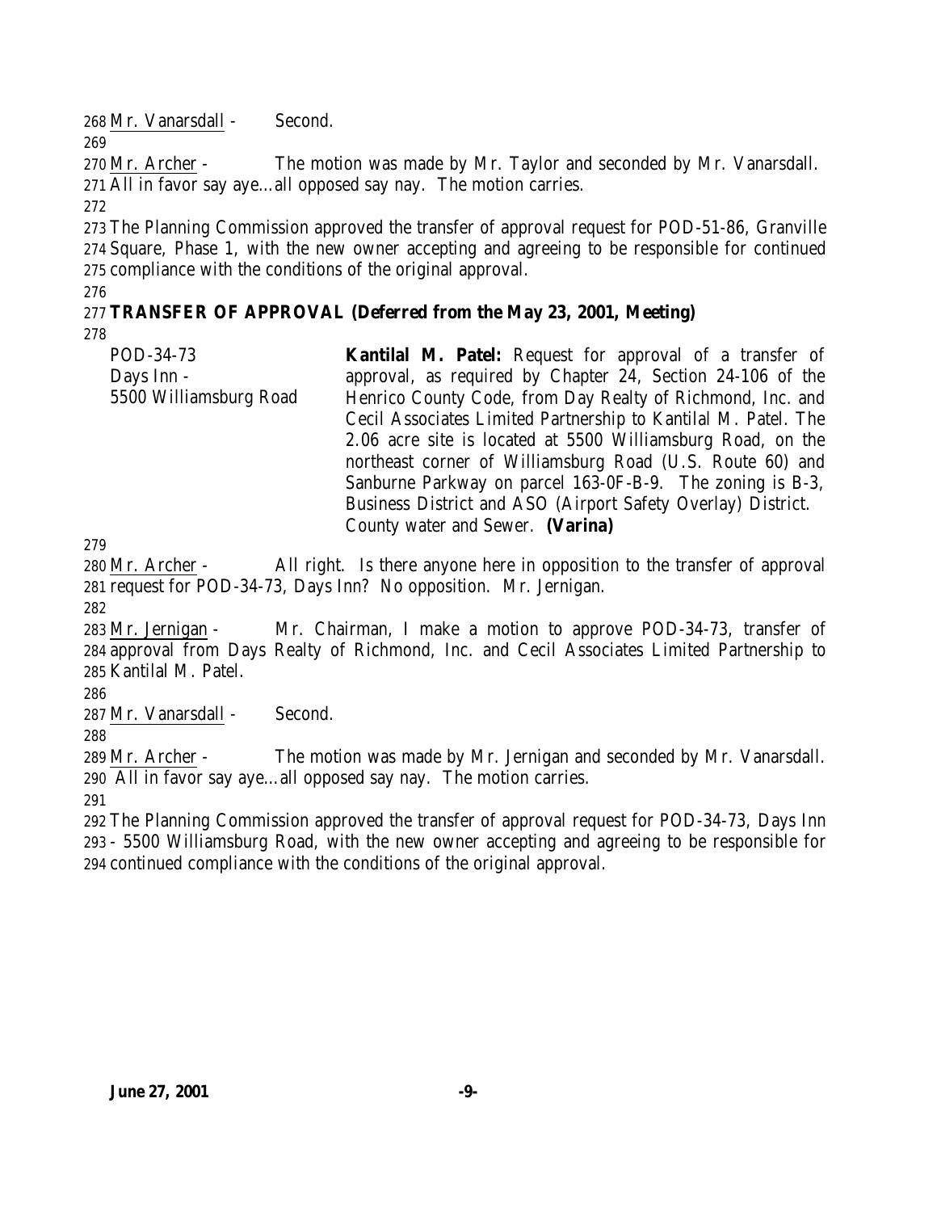Mr. Vanarsdall - Second.

Mr. Archer - The motion was made by Mr. Taylor and seconded by Mr. Vanarsdall. All in favor say aye…all opposed say nay. The motion carries.

The Planning Commission approved the transfer of approval request for POD-51-86, Granville Square, Phase 1, with the new owner accepting and agreeing to be responsible for continued compliance with the conditions of the original approval.

**TRANSFER OF APPROVAL (Deferred from the May 23, 2001, Meeting)**

POD-34-73
Days Inn -
5500 Williamsburg Road

**Kantilal M. Patel:** Request for approval of a transfer of approval, as required by Chapter 24, Section 24-106 of the Henrico County Code, from Day Realty of Richmond, Inc. and Cecil Associates Limited Partnership to Kantilal M. Patel. The 2.06 acre site is located at 5500 Williamsburg Road, on the northeast corner of Williamsburg Road (U.S. Route 60) and Sanburne Parkway on parcel 163-0F-B-9. The zoning is B-3, Business District and ASO (Airport Safety Overlay) District. County water and Sewer. **(Varina)**

Mr. Archer - All right. Is there anyone here in opposition to the transfer of approval request for POD-34-73, Days Inn? No opposition. Mr. Jernigan.

Mr. Jernigan - Mr. Chairman, I make a motion to approve POD-34-73, transfer of approval from Days Realty of Richmond, Inc. and Cecil Associates Limited Partnership to Kantilal M. Patel.

Mr. Vanarsdall - Second.

Mr. Archer - The motion was made by Mr. Jernigan and seconded by Mr. Vanarsdall. All in favor say aye…all opposed say nay. The motion carries.

The Planning Commission approved the transfer of approval request for POD-34-73, Days Inn - 5500 Williamsburg Road, with the new owner accepting and agreeing to be responsible for continued compliance with the conditions of the original approval.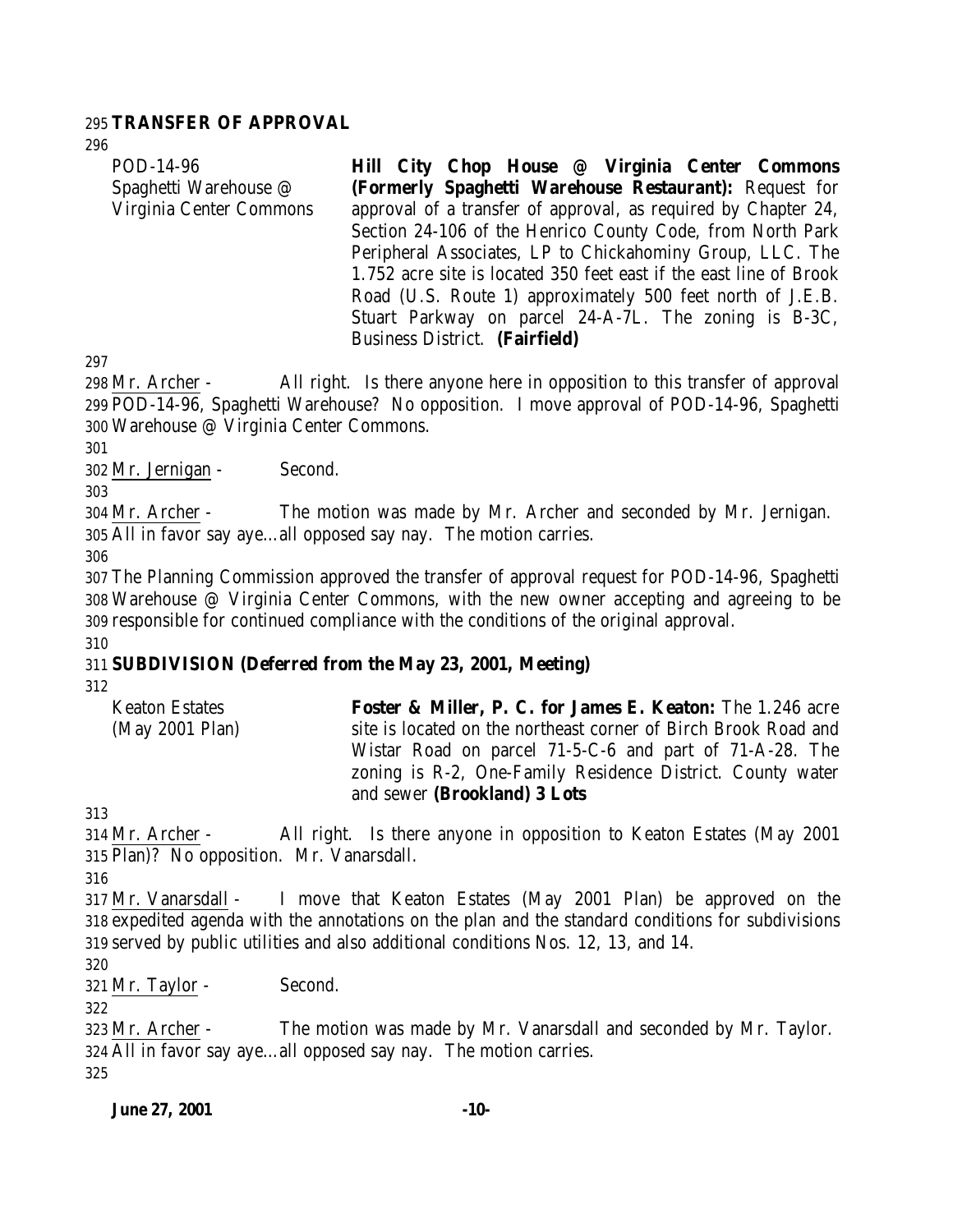**TRANSFER OF APPROVAL**

| | |
|---|---|
| POD-14-96<br>Spaghetti Warehouse @<br>Virginia Center Commons | **Hill City Chop House @ Virginia Center Commons (Formerly Spaghetti Warehouse Restaurant):** Request for approval of a transfer of approval, as required by Chapter 24, Section 24-106 of the Henrico County Code, from North Park Peripheral Associates, LP to Chickahominy Group, LLC. The 1.752 acre site is located 350 feet east if the east line of Brook Road (U.S. Route 1) approximately 500 feet north of J.E.B. Stuart Parkway on parcel 24-A-7L. The zoning is B-3C, Business District. **(Fairfield)** |

Mr. Archer - All right. Is there anyone here in opposition to this transfer of approval POD-14-96, Spaghetti Warehouse? No opposition. I move approval of POD-14-96, Spaghetti Warehouse @ Virginia Center Commons.

Mr. Jernigan - Second.

Mr. Archer - The motion was made by Mr. Archer and seconded by Mr. Jernigan. All in favor say aye…all opposed say nay. The motion carries.

The Planning Commission approved the transfer of approval request for POD-14-96, Spaghetti Warehouse @ Virginia Center Commons, with the new owner accepting and agreeing to be responsible for continued compliance with the conditions of the original approval.

**SUBDIVISION (Deferred from the May 23, 2001, Meeting)**

| | |
|---|---|
| Keaton Estates<br>(May 2001 Plan) | **Foster & Miller, P. C. for James E. Keaton:** The 1.246 acre site is located on the northeast corner of Birch Brook Road and Wistar Road on parcel 71-5-C-6 and part of 71-A-28. The zoning is R-2, One-Family Residence District. County water and sewer **(Brookland) 3 Lots** |

Mr. Archer - All right. Is there anyone in opposition to Keaton Estates (May 2001 Plan)? No opposition. Mr. Vanarsdall.

Mr. Vanarsdall - I move that Keaton Estates (May 2001 Plan) be approved on the expedited agenda with the annotations on the plan and the standard conditions for subdivisions served by public utilities and also additional conditions Nos. 12, 13, and 14.

Mr. Taylor - Second.

Mr. Archer - The motion was made by Mr. Vanarsdall and seconded by Mr. Taylor. All in favor say aye…all opposed say nay. The motion carries.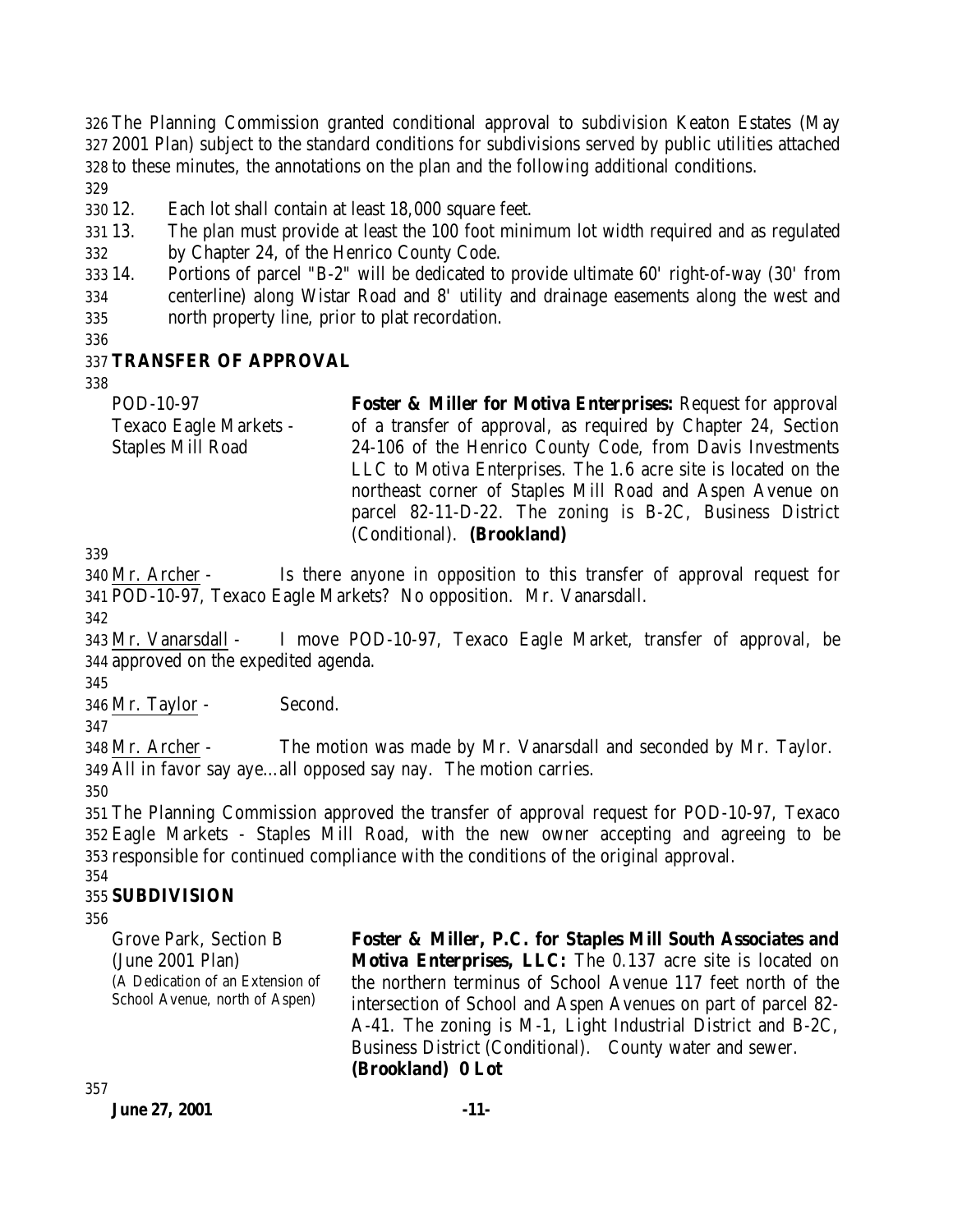The Planning Commission granted conditional approval to subdivision Keaton Estates (May 2001 Plan) subject to the standard conditions for subdivisions served by public utilities attached to these minutes, the annotations on the plan and the following additional conditions.

12. Each lot shall contain at least 18,000 square feet.
13. The plan must provide at least the 100 foot minimum lot width required and as regulated by Chapter 24, of the Henrico County Code.
14. Portions of parcel "B-2" will be dedicated to provide ultimate 60' right-of-way (30' from centerline) along Wistar Road and 8' utility and drainage easements along the west and north property line, prior to plat recordation.

## TRANSFER OF APPROVAL

POD-10-97
Texaco Eagle Markets - Staples Mill Road

**Foster & Miller for Motiva Enterprises:** Request for approval of a transfer of approval, as required by Chapter 24, Section 24-106 of the Henrico County Code, from Davis Investments LLC to Motiva Enterprises. The 1.6 acre site is located on the northeast corner of Staples Mill Road and Aspen Avenue on parcel 82-11-D-22. The zoning is B-2C, Business District (Conditional). **(Brookland)**

Mr. Archer - Is there anyone in opposition to this transfer of approval request for POD-10-97, Texaco Eagle Markets? No opposition. Mr. Vanarsdall.

Mr. Vanarsdall - I move POD-10-97, Texaco Eagle Market, transfer of approval, be approved on the expedited agenda.

Mr. Taylor - Second.

Mr. Archer - The motion was made by Mr. Vanarsdall and seconded by Mr. Taylor. All in favor say aye…all opposed say nay. The motion carries.

The Planning Commission approved the transfer of approval request for POD-10-97, Texaco Eagle Markets - Staples Mill Road, with the new owner accepting and agreeing to be responsible for continued compliance with the conditions of the original approval.

## SUBDIVISION

Grove Park, Section B
(June 2001 Plan)
(A Dedication of an Extension of School Avenue, north of Aspen)

**Foster & Miller, P.C. for Staples Mill South Associates and Motiva Enterprises, LLC:** The 0.137 acre site is located on the northern terminus of School Avenue 117 feet north of the intersection of School and Aspen Avenues on part of parcel 82-A-41. The zoning is M-1, Light Industrial District and B-2C, Business District (Conditional). County water and sewer. **(Brookland) 0 Lot**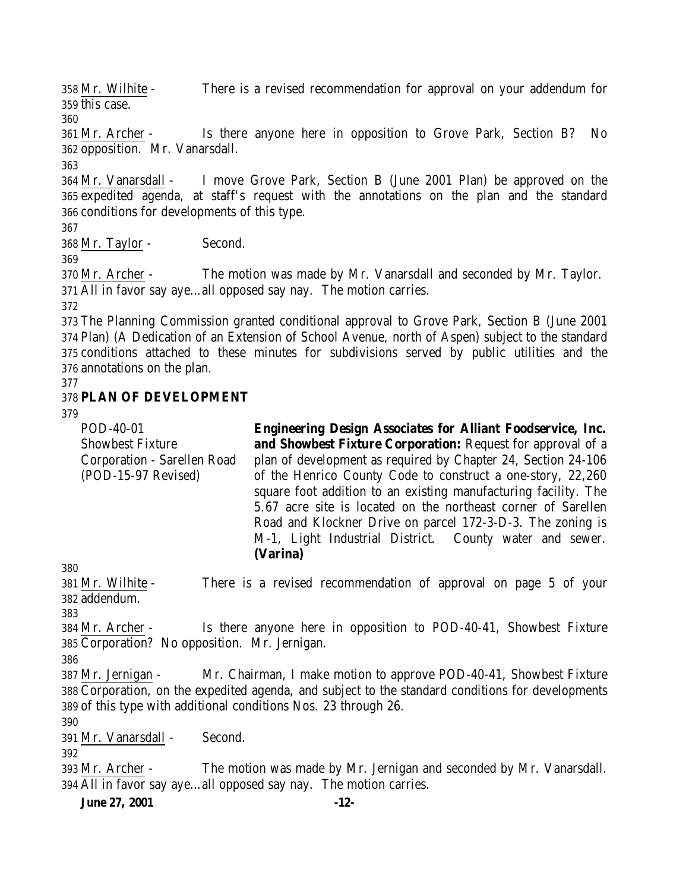Mr. Wilhite - There is a revised recommendation for approval on your addendum for this case.

Mr. Archer - Is there anyone here in opposition to Grove Park, Section B? No opposition. Mr. Vanarsdall.

Mr. Vanarsdall - I move Grove Park, Section B (June 2001 Plan) be approved on the expedited agenda, at staff's request with the annotations on the plan and the standard conditions for developments of this type.

Mr. Taylor - Second.

Mr. Archer - The motion was made by Mr. Vanarsdall and seconded by Mr. Taylor. All in favor say aye…all opposed say nay. The motion carries.

The Planning Commission granted conditional approval to Grove Park, Section B (June 2001 Plan) (A Dedication of an Extension of School Avenue, north of Aspen) subject to the standard conditions attached to these minutes for subdivisions served by public utilities and the annotations on the plan.

**PLAN OF DEVELOPMENT**

POD-40-01
Showbest Fixture Corporation - Sarellen Road
(POD-15-97 Revised)

**Engineering Design Associates for Alliant Foodservice, Inc. and Showbest Fixture Corporation:** Request for approval of a plan of development as required by Chapter 24, Section 24-106 of the Henrico County Code to construct a one-story, 22,260 square foot addition to an existing manufacturing facility. The 5.67 acre site is located on the northeast corner of Sarellen Road and Klockner Drive on parcel 172-3-D-3. The zoning is M-1, Light Industrial District. County water and sewer. **(Varina)**

Mr. Wilhite - There is a revised recommendation of approval on page 5 of your addendum.

Mr. Archer - Is there anyone here in opposition to POD-40-41, Showbest Fixture Corporation? No opposition. Mr. Jernigan.

Mr. Jernigan - Mr. Chairman, I make motion to approve POD-40-41, Showbest Fixture Corporation, on the expedited agenda, and subject to the standard conditions for developments of this type with additional conditions Nos. 23 through 26.

Mr. Vanarsdall - Second.

Mr. Archer - The motion was made by Mr. Jernigan and seconded by Mr. Vanarsdall. All in favor say aye…all opposed say nay. The motion carries.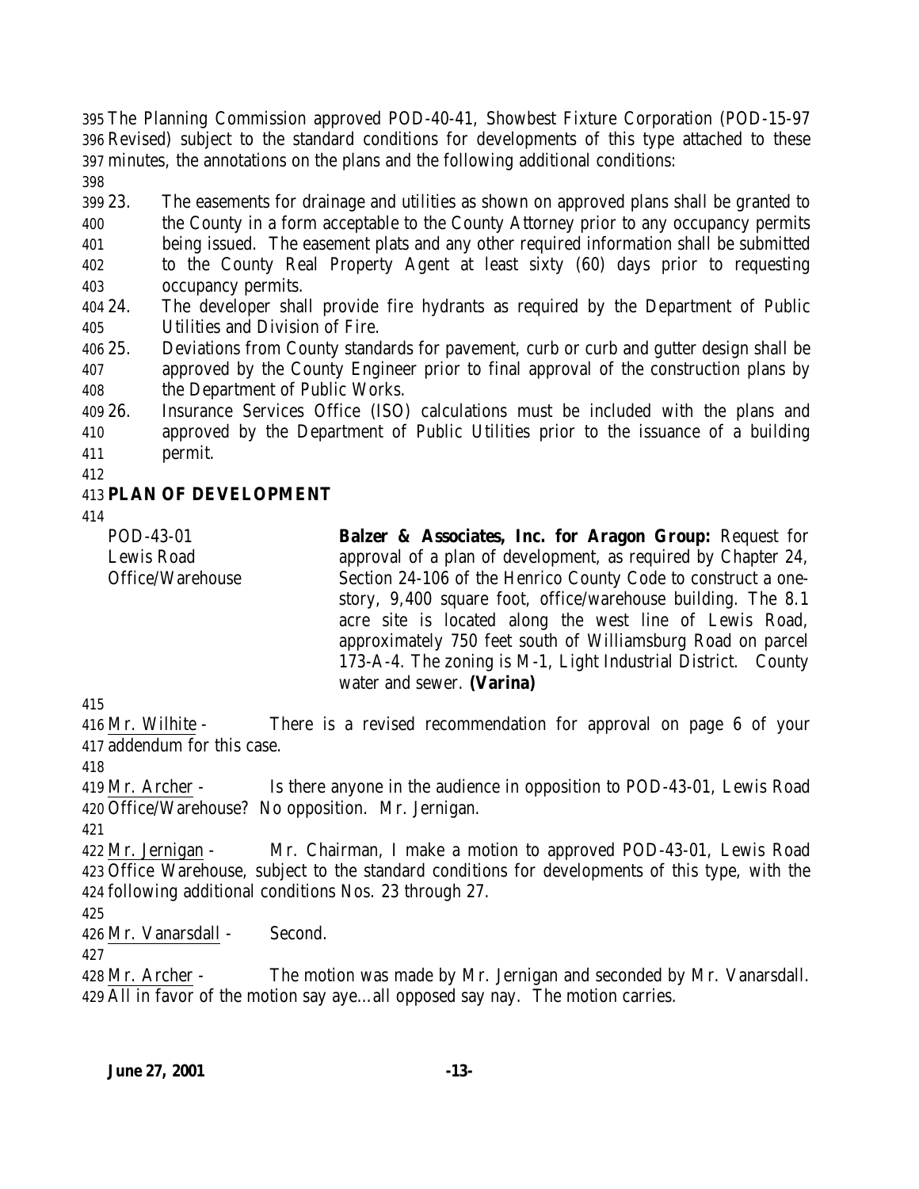The Planning Commission approved POD-40-41, Showbest Fixture Corporation (POD-15-97 Revised) subject to the standard conditions for developments of this type attached to these minutes, the annotations on the plans and the following additional conditions:

23. The easements for drainage and utilities as shown on approved plans shall be granted to the County in a form acceptable to the County Attorney prior to any occupancy permits being issued. The easement plats and any other required information shall be submitted to the County Real Property Agent at least sixty (60) days prior to requesting occupancy permits.
24. The developer shall provide fire hydrants as required by the Department of Public Utilities and Division of Fire.
25. Deviations from County standards for pavement, curb or curb and gutter design shall be approved by the County Engineer prior to final approval of the construction plans by the Department of Public Works.
26. Insurance Services Office (ISO) calculations must be included with the plans and approved by the Department of Public Utilities prior to the issuance of a building permit.

**PLAN OF DEVELOPMENT**

POD-43-01
Lewis Road
Office/Warehouse

**Balzer & Associates, Inc. for Aragon Group:** Request for approval of a plan of development, as required by Chapter 24, Section 24-106 of the Henrico County Code to construct a one-story, 9,400 square foot, office/warehouse building. The 8.1 acre site is located along the west line of Lewis Road, approximately 750 feet south of Williamsburg Road on parcel 173-A-4. The zoning is M-1, Light Industrial District. County water and sewer. **(Varina)**

Mr. Wilhite - There is a revised recommendation for approval on page 6 of your addendum for this case.

Mr. Archer - Is there anyone in the audience in opposition to POD-43-01, Lewis Road Office/Warehouse? No opposition. Mr. Jernigan.

Mr. Jernigan - Mr. Chairman, I make a motion to approved POD-43-01, Lewis Road Office Warehouse, subject to the standard conditions for developments of this type, with the following additional conditions Nos. 23 through 27.

Mr. Vanarsdall - Second.

Mr. Archer - The motion was made by Mr. Jernigan and seconded by Mr. Vanarsdall. All in favor of the motion say aye…all opposed say nay. The motion carries.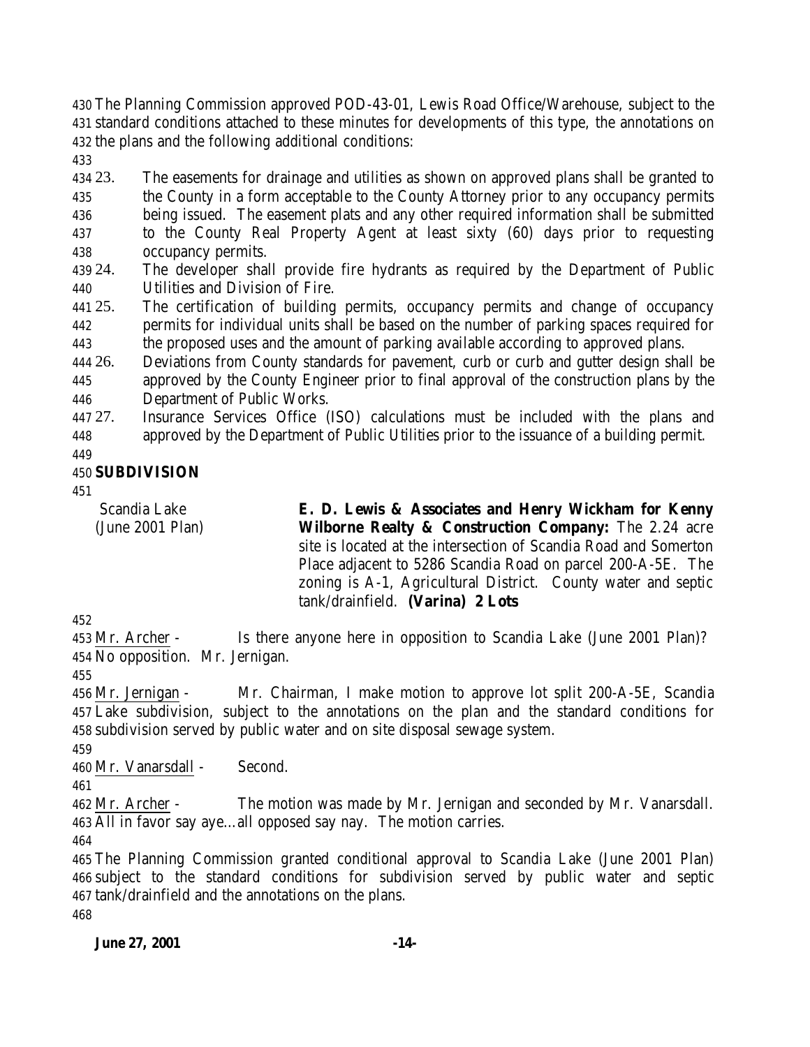The Planning Commission approved POD-43-01, Lewis Road Office/Warehouse, subject to the standard conditions attached to these minutes for developments of this type, the annotations on the plans and the following additional conditions:

23. The easements for drainage and utilities as shown on approved plans shall be granted to the County in a form acceptable to the County Attorney prior to any occupancy permits being issued. The easement plats and any other required information shall be submitted to the County Real Property Agent at least sixty (60) days prior to requesting occupancy permits.
24. The developer shall provide fire hydrants as required by the Department of Public Utilities and Division of Fire.
25. The certification of building permits, occupancy permits and change of occupancy permits for individual units shall be based on the number of parking spaces required for the proposed uses and the amount of parking available according to approved plans.
26. Deviations from County standards for pavement, curb or curb and gutter design shall be approved by the County Engineer prior to final approval of the construction plans by the Department of Public Works.
27. Insurance Services Office (ISO) calculations must be included with the plans and approved by the Department of Public Utilities prior to the issuance of a building permit.

**SUBDIVISION**

| | |
|---|---|
| Scandia Lake (June 2001 Plan) | **E. D. Lewis & Associates and Henry Wickham for Kenny Wilborne Realty & Construction Company:** The 2.24 acre site is located at the intersection of Scandia Road and Somerton Place adjacent to 5286 Scandia Road on parcel 200-A-5E. The zoning is A-1, Agricultural District. County water and septic tank/drainfield. **(Varina) 2 Lots** |

Mr. Archer - Is there anyone here in opposition to Scandia Lake (June 2001 Plan)? No opposition. Mr. Jernigan.

Mr. Jernigan - Mr. Chairman, I make motion to approve lot split 200-A-5E, Scandia Lake subdivision, subject to the annotations on the plan and the standard conditions for subdivision served by public water and on site disposal sewage system.

Mr. Vanarsdall - Second.

Mr. Archer - The motion was made by Mr. Jernigan and seconded by Mr. Vanarsdall. All in favor say aye…all opposed say nay. The motion carries.

The Planning Commission granted conditional approval to Scandia Lake (June 2001 Plan) subject to the standard conditions for subdivision served by public water and septic tank/drainfield and the annotations on the plans.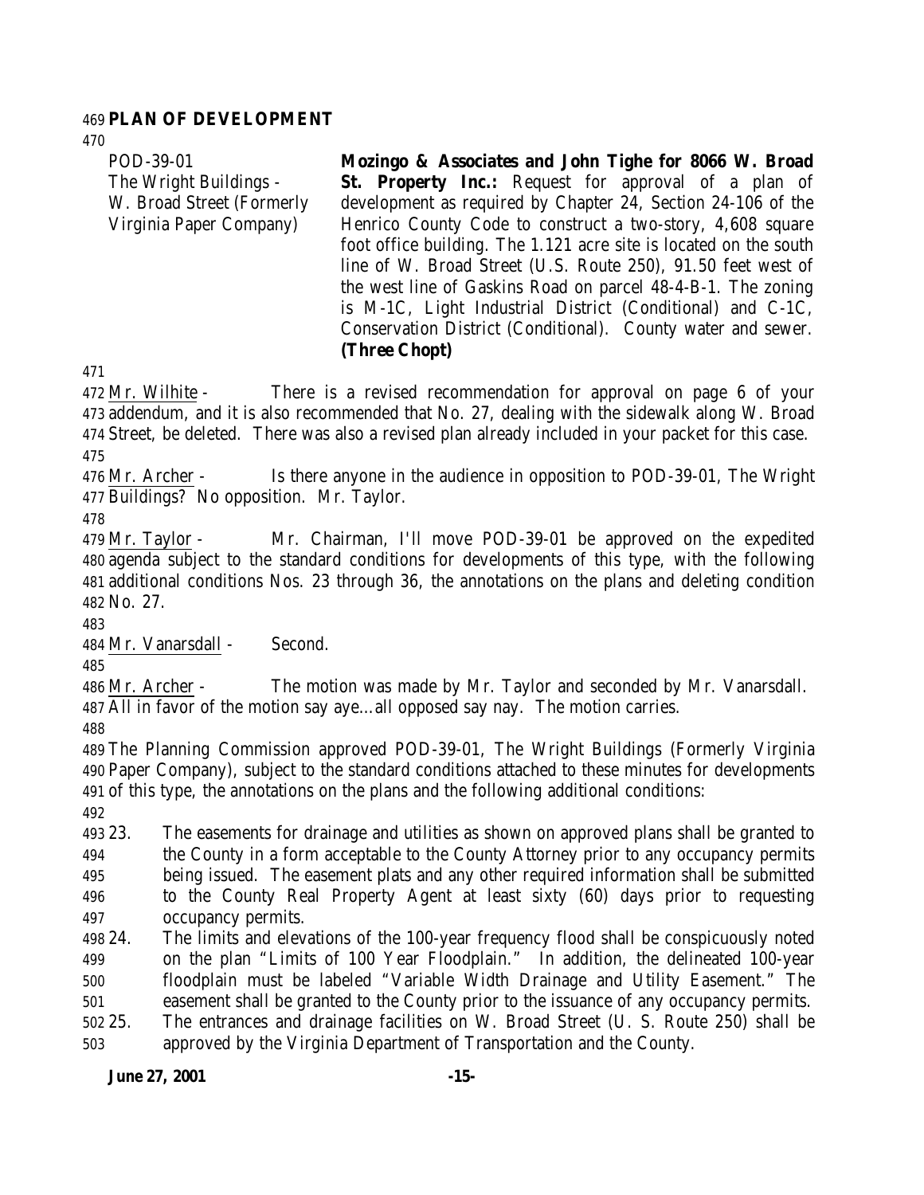## PLAN OF DEVELOPMENT

| | |
|---|---|
| POD-39-01<br>The Wright Buildings - W. Broad Street (Formerly Virginia Paper Company) | **Mozingo & Associates and John Tighe for 8066 W. Broad St. Property Inc.:** Request for approval of a plan of development as required by Chapter 24, Section 24-106 of the Henrico County Code to construct a two-story, 4,608 square foot office building. The 1.121 acre site is located on the south line of W. Broad Street (U.S. Route 250), 91.50 feet west of the west line of Gaskins Road on parcel 48-4-B-1. The zoning is M-1C, Light Industrial District (Conditional) and C-1C, Conservation District (Conditional). County water and sewer. **(Three Chopt)** |

Mr. Wilhite - There is a revised recommendation for approval on page 6 of your addendum, and it is also recommended that No. 27, dealing with the sidewalk along W. Broad Street, be deleted. There was also a revised plan already included in your packet for this case.

Mr. Archer - Is there anyone in the audience in opposition to POD-39-01, The Wright Buildings? No opposition. Mr. Taylor.

Mr. Taylor - Mr. Chairman, I'll move POD-39-01 be approved on the expedited agenda subject to the standard conditions for developments of this type, with the following additional conditions Nos. 23 through 36, the annotations on the plans and deleting condition No. 27.

Mr. Vanarsdall - Second.

Mr. Archer - The motion was made by Mr. Taylor and seconded by Mr. Vanarsdall. All in favor of the motion say aye…all opposed say nay. The motion carries.

The Planning Commission approved POD-39-01, The Wright Buildings (Formerly Virginia Paper Company), subject to the standard conditions attached to these minutes for developments of this type, the annotations on the plans and the following additional conditions:

23. The easements for drainage and utilities as shown on approved plans shall be granted to the County in a form acceptable to the County Attorney prior to any occupancy permits being issued. The easement plats and any other required information shall be submitted to the County Real Property Agent at least sixty (60) days prior to requesting occupancy permits.
24. The limits and elevations of the 100-year frequency flood shall be conspicuously noted on the plan "Limits of 100 Year Floodplain." In addition, the delineated 100-year floodplain must be labeled "Variable Width Drainage and Utility Easement." The easement shall be granted to the County prior to the issuance of any occupancy permits.
25. The entrances and drainage facilities on W. Broad Street (U. S. Route 250) shall be approved by the Virginia Department of Transportation and the County.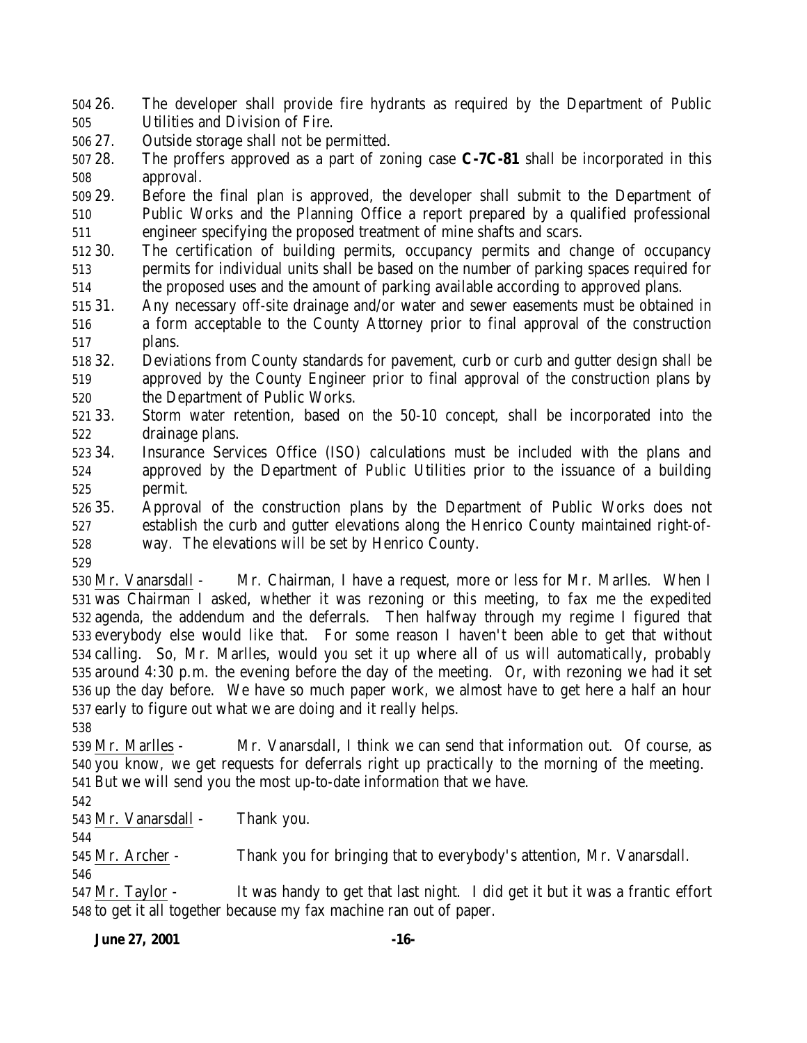26. The developer shall provide fire hydrants as required by the Department of Public Utilities and Division of Fire.
27. Outside storage shall not be permitted.
28. The proffers approved as a part of zoning case **C-7C-81** shall be incorporated in this approval.
29. Before the final plan is approved, the developer shall submit to the Department of Public Works and the Planning Office a report prepared by a qualified professional engineer specifying the proposed treatment of mine shafts and scars.
30. The certification of building permits, occupancy permits and change of occupancy permits for individual units shall be based on the number of parking spaces required for the proposed uses and the amount of parking available according to approved plans.
31. Any necessary off-site drainage and/or water and sewer easements must be obtained in a form acceptable to the County Attorney prior to final approval of the construction plans.
32. Deviations from County standards for pavement, curb or curb and gutter design shall be approved by the County Engineer prior to final approval of the construction plans by the Department of Public Works.
33. Storm water retention, based on the 50-10 concept, shall be incorporated into the drainage plans.
34. Insurance Services Office (ISO) calculations must be included with the plans and approved by the Department of Public Utilities prior to the issuance of a building permit.
35. Approval of the construction plans by the Department of Public Works does not establish the curb and gutter elevations along the Henrico County maintained right-of-way. The elevations will be set by Henrico County.

Mr. Vanarsdall - Mr. Chairman, I have a request, more or less for Mr. Marlles. When I was Chairman I asked, whether it was rezoning or this meeting, to fax me the expedited agenda, the addendum and the deferrals. Then halfway through my regime I figured that everybody else would like that. For some reason I haven't been able to get that without calling. So, Mr. Marlles, would you set it up where all of us will automatically, probably around 4:30 p.m. the evening before the day of the meeting. Or, with rezoning we had it set up the day before. We have so much paper work, we almost have to get here a half an hour early to figure out what we are doing and it really helps.

Mr. Marlles - Mr. Vanarsdall, I think we can send that information out. Of course, as you know, we get requests for deferrals right up practically to the morning of the meeting. But we will send you the most up-to-date information that we have.

Mr. Vanarsdall - Thank you.

Mr. Archer - Thank you for bringing that to everybody's attention, Mr. Vanarsdall.

Mr. Taylor - It was handy to get that last night. I did get it but it was a frantic effort to get it all together because my fax machine ran out of paper.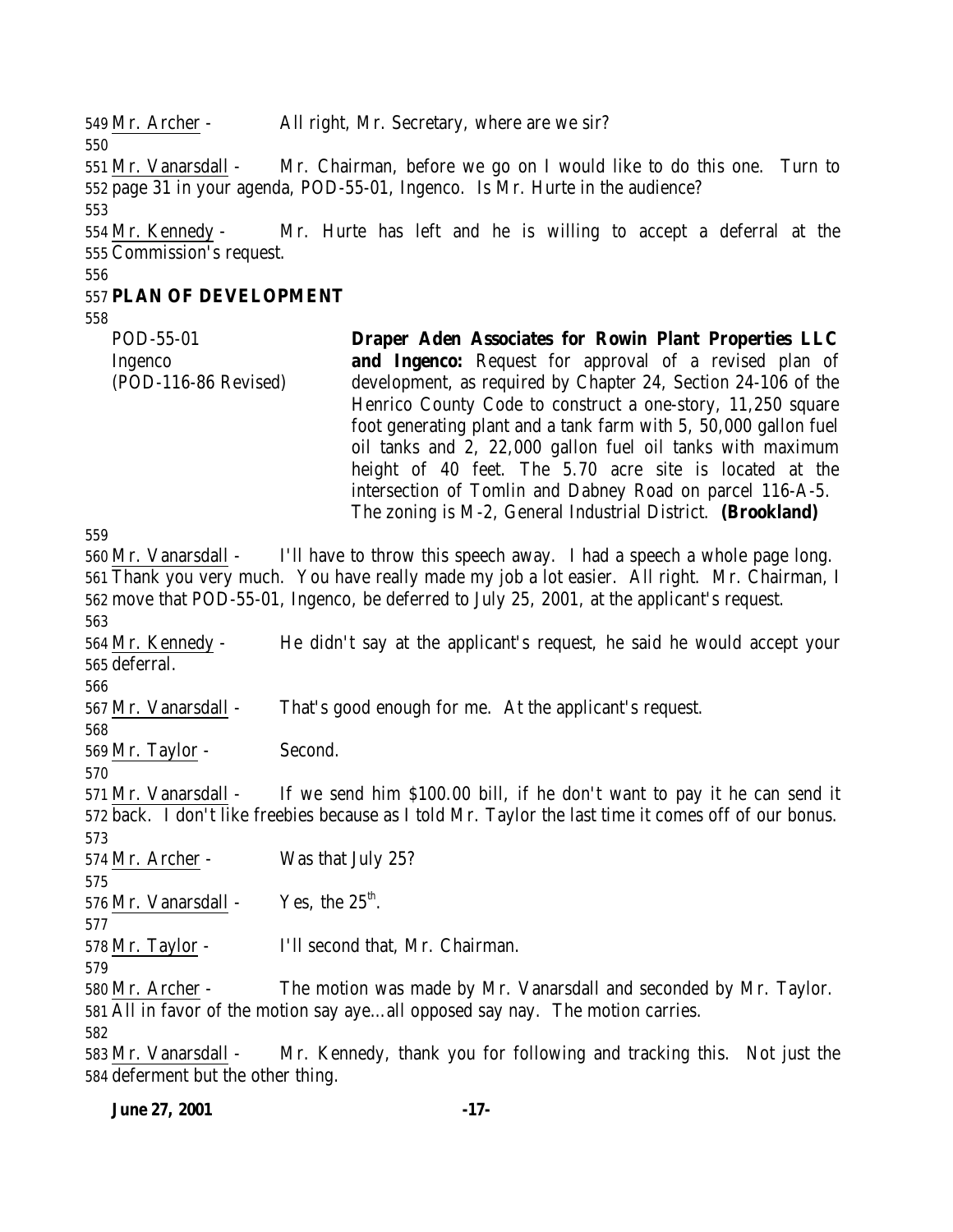549 Mr. Archer - All right, Mr. Secretary, where are we sir?

550

551 Mr. Vanarsdall - Mr. Chairman, before we go on I would like to do this one. Turn to 552 page 31 in your agenda, POD-55-01, Ingenco. Is Mr. Hurte in the audience?

553

554 Mr. Kennedy - Mr. Hurte has left and he is willing to accept a deferral at the 555 Commission's request.

556

557 **PLAN OF DEVELOPMENT**

558

POD-55-01
Ingenco
(POD-116-86 Revised)

**Draper Aden Associates for Rowin Plant Properties LLC and Ingenco:** Request for approval of a revised plan of development, as required by Chapter 24, Section 24-106 of the Henrico County Code to construct a one-story, 11,250 square foot generating plant and a tank farm with 5, 50,000 gallon fuel oil tanks and 2, 22,000 gallon fuel oil tanks with maximum height of 40 feet. The 5.70 acre site is located at the intersection of Tomlin and Dabney Road on parcel 116-A-5. The zoning is M-2, General Industrial District. **(Brookland)**

559

560 Mr. Vanarsdall - I'll have to throw this speech away. I had a speech a whole page long. 561 Thank you very much. You have really made my job a lot easier. All right. Mr. Chairman, I 562 move that POD-55-01, Ingenco, be deferred to July 25, 2001, at the applicant's request.

563

564 Mr. Kennedy - He didn't say at the applicant's request, he said he would accept your 565 deferral.

566

567 Mr. Vanarsdall - That's good enough for me. At the applicant's request.

568

569 Mr. Taylor - Second.

570

571 Mr. Vanarsdall - If we send him \$100.00 bill, if he don't want to pay it he can send it 572 back. I don't like freebies because as I told Mr. Taylor the last time it comes off of our bonus.

573

574 Mr. Archer - Was that July 25?

575

576 Mr. Vanarsdall - Yes, the 25th.

577

578 Mr. Taylor - I'll second that, Mr. Chairman.

579

580 Mr. Archer - The motion was made by Mr. Vanarsdall and seconded by Mr. Taylor. 581 All in favor of the motion say aye…all opposed say nay. The motion carries.

582

583 Mr. Vanarsdall - Mr. Kennedy, thank you for following and tracking this. Not just the 584 deferment but the other thing.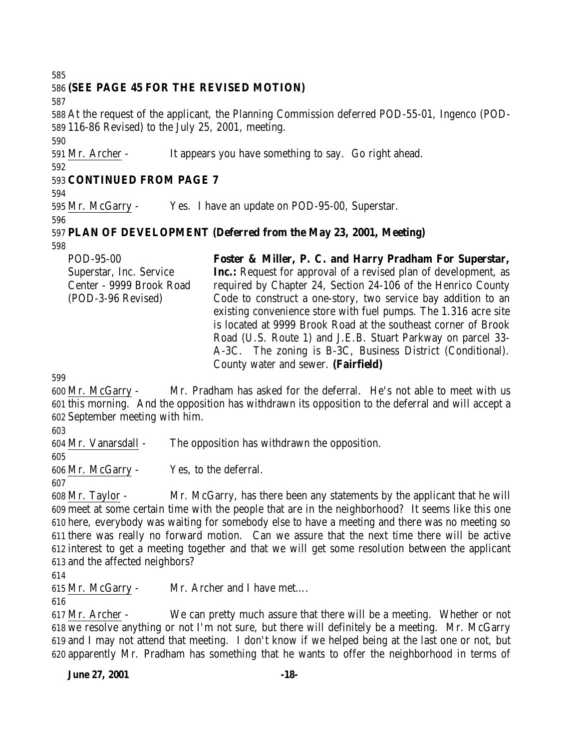585
586 **(SEE PAGE 45 FOR THE REVISED MOTION)**
587
588 At the request of the applicant, the Planning Commission deferred POD-55-01, Ingenco (POD-
589 116-86 Revised) to the July 25, 2001, meeting.
590
591 Mr. Archer - It appears you have something to say. Go right ahead.
592
593 **CONTINUED FROM PAGE 7**
594
595 Mr. McGarry - Yes. I have an update on POD-95-00, Superstar.
596
597 **PLAN OF DEVELOPMENT (Deferred from the May 23, 2001, Meeting)**
598

| | |
|---|---|
| POD-95-00<br>Superstar, Inc. Service Center - 9999 Brook Road<br>(POD-3-96 Revised) | **Foster & Miller, P. C. and Harry Pradham For Superstar, Inc.:** Request for approval of a revised plan of development, as required by Chapter 24, Section 24-106 of the Henrico County Code to construct a one-story, two service bay addition to an existing convenience store with fuel pumps. The 1.316 acre site is located at 9999 Brook Road at the southeast corner of Brook Road (U.S. Route 1) and J.E.B. Stuart Parkway on parcel 33-A-3C. The zoning is B-3C, Business District (Conditional). County water and sewer. **(Fairfield)** |

599
600 Mr. McGarry - Mr. Pradham has asked for the deferral. He's not able to meet with us
601 this morning. And the opposition has withdrawn its opposition to the deferral and will accept a
602 September meeting with him.
603
604 Mr. Vanarsdall - The opposition has withdrawn the opposition.
605
606 Mr. McGarry - Yes, to the deferral.
607
608 Mr. Taylor - Mr. McGarry, has there been any statements by the applicant that he will
609 meet at some certain time with the people that are in the neighborhood? It seems like this one
610 here, everybody was waiting for somebody else to have a meeting and there was no meeting so
611 there was really no forward motion. Can we assure that the next time there will be active
612 interest to get a meeting together and that we will get some resolution between the applicant
613 and the affected neighbors?
614
615 Mr. McGarry - Mr. Archer and I have met….
616
617 Mr. Archer - We can pretty much assure that there will be a meeting. Whether or not
618 we resolve anything or not I'm not sure, but there will definitely be a meeting. Mr. McGarry
619 and I may not attend that meeting. I don't know if we helped being at the last one or not, but
620 apparently Mr. Pradham has something that he wants to offer the neighborhood in terms of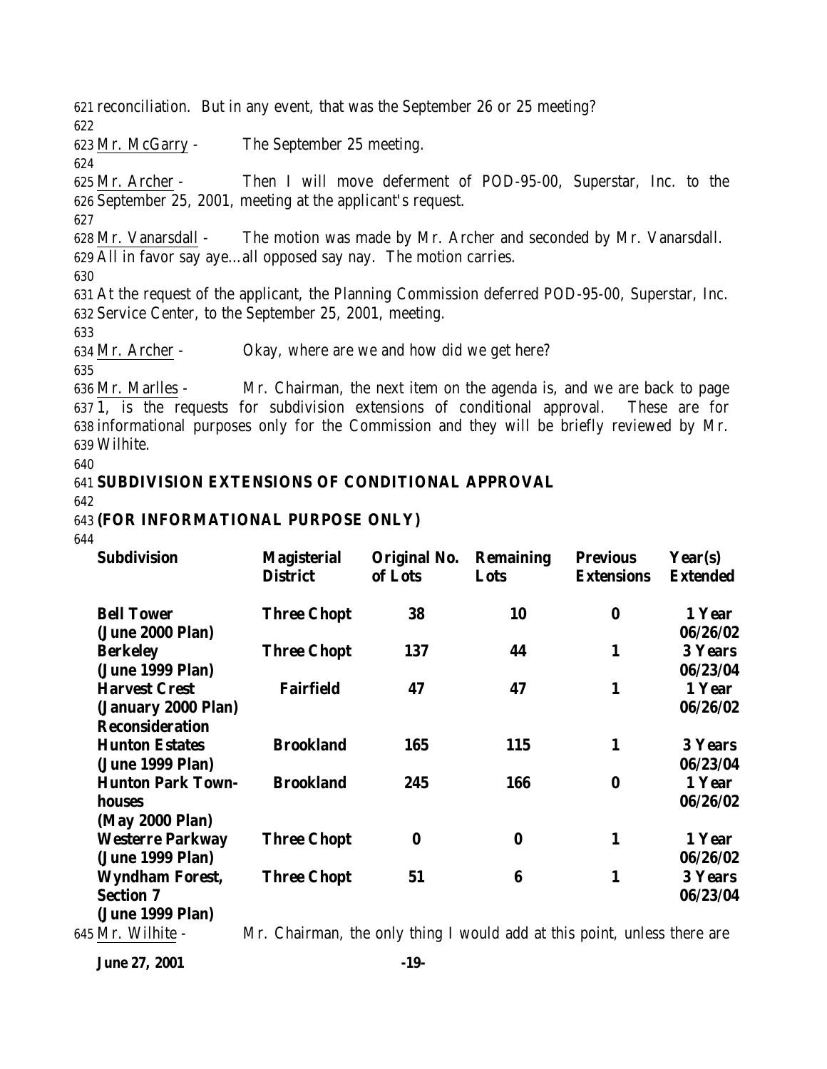reconciliation. But in any event, that was the September 26 or 25 meeting?

Mr. McGarry - The September 25 meeting.

Mr. Archer - Then I will move deferment of POD-95-00, Superstar, Inc. to the September 25, 2001, meeting at the applicant's request.

Mr. Vanarsdall - The motion was made by Mr. Archer and seconded by Mr. Vanarsdall. All in favor say aye…all opposed say nay. The motion carries.

At the request of the applicant, the Planning Commission deferred POD-95-00, Superstar, Inc. Service Center, to the September 25, 2001, meeting.

Mr. Archer - Okay, where are we and how did we get here?

Mr. Marlles - Mr. Chairman, the next item on the agenda is, and we are back to page 1, is the requests for subdivision extensions of conditional approval. These are for informational purposes only for the Commission and they will be briefly reviewed by Mr. Wilhite.

**SUBDIVISION EXTENSIONS OF CONDITIONAL APPROVAL**

**(FOR INFORMATIONAL PURPOSE ONLY)**

| Subdivision | Magisterial District | Original No. of Lots | Remaining Lots | Previous Extensions | Year(s) Extended |
|---|---|---|---|---|---|
| **Bell Tower (June 2000 Plan)** | **Three Chopt** | **38** | **10** | **0** | **1 Year 06/26/02** |
| **Berkeley (June 1999 Plan)** | **Three Chopt** | **137** | **44** | **1** | **3 Years 06/23/04** |
| **Harvest Crest (January 2000 Plan) Reconsideration** | **Fairfield** | **47** | **47** | **1** | **1 Year 06/26/02** |
| **Hunton Estates (June 1999 Plan)** | **Brookland** | **165** | **115** | **1** | **3 Years 06/23/04** |
| **Hunton Park Town-houses (May 2000 Plan)** | **Brookland** | **245** | **166** | **0** | **1 Year 06/26/02** |
| **Westerre Parkway (June 1999 Plan)** | **Three Chopt** | **0** | **0** | **1** | **1 Year 06/26/02** |
| **Wyndham Forest, Section 7 (June 1999 Plan)** | **Three Chopt** | **51** | **6** | **1** | **3 Years 06/23/04** |

Mr. Wilhite - Mr. Chairman, the only thing I would add at this point, unless there are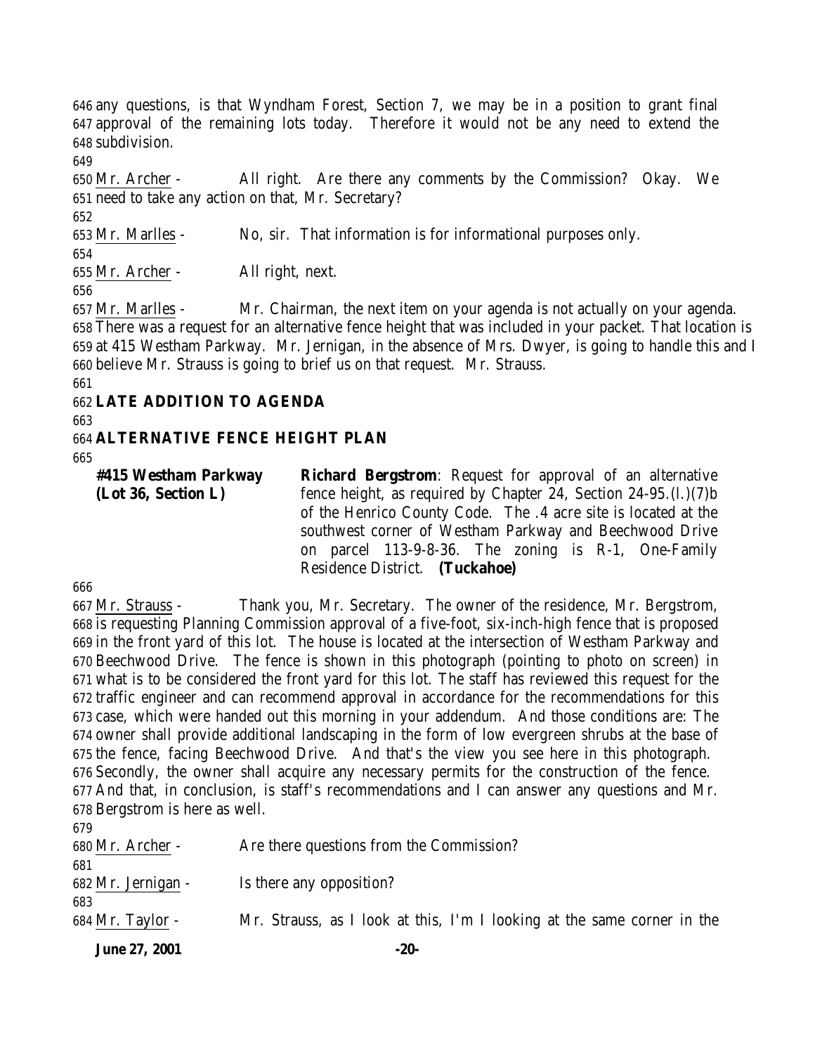any questions, is that Wyndham Forest, Section 7, we may be in a position to grant final approval of the remaining lots today. Therefore it would not be any need to extend the subdivision.

Mr. Archer - All right. Are there any comments by the Commission? Okay. We need to take any action on that, Mr. Secretary?

Mr. Marlles - No, sir. That information is for informational purposes only.

Mr. Archer - All right, next.

Mr. Marlles - Mr. Chairman, the next item on your agenda is not actually on your agenda. There was a request for an alternative fence height that was included in your packet. That location is at 415 Westham Parkway. Mr. Jernigan, in the absence of Mrs. Dwyer, is going to handle this and I believe Mr. Strauss is going to brief us on that request. Mr. Strauss.

**LATE ADDITION TO AGENDA**

**ALTERNATIVE FENCE HEIGHT PLAN**

**#415 Westham Parkway (Lot 36, Section L)**

**Richard Bergstrom**: Request for approval of an alternative fence height, as required by Chapter 24, Section 24-95.(l.)(7)b of the Henrico County Code. The .4 acre site is located at the southwest corner of Westham Parkway and Beechwood Drive on parcel 113-9-8-36. The zoning is R-1, One-Family Residence District. **(Tuckahoe)**

Mr. Strauss - Thank you, Mr. Secretary. The owner of the residence, Mr. Bergstrom, is requesting Planning Commission approval of a five-foot, six-inch-high fence that is proposed in the front yard of this lot. The house is located at the intersection of Westham Parkway and Beechwood Drive. The fence is shown in this photograph (pointing to photo on screen) in what is to be considered the front yard for this lot. The staff has reviewed this request for the traffic engineer and can recommend approval in accordance for the recommendations for this case, which were handed out this morning in your addendum. And those conditions are: The owner shall provide additional landscaping in the form of low evergreen shrubs at the base of the fence, facing Beechwood Drive. And that's the view you see here in this photograph. Secondly, the owner shall acquire any necessary permits for the construction of the fence. And that, in conclusion, is staff's recommendations and I can answer any questions and Mr. Bergstrom is here as well.

Mr. Archer - Are there questions from the Commission?

Mr. Jernigan - Is there any opposition?

Mr. Taylor - Mr. Strauss, as I look at this, I'm I looking at the same corner in the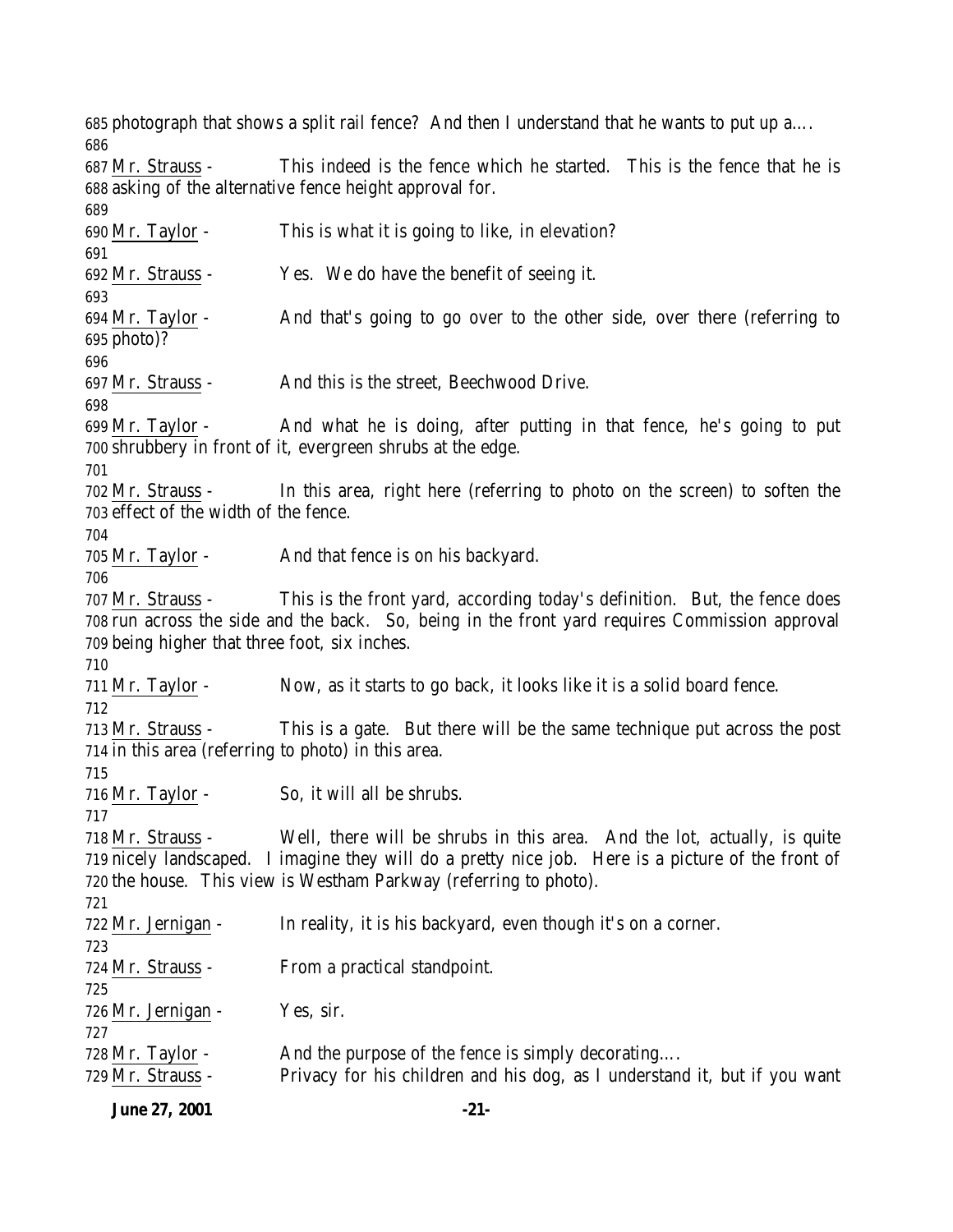photograph that shows a split rail fence? And then I understand that he wants to put up a….

Mr. Strauss - This indeed is the fence which he started. This is the fence that he is asking of the alternative fence height approval for.

Mr. Taylor - This is what it is going to like, in elevation?

Mr. Strauss - Yes. We do have the benefit of seeing it.

Mr. Taylor - And that's going to go over to the other side, over there (referring to photo)?

Mr. Strauss - And this is the street, Beechwood Drive.

Mr. Taylor - And what he is doing, after putting in that fence, he's going to put shrubbery in front of it, evergreen shrubs at the edge.

Mr. Strauss - In this area, right here (referring to photo on the screen) to soften the effect of the width of the fence.

Mr. Taylor - And that fence is on his backyard.

Mr. Strauss - This is the front yard, according today's definition. But, the fence does run across the side and the back. So, being in the front yard requires Commission approval being higher that three foot, six inches.

Mr. Taylor - Now, as it starts to go back, it looks like it is a solid board fence.

Mr. Strauss - This is a gate. But there will be the same technique put across the post in this area (referring to photo) in this area.

Mr. Taylor - So, it will all be shrubs.

Mr. Strauss - Well, there will be shrubs in this area. And the lot, actually, is quite nicely landscaped. I imagine they will do a pretty nice job. Here is a picture of the front of the house. This view is Westham Parkway (referring to photo).

Mr. Jernigan - In reality, it is his backyard, even though it's on a corner.

Mr. Strauss - From a practical standpoint.

Mr. Jernigan - Yes, sir.

Mr. Taylor - And the purpose of the fence is simply decorating….

Mr. Strauss - Privacy for his children and his dog, as I understand it, but if you want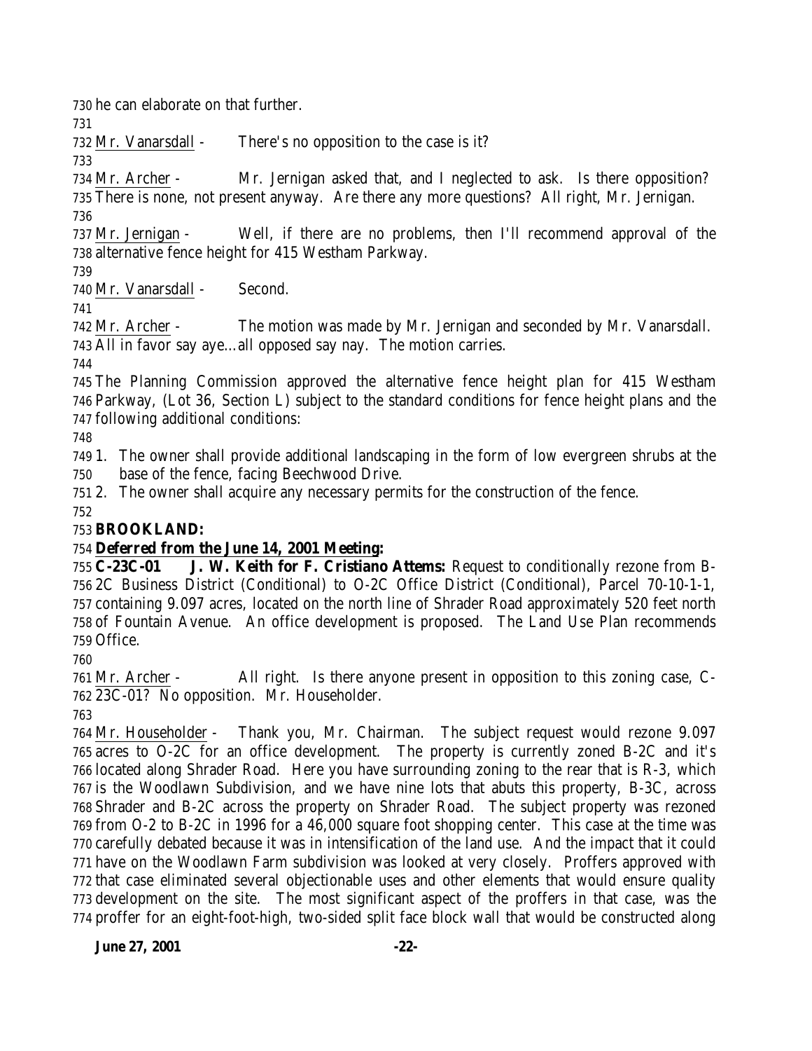he can elaborate on that further.

Mr. Vanarsdall - There's no opposition to the case is it?

Mr. Archer - Mr. Jernigan asked that, and I neglected to ask. Is there opposition? There is none, not present anyway. Are there any more questions? All right, Mr. Jernigan.

Mr. Jernigan - Well, if there are no problems, then I'll recommend approval of the alternative fence height for 415 Westham Parkway.

Mr. Vanarsdall - Second.

Mr. Archer - The motion was made by Mr. Jernigan and seconded by Mr. Vanarsdall. All in favor say aye…all opposed say nay. The motion carries.

The Planning Commission approved the alternative fence height plan for 415 Westham Parkway, (Lot 36, Section L) subject to the standard conditions for fence height plans and the following additional conditions:

1. The owner shall provide additional landscaping in the form of low evergreen shrubs at the base of the fence, facing Beechwood Drive.
2. The owner shall acquire any necessary permits for the construction of the fence.

**BROOKLAND:**

**Deferred from the June 14, 2001 Meeting:**

**C-23C-01 J. W. Keith for F. Cristiano Attems:** Request to conditionally rezone from B-2C Business District (Conditional) to O-2C Office District (Conditional), Parcel 70-10-1-1, containing 9.097 acres, located on the north line of Shrader Road approximately 520 feet north of Fountain Avenue. An office development is proposed. The Land Use Plan recommends Office.

Mr. Archer - All right. Is there anyone present in opposition to this zoning case, C-23C-01? No opposition. Mr. Householder.

Mr. Householder - Thank you, Mr. Chairman. The subject request would rezone 9.097 acres to O-2C for an office development. The property is currently zoned B-2C and it's located along Shrader Road. Here you have surrounding zoning to the rear that is R-3, which is the Woodlawn Subdivision, and we have nine lots that abuts this property, B-3C, across Shrader and B-2C across the property on Shrader Road. The subject property was rezoned from O-2 to B-2C in 1996 for a 46,000 square foot shopping center. This case at the time was carefully debated because it was in intensification of the land use. And the impact that it could have on the Woodlawn Farm subdivision was looked at very closely. Proffers approved with that case eliminated several objectionable uses and other elements that would ensure quality development on the site. The most significant aspect of the proffers in that case, was the proffer for an eight-foot-high, two-sided split face block wall that would be constructed along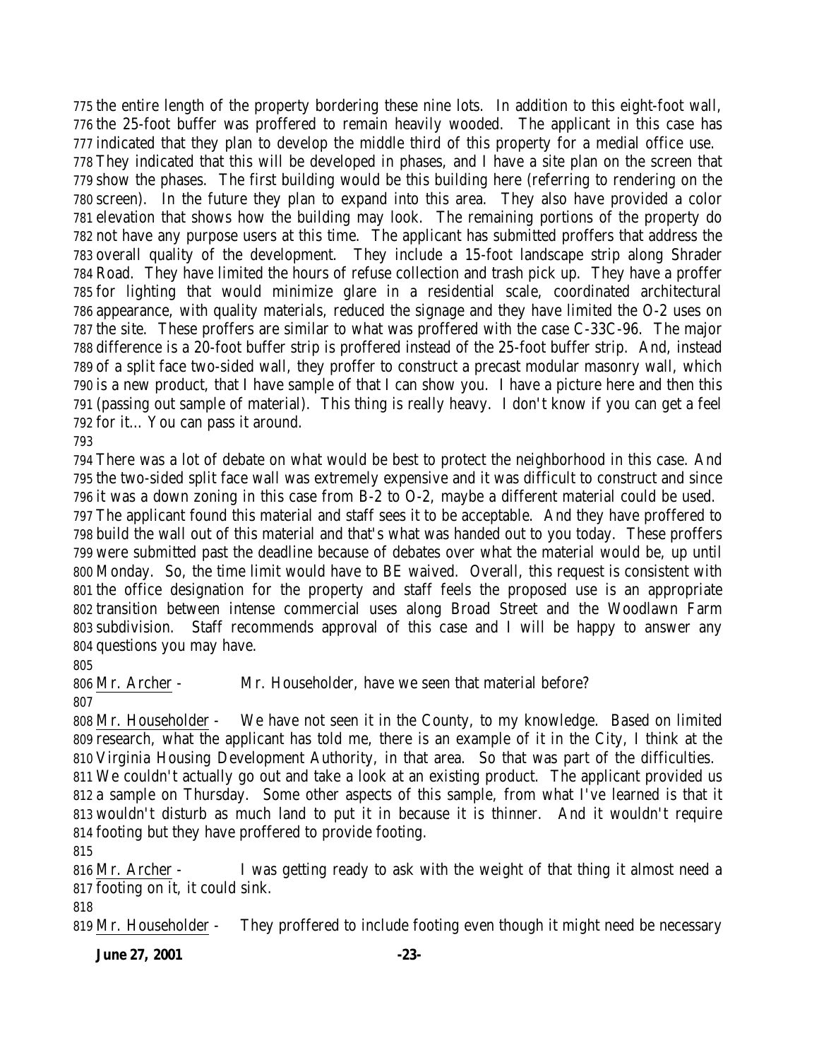the entire length of the property bordering these nine lots. In addition to this eight-foot wall, the 25-foot buffer was proffered to remain heavily wooded. The applicant in this case has indicated that they plan to develop the middle third of this property for a medial office use. They indicated that this will be developed in phases, and I have a site plan on the screen that show the phases. The first building would be this building here (referring to rendering on the screen). In the future they plan to expand into this area. They also have provided a color elevation that shows how the building may look. The remaining portions of the property do not have any purpose users at this time. The applicant has submitted proffers that address the overall quality of the development. They include a 15-foot landscape strip along Shrader Road. They have limited the hours of refuse collection and trash pick up. They have a proffer for lighting that would minimize glare in a residential scale, coordinated architectural appearance, with quality materials, reduced the signage and they have limited the O-2 uses on the site. These proffers are similar to what was proffered with the case C-33C-96. The major difference is a 20-foot buffer strip is proffered instead of the 25-foot buffer strip. And, instead of a split face two-sided wall, they proffer to construct a precast modular masonry wall, which is a new product, that I have sample of that I can show you. I have a picture here and then this (passing out sample of material). This thing is really heavy. I don't know if you can get a feel for it… You can pass it around.

There was a lot of debate on what would be best to protect the neighborhood in this case. And the two-sided split face wall was extremely expensive and it was difficult to construct and since it was a down zoning in this case from B-2 to O-2, maybe a different material could be used. The applicant found this material and staff sees it to be acceptable. And they have proffered to build the wall out of this material and that's what was handed out to you today. These proffers were submitted past the deadline because of debates over what the material would be, up until Monday. So, the time limit would have to BE waived. Overall, this request is consistent with the office designation for the property and staff feels the proposed use is an appropriate transition between intense commercial uses along Broad Street and the Woodlawn Farm subdivision. Staff recommends approval of this case and I will be happy to answer any questions you may have.

Mr. Archer - Mr. Householder, have we seen that material before?

Mr. Householder - We have not seen it in the County, to my knowledge. Based on limited research, what the applicant has told me, there is an example of it in the City, I think at the Virginia Housing Development Authority, in that area. So that was part of the difficulties. We couldn't actually go out and take a look at an existing product. The applicant provided us a sample on Thursday. Some other aspects of this sample, from what I've learned is that it wouldn't disturb as much land to put it in because it is thinner. And it wouldn't require footing but they have proffered to provide footing.

Mr. Archer - I was getting ready to ask with the weight of that thing it almost need a footing on it, it could sink.

Mr. Householder - They proffered to include footing even though it might need be necessary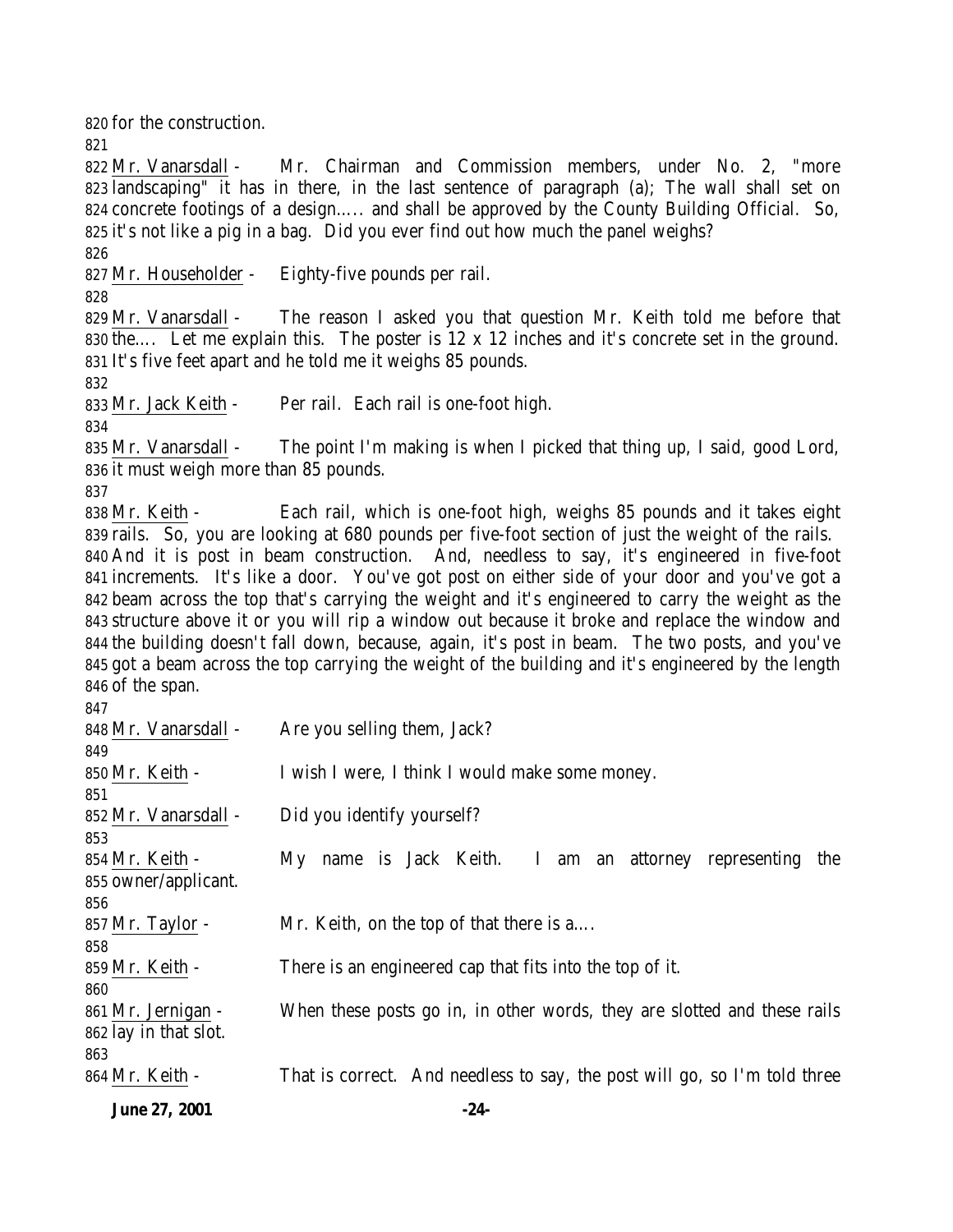for the construction.

Mr. Vanarsdall - Mr. Chairman and Commission members, under No. 2, "more landscaping" it has in there, in the last sentence of paragraph (a); The wall shall set on concrete footings of a design….. and shall be approved by the County Building Official. So, it's not like a pig in a bag. Did you ever find out how much the panel weighs?

Mr. Householder - Eighty-five pounds per rail.

Mr. Vanarsdall - The reason I asked you that question Mr. Keith told me before that the…. Let me explain this. The poster is 12 x 12 inches and it's concrete set in the ground. It's five feet apart and he told me it weighs 85 pounds.

Mr. Jack Keith - Per rail. Each rail is one-foot high.

Mr. Vanarsdall - The point I'm making is when I picked that thing up, I said, good Lord, it must weigh more than 85 pounds.

Mr. Keith - Each rail, which is one-foot high, weighs 85 pounds and it takes eight rails. So, you are looking at 680 pounds per five-foot section of just the weight of the rails. And it is post in beam construction. And, needless to say, it's engineered in five-foot increments. It's like a door. You've got post on either side of your door and you've got a beam across the top that's carrying the weight and it's engineered to carry the weight as the structure above it or you will rip a window out because it broke and replace the window and the building doesn't fall down, because, again, it's post in beam. The two posts, and you've got a beam across the top carrying the weight of the building and it's engineered by the length of the span.

Mr. Vanarsdall - Are you selling them, Jack?

Mr. Keith - I wish I were, I think I would make some money.

Mr. Vanarsdall - Did you identify yourself?

Mr. Keith - My name is Jack Keith. I am an attorney representing the owner/applicant.

Mr. Taylor - Mr. Keith, on the top of that there is a….

Mr. Keith - There is an engineered cap that fits into the top of it.

Mr. Jernigan - When these posts go in, in other words, they are slotted and these rails lay in that slot.

Mr. Keith - That is correct. And needless to say, the post will go, so I'm told three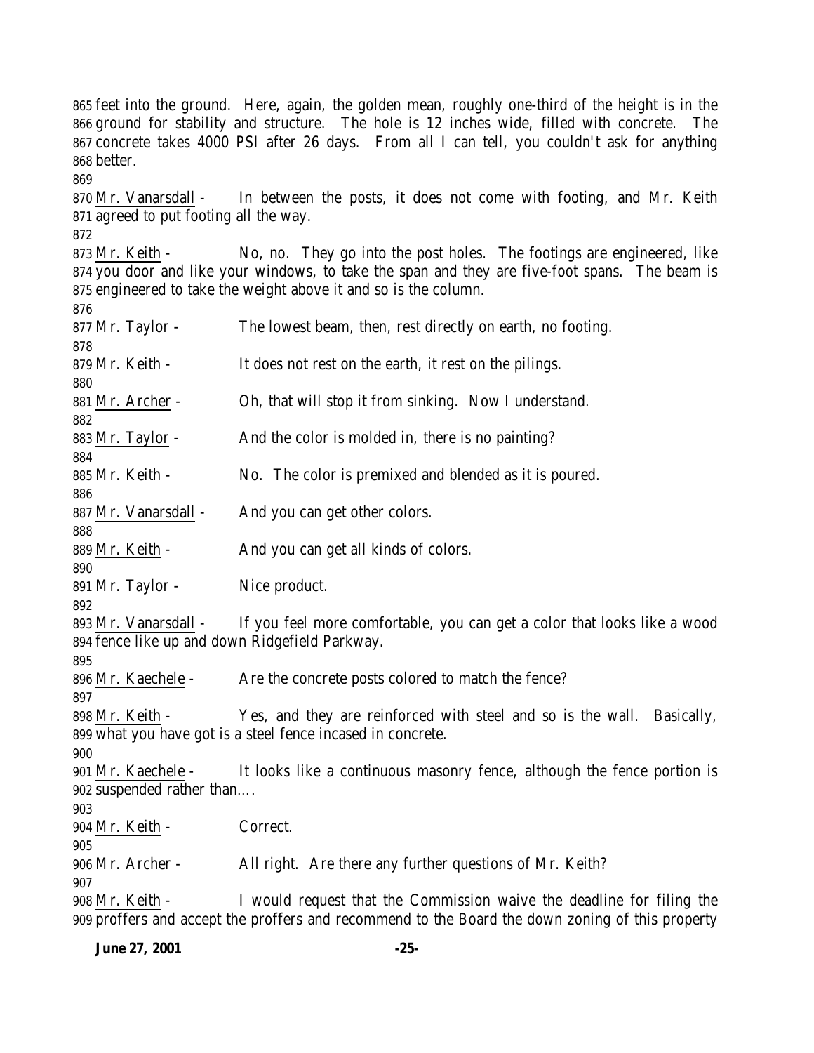feet into the ground. Here, again, the golden mean, roughly one-third of the height is in the ground for stability and structure. The hole is 12 inches wide, filled with concrete. The concrete takes 4000 PSI after 26 days. From all I can tell, you couldn't ask for anything better.

Mr. Vanarsdall - In between the posts, it does not come with footing, and Mr. Keith agreed to put footing all the way.

Mr. Keith - No, no. They go into the post holes. The footings are engineered, like you door and like your windows, to take the span and they are five-foot spans. The beam is engineered to take the weight above it and so is the column.

Mr. Taylor - The lowest beam, then, rest directly on earth, no footing.

Mr. Keith - It does not rest on the earth, it rest on the pilings.

Mr. Archer - Oh, that will stop it from sinking. Now I understand.

Mr. Taylor - And the color is molded in, there is no painting?

Mr. Keith - No. The color is premixed and blended as it is poured.

Mr. Vanarsdall - And you can get other colors.

Mr. Keith - And you can get all kinds of colors.

Mr. Taylor - Nice product.

Mr. Vanarsdall - If you feel more comfortable, you can get a color that looks like a wood fence like up and down Ridgefield Parkway.

Mr. Kaechele - Are the concrete posts colored to match the fence?

Mr. Keith - Yes, and they are reinforced with steel and so is the wall. Basically, what you have got is a steel fence incased in concrete.

Mr. Kaechele - It looks like a continuous masonry fence, although the fence portion is suspended rather than….

Mr. Keith - Correct.

Mr. Archer - All right. Are there any further questions of Mr. Keith?

Mr. Keith - I would request that the Commission waive the deadline for filing the proffers and accept the proffers and recommend to the Board the down zoning of this property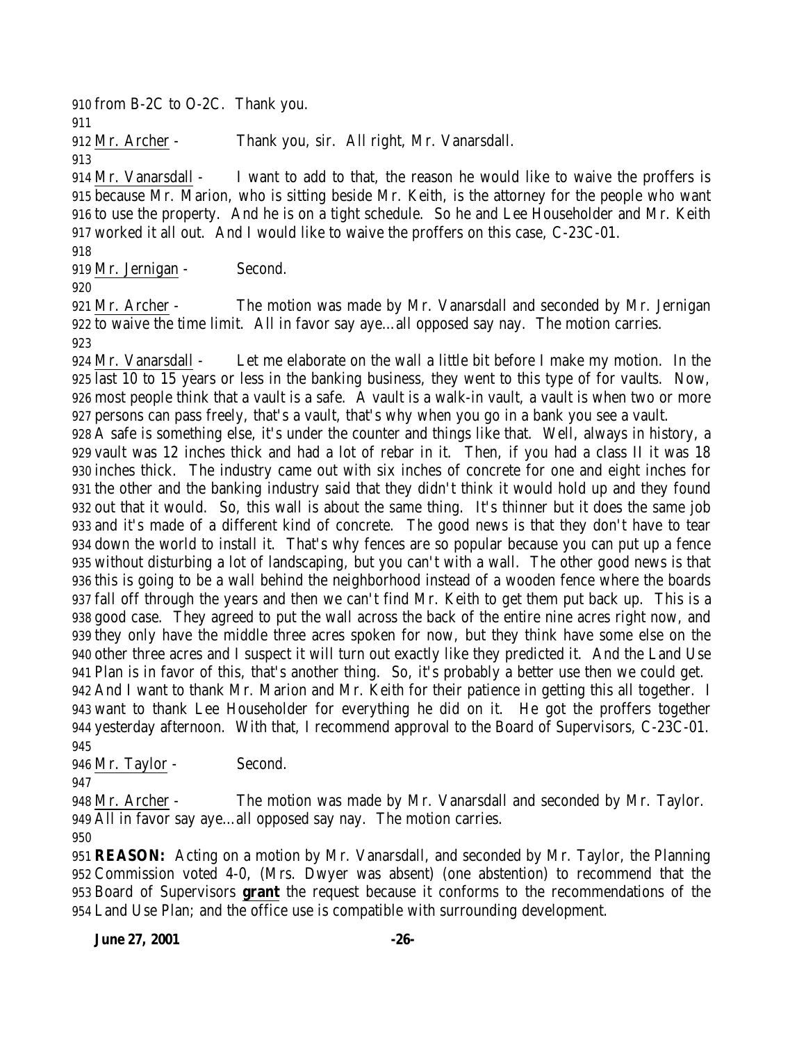from B-2C to O-2C. Thank you.

Mr. Archer - Thank you, sir. All right, Mr. Vanarsdall.

Mr. Vanarsdall - I want to add to that, the reason he would like to waive the proffers is because Mr. Marion, who is sitting beside Mr. Keith, is the attorney for the people who want to use the property. And he is on a tight schedule. So he and Lee Householder and Mr. Keith worked it all out. And I would like to waive the proffers on this case, C-23C-01.

Mr. Jernigan - Second.

Mr. Archer - The motion was made by Mr. Vanarsdall and seconded by Mr. Jernigan to waive the time limit. All in favor say aye…all opposed say nay. The motion carries.

Mr. Vanarsdall - Let me elaborate on the wall a little bit before I make my motion. In the last 10 to 15 years or less in the banking business, they went to this type of for vaults. Now, most people think that a vault is a safe. A vault is a walk-in vault, a vault is when two or more persons can pass freely, that's a vault, that's why when you go in a bank you see a vault. A safe is something else, it's under the counter and things like that. Well, always in history, a vault was 12 inches thick and had a lot of rebar in it. Then, if you had a class II it was 18 inches thick. The industry came out with six inches of concrete for one and eight inches for the other and the banking industry said that they didn't think it would hold up and they found out that it would. So, this wall is about the same thing. It's thinner but it does the same job and it's made of a different kind of concrete. The good news is that they don't have to tear down the world to install it. That's why fences are so popular because you can put up a fence without disturbing a lot of landscaping, but you can't with a wall. The other good news is that this is going to be a wall behind the neighborhood instead of a wooden fence where the boards fall off through the years and then we can't find Mr. Keith to get them put back up. This is a good case. They agreed to put the wall across the back of the entire nine acres right now, and they only have the middle three acres spoken for now, but they think have some else on the other three acres and I suspect it will turn out exactly like they predicted it. And the Land Use Plan is in favor of this, that's another thing. So, it's probably a better use then we could get. And I want to thank Mr. Marion and Mr. Keith for their patience in getting this all together. I want to thank Lee Householder for everything he did on it. He got the proffers together yesterday afternoon. With that, I recommend approval to the Board of Supervisors, C-23C-01.

Mr. Taylor - Second.

Mr. Archer - The motion was made by Mr. Vanarsdall and seconded by Mr. Taylor. All in favor say aye…all opposed say nay. The motion carries.

**REASON:** Acting on a motion by Mr. Vanarsdall, and seconded by Mr. Taylor, the Planning Commission voted 4-0, (Mrs. Dwyer was absent) (one abstention) to recommend that the Board of Supervisors **grant** the request because it conforms to the recommendations of the Land Use Plan; and the office use is compatible with surrounding development.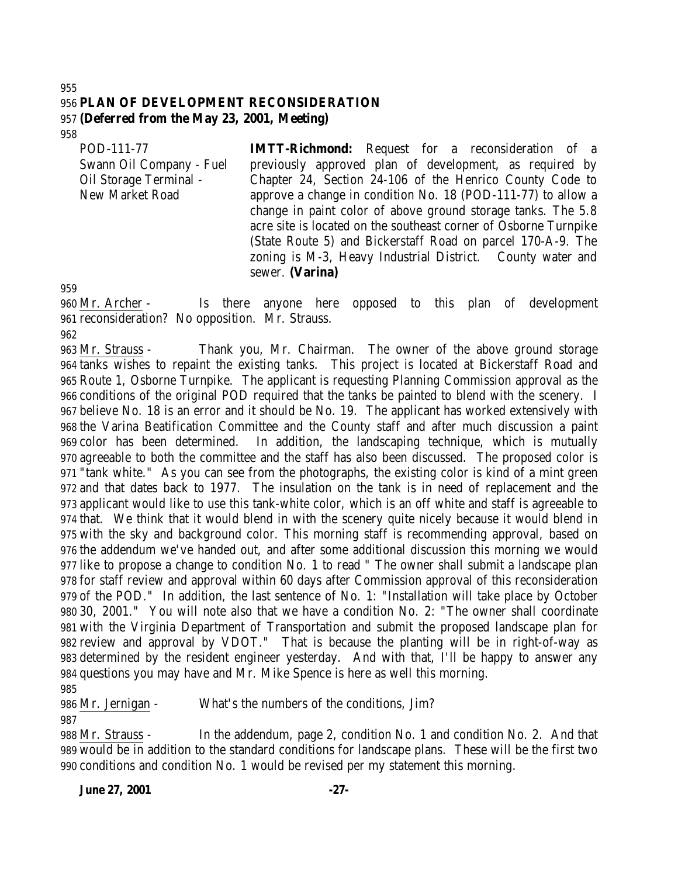**PLAN OF DEVELOPMENT RECONSIDERATION**
**(Deferred from the May 23, 2001, Meeting)**

| | |
|---|---|
| POD-111-77 Swann Oil Company - Fuel Oil Storage Terminal - New Market Road | **IMTT-Richmond:** Request for a reconsideration of a previously approved plan of development, as required by Chapter 24, Section 24-106 of the Henrico County Code to approve a change in condition No. 18 (POD-111-77) to allow a change in paint color of above ground storage tanks. The 5.8 acre site is located on the southeast corner of Osborne Turnpike (State Route 5) and Bickerstaff Road on parcel 170-A-9. The zoning is M-3, Heavy Industrial District. County water and sewer. **(Varina)** |

Mr. Archer - Is there anyone here opposed to this plan of development reconsideration? No opposition. Mr. Strauss.

Mr. Strauss - Thank you, Mr. Chairman. The owner of the above ground storage tanks wishes to repaint the existing tanks. This project is located at Bickerstaff Road and Route 1, Osborne Turnpike. The applicant is requesting Planning Commission approval as the conditions of the original POD required that the tanks be painted to blend with the scenery. I believe No. 18 is an error and it should be No. 19. The applicant has worked extensively with the Varina Beatification Committee and the County staff and after much discussion a paint color has been determined. In addition, the landscaping technique, which is mutually agreeable to both the committee and the staff has also been discussed. The proposed color is "tank white." As you can see from the photographs, the existing color is kind of a mint green and that dates back to 1977. The insulation on the tank is in need of replacement and the applicant would like to use this tank-white color, which is an off white and staff is agreeable to that. We think that it would blend in with the scenery quite nicely because it would blend in with the sky and background color. This morning staff is recommending approval, based on the addendum we've handed out, and after some additional discussion this morning we would like to propose a change to condition No. 1 to read " The owner shall submit a landscape plan for staff review and approval within 60 days after Commission approval of this reconsideration of the POD." In addition, the last sentence of No. 1: "Installation will take place by October 30, 2001." You will note also that we have a condition No. 2: "The owner shall coordinate with the Virginia Department of Transportation and submit the proposed landscape plan for review and approval by VDOT." That is because the planting will be in right-of-way as determined by the resident engineer yesterday. And with that, I'll be happy to answer any questions you may have and Mr. Mike Spence is here as well this morning.

Mr. Jernigan - What's the numbers of the conditions, Jim?

Mr. Strauss - In the addendum, page 2, condition No. 1 and condition No. 2. And that would be in addition to the standard conditions for landscape plans. These will be the first two conditions and condition No. 1 would be revised per my statement this morning.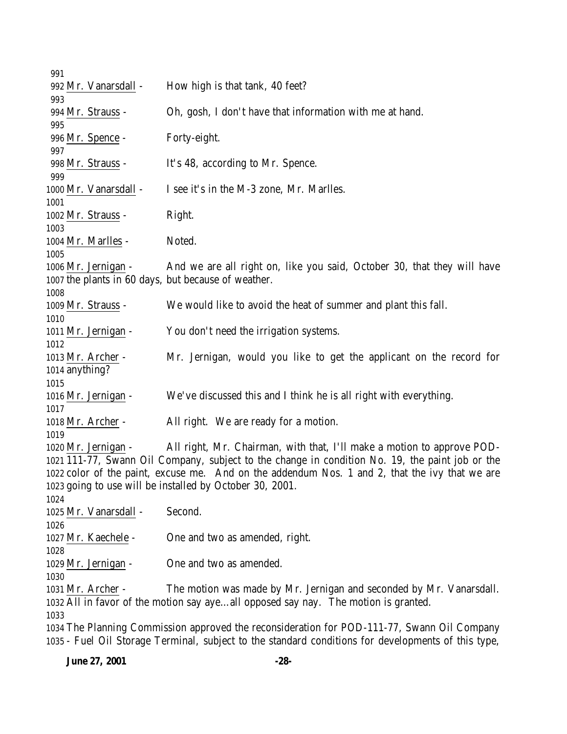Mr. Vanarsdall - How high is that tank, 40 feet?

Mr. Strauss - Oh, gosh, I don't have that information with me at hand.

Mr. Spence - Forty-eight.

Mr. Strauss - It's 48, according to Mr. Spence.

Mr. Vanarsdall - I see it's in the M-3 zone, Mr. Marlles.

Mr. Strauss - Right.

Mr. Marlles - Noted.

Mr. Jernigan - And we are all right on, like you said, October 30, that they will have the plants in 60 days, but because of weather.

Mr. Strauss - We would like to avoid the heat of summer and plant this fall.

Mr. Jernigan - You don't need the irrigation systems.

Mr. Archer - Mr. Jernigan, would you like to get the applicant on the record for anything?

Mr. Jernigan - We've discussed this and I think he is all right with everything.

Mr. Archer - All right. We are ready for a motion.

Mr. Jernigan - All right, Mr. Chairman, with that, I'll make a motion to approve POD-111-77, Swann Oil Company, subject to the change in condition No. 19, the paint job or the color of the paint, excuse me. And on the addendum Nos. 1 and 2, that the ivy that we are going to use will be installed by October 30, 2001.

Mr. Vanarsdall - Second.

Mr. Kaechele - One and two as amended, right.

Mr. Jernigan - One and two as amended.

Mr. Archer - The motion was made by Mr. Jernigan and seconded by Mr. Vanarsdall. All in favor of the motion say aye…all opposed say nay. The motion is granted.

The Planning Commission approved the reconsideration for POD-111-77, Swann Oil Company - Fuel Oil Storage Terminal, subject to the standard conditions for developments of this type,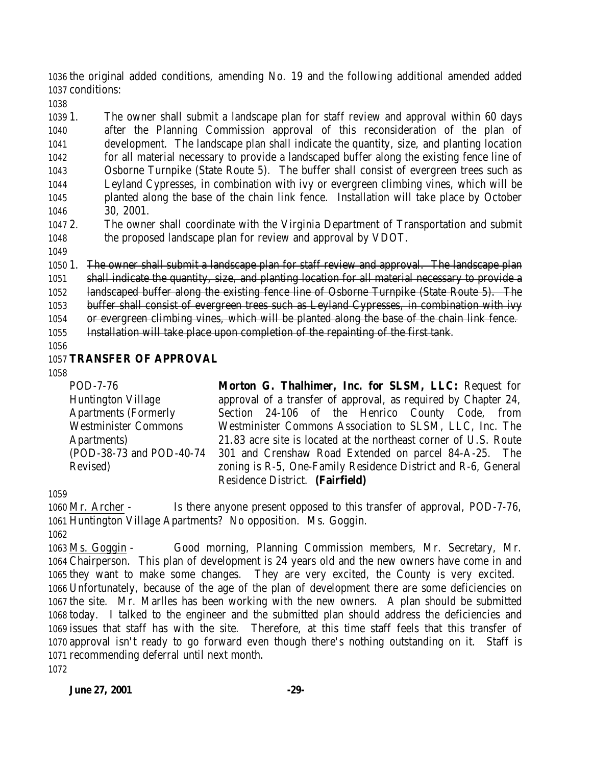the original added conditions, amending No. 19 and the following additional amended added conditions:

1. The owner shall submit a landscape plan for staff review and approval within 60 days after the Planning Commission approval of this reconsideration of the plan of development. The landscape plan shall indicate the quantity, size, and planting location for all material necessary to provide a landscaped buffer along the existing fence line of Osborne Turnpike (State Route 5). The buffer shall consist of evergreen trees such as Leyland Cypresses, in combination with ivy or evergreen climbing vines, which will be planted along the base of the chain link fence. Installation will take place by October 30, 2001.
2. The owner shall coordinate with the Virginia Department of Transportation and submit the proposed landscape plan for review and approval by VDOT.

~~1. The owner shall submit a landscape plan for staff review and approval. The landscape plan shall indicate the quantity, size, and planting location for all material necessary to provide a landscaped buffer along the existing fence line of Osborne Turnpike (State Route 5). The buffer shall consist of evergreen trees such as Leyland Cypresses, in combination with ivy or evergreen climbing vines, which will be planted along the base of the chain link fence. Installation will take place upon completion of the repainting of the first tank.~~

## TRANSFER OF APPROVAL

| | |
|---|---|
| POD-7-76<br>Huntington Village Apartments (Formerly Westminister Commons Apartments)<br>(POD-38-73 and POD-40-74 Revised) | **Morton G. Thalhimer, Inc. for SLSM, LLC:** Request for approval of a transfer of approval, as required by Chapter 24, Section 24-106 of the Henrico County Code, from Westminister Commons Association to SLSM, LLC, Inc. The 21.83 acre site is located at the northeast corner of U.S. Route 301 and Crenshaw Road Extended on parcel 84-A-25. The zoning is R-5, One-Family Residence District and R-6, General Residence District. **(Fairfield)** |

Mr. Archer - Is there anyone present opposed to this transfer of approval, POD-7-76, Huntington Village Apartments? No opposition. Ms. Goggin.

Ms. Goggin - Good morning, Planning Commission members, Mr. Secretary, Mr. Chairperson. This plan of development is 24 years old and the new owners have come in and they want to make some changes. They are very excited, the County is very excited. Unfortunately, because of the age of the plan of development there are some deficiencies on the site. Mr. Marlles has been working with the new owners. A plan should be submitted today. I talked to the engineer and the submitted plan should address the deficiencies and issues that staff has with the site. Therefore, at this time staff feels that this transfer of approval isn't ready to go forward even though there's nothing outstanding on it. Staff is recommending deferral until next month.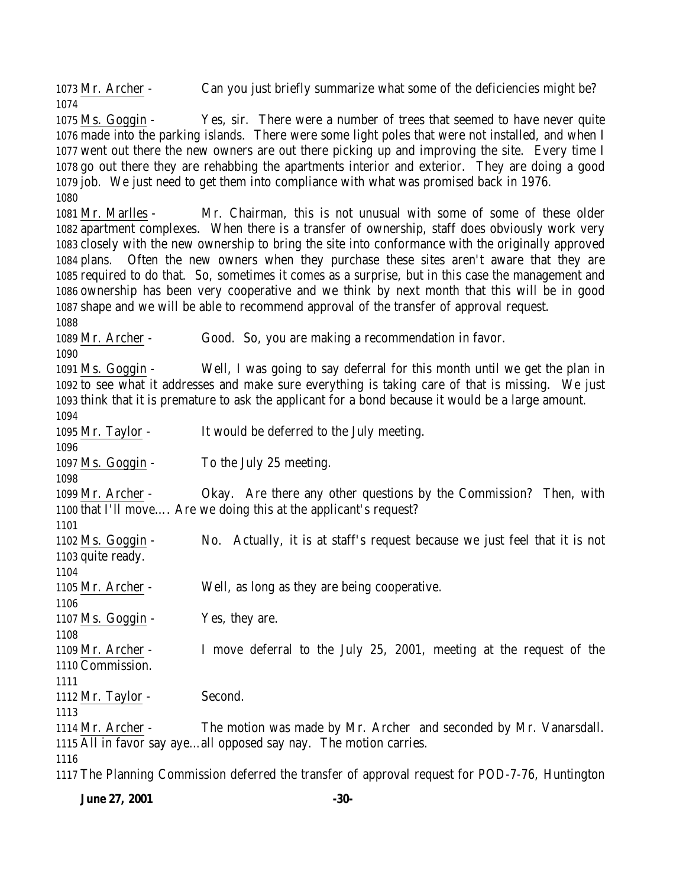Mr. Archer - Can you just briefly summarize what some of the deficiencies might be?

Ms. Goggin - Yes, sir. There were a number of trees that seemed to have never quite made into the parking islands. There were some light poles that were not installed, and when I went out there the new owners are out there picking up and improving the site. Every time I go out there they are rehabbing the apartments interior and exterior. They are doing a good job. We just need to get them into compliance with what was promised back in 1976.

Mr. Marlles - Mr. Chairman, this is not unusual with some of some of these older apartment complexes. When there is a transfer of ownership, staff does obviously work very closely with the new ownership to bring the site into conformance with the originally approved plans. Often the new owners when they purchase these sites aren't aware that they are required to do that. So, sometimes it comes as a surprise, but in this case the management and ownership has been very cooperative and we think by next month that this will be in good shape and we will be able to recommend approval of the transfer of approval request.

Mr. Archer - Good. So, you are making a recommendation in favor.

Ms. Goggin - Well, I was going to say deferral for this month until we get the plan in to see what it addresses and make sure everything is taking care of that is missing. We just think that it is premature to ask the applicant for a bond because it would be a large amount.

Mr. Taylor - It would be deferred to the July meeting.

Ms. Goggin - To the July 25 meeting.

Mr. Archer - Okay. Are there any other questions by the Commission? Then, with that I'll move.... Are we doing this at the applicant's request?

Ms. Goggin - No. Actually, it is at staff's request because we just feel that it is not quite ready.

Mr. Archer - Well, as long as they are being cooperative.

Ms. Goggin - Yes, they are.

Mr. Archer - I move deferral to the July 25, 2001, meeting at the request of the Commission.

Mr. Taylor - Second.

Mr. Archer - The motion was made by Mr. Archer and seconded by Mr. Vanarsdall. All in favor say aye…all opposed say nay. The motion carries.

The Planning Commission deferred the transfer of approval request for POD-7-76, Huntington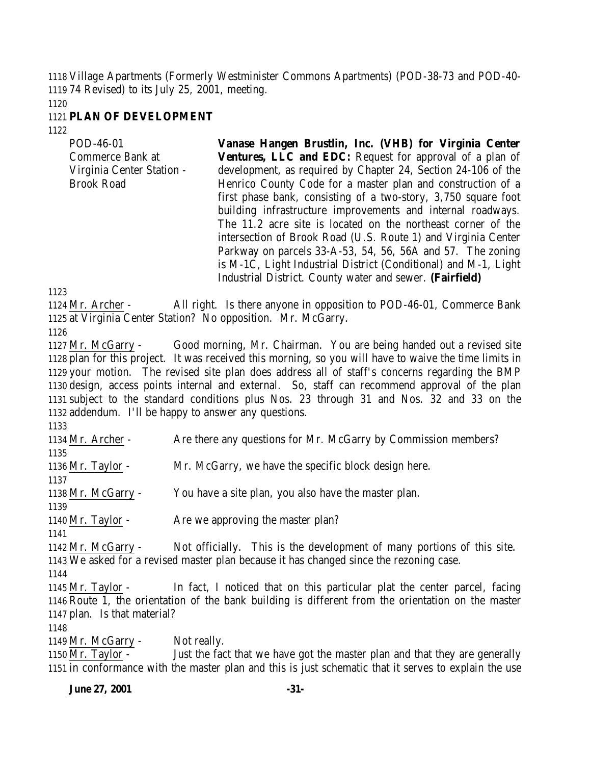Village Apartments (Formerly Westminister Commons Apartments) (POD-38-73 and POD-40-74 Revised) to its July 25, 2001, meeting.

**PLAN OF DEVELOPMENT**

| | |
|---|---|
| POD-46-01<br>Commerce Bank at Virginia Center Station - Brook Road | **Vanase Hangen Brustlin, Inc. (VHB) for Virginia Center Ventures, LLC and EDC:** Request for approval of a plan of development, as required by Chapter 24, Section 24-106 of the Henrico County Code for a master plan and construction of a first phase bank, consisting of a two-story, 3,750 square foot building infrastructure improvements and internal roadways. The 11.2 acre site is located on the northeast corner of the intersection of Brook Road (U.S. Route 1) and Virginia Center Parkway on parcels 33-A-53, 54, 56, 56A and 57. The zoning is M-1C, Light Industrial District (Conditional) and M-1, Light Industrial District. County water and sewer. **(Fairfield)** |

Mr. Archer - All right. Is there anyone in opposition to POD-46-01, Commerce Bank at Virginia Center Station? No opposition. Mr. McGarry.

Mr. McGarry - Good morning, Mr. Chairman. You are being handed out a revised site plan for this project. It was received this morning, so you will have to waive the time limits in your motion. The revised site plan does address all of staff's concerns regarding the BMP design, access points internal and external. So, staff can recommend approval of the plan subject to the standard conditions plus Nos. 23 through 31 and Nos. 32 and 33 on the addendum. I'll be happy to answer any questions.

Mr. Archer - Are there any questions for Mr. McGarry by Commission members?

Mr. Taylor - Mr. McGarry, we have the specific block design here.

Mr. McGarry - You have a site plan, you also have the master plan.

Mr. Taylor - Are we approving the master plan?

Mr. McGarry - Not officially. This is the development of many portions of this site. We asked for a revised master plan because it has changed since the rezoning case.

Mr. Taylor - In fact, I noticed that on this particular plat the center parcel, facing Route 1, the orientation of the bank building is different from the orientation on the master plan. Is that material?

Mr. McGarry - Not really.

Mr. Taylor - Just the fact that we have got the master plan and that they are generally in conformance with the master plan and this is just schematic that it serves to explain the use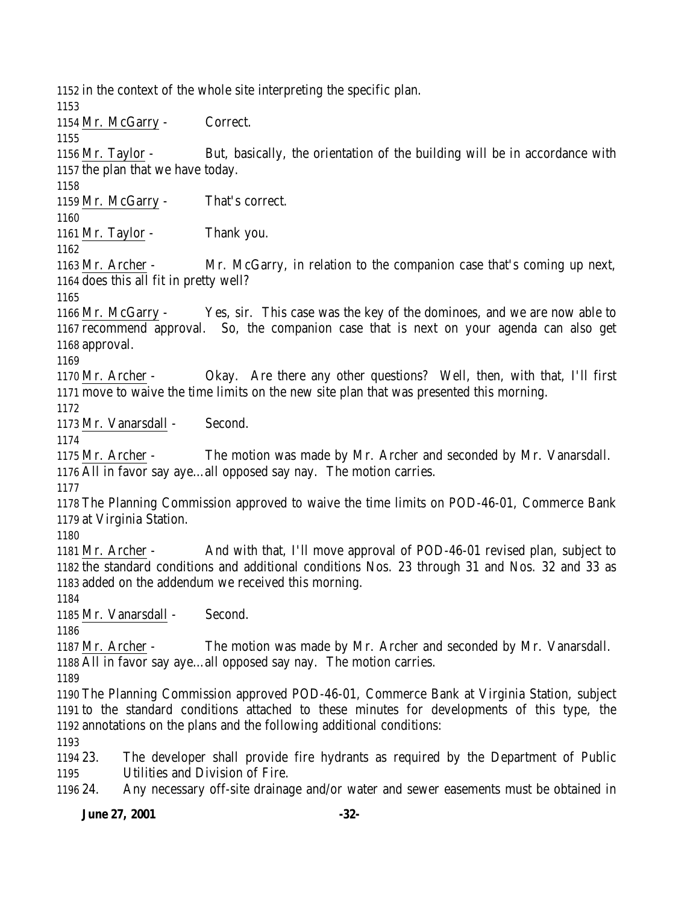in the context of the whole site interpreting the specific plan.

Mr. McGarry - Correct.

Mr. Taylor - But, basically, the orientation of the building will be in accordance with the plan that we have today.

Mr. McGarry - That's correct.

Mr. Taylor - Thank you.

Mr. Archer - Mr. McGarry, in relation to the companion case that's coming up next, does this all fit in pretty well?

Mr. McGarry - Yes, sir. This case was the key of the dominoes, and we are now able to recommend approval. So, the companion case that is next on your agenda can also get approval.

Mr. Archer - Okay. Are there any other questions? Well, then, with that, I'll first move to waive the time limits on the new site plan that was presented this morning.

Mr. Vanarsdall - Second.

Mr. Archer - The motion was made by Mr. Archer and seconded by Mr. Vanarsdall. All in favor say aye…all opposed say nay. The motion carries.

The Planning Commission approved to waive the time limits on POD-46-01, Commerce Bank at Virginia Station.

Mr. Archer - And with that, I'll move approval of POD-46-01 revised plan, subject to the standard conditions and additional conditions Nos. 23 through 31 and Nos. 32 and 33 as added on the addendum we received this morning.

Mr. Vanarsdall - Second.

Mr. Archer - The motion was made by Mr. Archer and seconded by Mr. Vanarsdall. All in favor say aye…all opposed say nay. The motion carries.

The Planning Commission approved POD-46-01, Commerce Bank at Virginia Station, subject to the standard conditions attached to these minutes for developments of this type, the annotations on the plans and the following additional conditions:

23. The developer shall provide fire hydrants as required by the Department of Public Utilities and Division of Fire.
24. Any necessary off-site drainage and/or water and sewer easements must be obtained in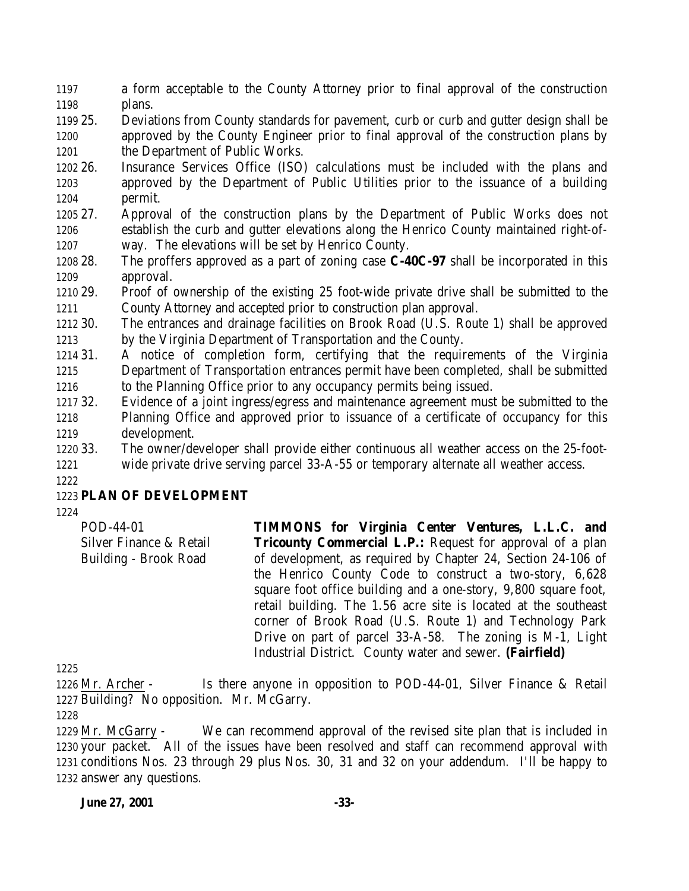a form acceptable to the County Attorney prior to final approval of the construction plans.

25. Deviations from County standards for pavement, curb or curb and gutter design shall be approved by the County Engineer prior to final approval of the construction plans by the Department of Public Works.
26. Insurance Services Office (ISO) calculations must be included with the plans and approved by the Department of Public Utilities prior to the issuance of a building permit.
27. Approval of the construction plans by the Department of Public Works does not establish the curb and gutter elevations along the Henrico County maintained right-of-way. The elevations will be set by Henrico County.
28. The proffers approved as a part of zoning case **C-40C-97** shall be incorporated in this approval.
29. Proof of ownership of the existing 25 foot-wide private drive shall be submitted to the County Attorney and accepted prior to construction plan approval.
30. The entrances and drainage facilities on Brook Road (U.S. Route 1) shall be approved by the Virginia Department of Transportation and the County.
31. A notice of completion form, certifying that the requirements of the Virginia Department of Transportation entrances permit have been completed, shall be submitted to the Planning Office prior to any occupancy permits being issued.
32. Evidence of a joint ingress/egress and maintenance agreement must be submitted to the Planning Office and approved prior to issuance of a certificate of occupancy for this development.
33. The owner/developer shall provide either continuous all weather access on the 25-foot-wide private drive serving parcel 33-A-55 or temporary alternate all weather access.

**PLAN OF DEVELOPMENT**

POD-44-01
Silver Finance & Retail Building - Brook Road

**TIMMONS for Virginia Center Ventures, L.L.C. and Tricounty Commercial L.P.:** Request for approval of a plan of development, as required by Chapter 24, Section 24-106 of the Henrico County Code to construct a two-story, 6,628 square foot office building and a one-story, 9,800 square foot, retail building. The 1.56 acre site is located at the southeast corner of Brook Road (U.S. Route 1) and Technology Park Drive on part of parcel 33-A-58. The zoning is M-1, Light Industrial District. County water and sewer. **(Fairfield)**

Mr. Archer - Is there anyone in opposition to POD-44-01, Silver Finance & Retail Building? No opposition. Mr. McGarry.

Mr. McGarry - We can recommend approval of the revised site plan that is included in your packet. All of the issues have been resolved and staff can recommend approval with conditions Nos. 23 through 29 plus Nos. 30, 31 and 32 on your addendum. I'll be happy to answer any questions.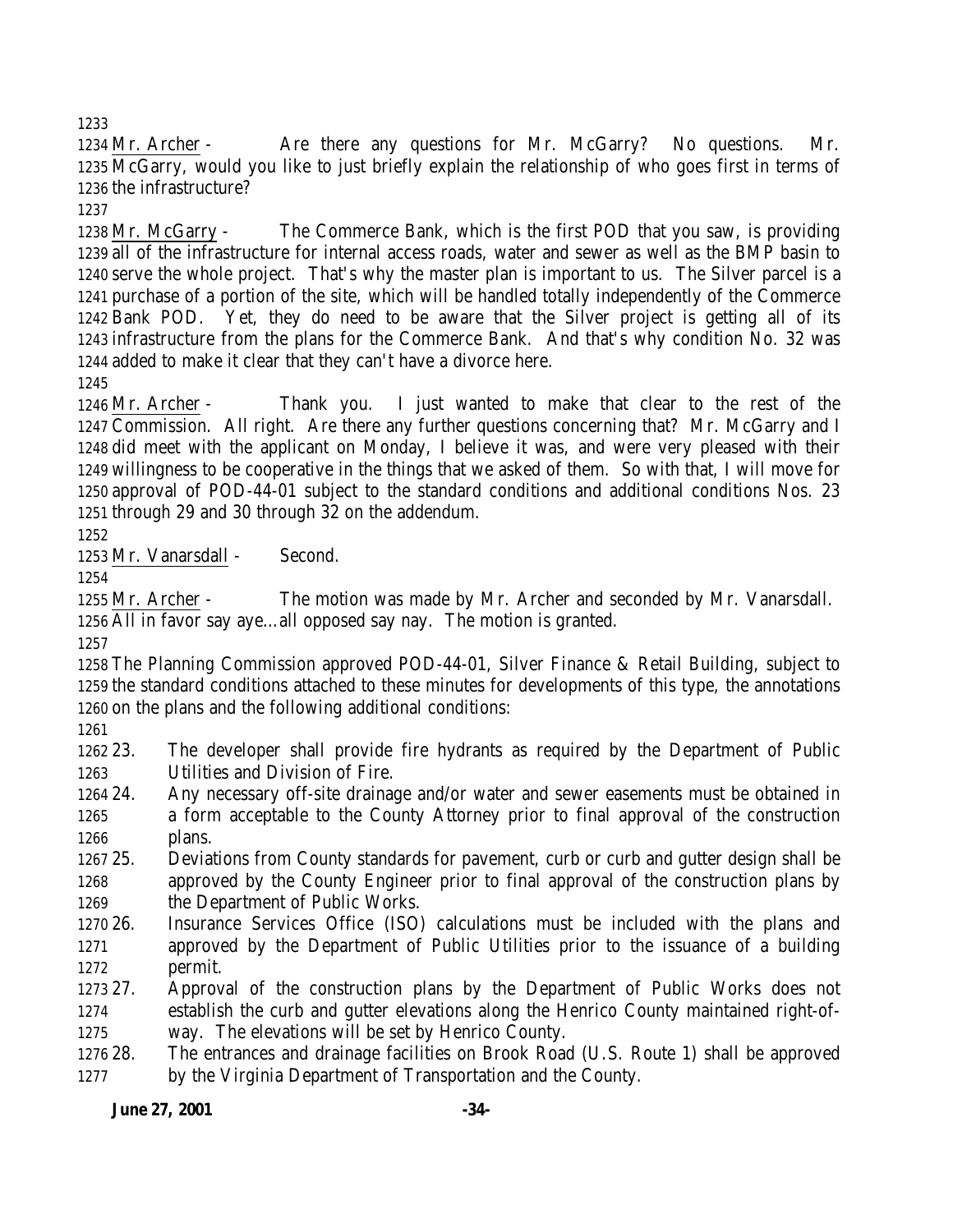Mr. Archer - Are there any questions for Mr. McGarry? No questions. Mr. McGarry, would you like to just briefly explain the relationship of who goes first in terms of the infrastructure?

Mr. McGarry - The Commerce Bank, which is the first POD that you saw, is providing all of the infrastructure for internal access roads, water and sewer as well as the BMP basin to serve the whole project. That's why the master plan is important to us. The Silver parcel is a purchase of a portion of the site, which will be handled totally independently of the Commerce Bank POD. Yet, they do need to be aware that the Silver project is getting all of its infrastructure from the plans for the Commerce Bank. And that's why condition No. 32 was added to make it clear that they can't have a divorce here.

Mr. Archer - Thank you. I just wanted to make that clear to the rest of the Commission. All right. Are there any further questions concerning that? Mr. McGarry and I did meet with the applicant on Monday, I believe it was, and were very pleased with their willingness to be cooperative in the things that we asked of them. So with that, I will move for approval of POD-44-01 subject to the standard conditions and additional conditions Nos. 23 through 29 and 30 through 32 on the addendum.

Mr. Vanarsdall - Second.

Mr. Archer - The motion was made by Mr. Archer and seconded by Mr. Vanarsdall. All in favor say aye…all opposed say nay. The motion is granted.

The Planning Commission approved POD-44-01, Silver Finance & Retail Building, subject to the standard conditions attached to these minutes for developments of this type, the annotations on the plans and the following additional conditions:

23. The developer shall provide fire hydrants as required by the Department of Public Utilities and Division of Fire.
24. Any necessary off-site drainage and/or water and sewer easements must be obtained in a form acceptable to the County Attorney prior to final approval of the construction plans.
25. Deviations from County standards for pavement, curb or curb and gutter design shall be approved by the County Engineer prior to final approval of the construction plans by the Department of Public Works.
26. Insurance Services Office (ISO) calculations must be included with the plans and approved by the Department of Public Utilities prior to the issuance of a building permit.
27. Approval of the construction plans by the Department of Public Works does not establish the curb and gutter elevations along the Henrico County maintained right-of-way. The elevations will be set by Henrico County.
28. The entrances and drainage facilities on Brook Road (U.S. Route 1) shall be approved by the Virginia Department of Transportation and the County.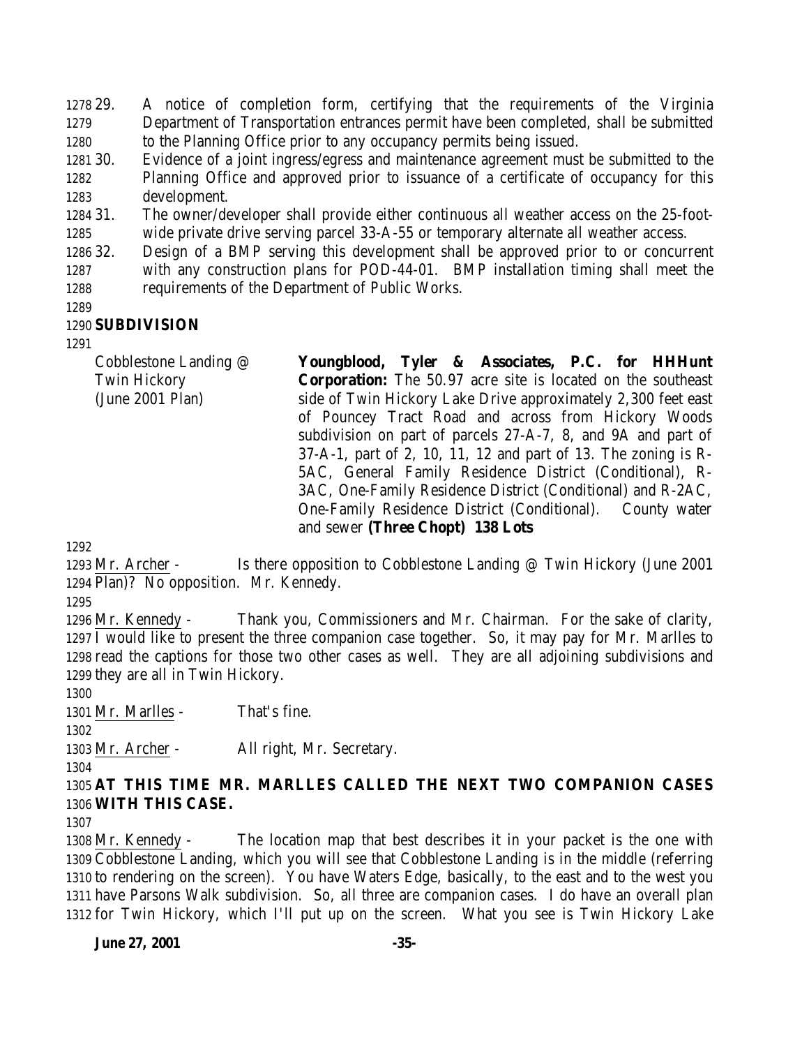29. A notice of completion form, certifying that the requirements of the Virginia Department of Transportation entrances permit have been completed, shall be submitted to the Planning Office prior to any occupancy permits being issued.
30. Evidence of a joint ingress/egress and maintenance agreement must be submitted to the Planning Office and approved prior to issuance of a certificate of occupancy for this development.
31. The owner/developer shall provide either continuous all weather access on the 25-foot-wide private drive serving parcel 33-A-55 or temporary alternate all weather access.
32. Design of a BMP serving this development shall be approved prior to or concurrent with any construction plans for POD-44-01. BMP installation timing shall meet the requirements of the Department of Public Works.

**SUBDIVISION**

| | |
|---|---|
| Cobblestone Landing @ Twin Hickory (June 2001 Plan) | **Youngblood, Tyler & Associates, P.C. for HHHunt Corporation:** The 50.97 acre site is located on the southeast side of Twin Hickory Lake Drive approximately 2,300 feet east of Pouncey Tract Road and across from Hickory Woods subdivision on part of parcels 27-A-7, 8, and 9A and part of 37-A-1, part of 2, 10, 11, 12 and part of 13. The zoning is R-5AC, General Family Residence District (Conditional), R-3AC, One-Family Residence District (Conditional) and R-2AC, One-Family Residence District (Conditional). County water and sewer **(Three Chopt) 138 Lots** |

Mr. Archer - Is there opposition to Cobblestone Landing @ Twin Hickory (June 2001 Plan)? No opposition. Mr. Kennedy.

Mr. Kennedy - Thank you, Commissioners and Mr. Chairman. For the sake of clarity, I would like to present the three companion case together. So, it may pay for Mr. Marlles to read the captions for those two other cases as well. They are all adjoining subdivisions and they are all in Twin Hickory.

Mr. Marlles - That's fine.

Mr. Archer - All right, Mr. Secretary.

**AT THIS TIME MR. MARLLES CALLED THE NEXT TWO COMPANION CASES WITH THIS CASE.**

Mr. Kennedy - The location map that best describes it in your packet is the one with Cobblestone Landing, which you will see that Cobblestone Landing is in the middle (referring to rendering on the screen). You have Waters Edge, basically, to the east and to the west you have Parsons Walk subdivision. So, all three are companion cases. I do have an overall plan for Twin Hickory, which I'll put up on the screen. What you see is Twin Hickory Lake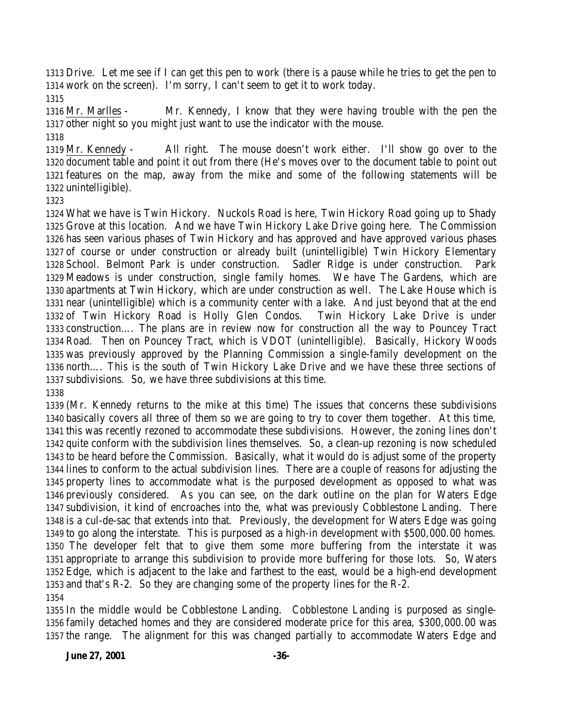Drive. Let me see if I can get this pen to work (there is a pause while he tries to get the pen to work on the screen). I'm sorry, I can't seem to get it to work today.

Mr. Marlles - Mr. Kennedy, I know that they were having trouble with the pen the other night so you might just want to use the indicator with the mouse.

Mr. Kennedy - All right. The mouse doesn't work either. I'll show go over to the document table and point it out from there (He's moves over to the document table to point out features on the map, away from the mike and some of the following statements will be unintelligible).

What we have is Twin Hickory. Nuckols Road is here, Twin Hickory Road going up to Shady Grove at this location. And we have Twin Hickory Lake Drive going here. The Commission has seen various phases of Twin Hickory and has approved and have approved various phases of course or under construction or already built (unintelligible) Twin Hickory Elementary School. Belmont Park is under construction. Sadler Ridge is under construction. Park Meadows is under construction, single family homes. We have The Gardens, which are apartments at Twin Hickory, which are under construction as well. The Lake House which is near (unintelligible) which is a community center with a lake. And just beyond that at the end of Twin Hickory Road is Holly Glen Condos. Twin Hickory Lake Drive is under construction…. The plans are in review now for construction all the way to Pouncey Tract Road. Then on Pouncey Tract, which is VDOT (unintelligible). Basically, Hickory Woods was previously approved by the Planning Commission a single-family development on the north…. This is the south of Twin Hickory Lake Drive and we have these three sections of subdivisions. So, we have three subdivisions at this time.

(Mr. Kennedy returns to the mike at this time) The issues that concerns these subdivisions basically covers all three of them so we are going to try to cover them together. At this time, this was recently rezoned to accommodate these subdivisions. However, the zoning lines don't quite conform with the subdivision lines themselves. So, a clean-up rezoning is now scheduled to be heard before the Commission. Basically, what it would do is adjust some of the property lines to conform to the actual subdivision lines. There are a couple of reasons for adjusting the property lines to accommodate what is the purposed development as opposed to what was previously considered. As you can see, on the dark outline on the plan for Waters Edge subdivision, it kind of encroaches into the, what was previously Cobblestone Landing. There is a cul-de-sac that extends into that. Previously, the development for Waters Edge was going to go along the interstate. This is purposed as a high-in development with $500,000.00 homes. The developer felt that to give them some more buffering from the interstate it was appropriate to arrange this subdivision to provide more buffering for those lots. So, Waters Edge, which is adjacent to the lake and farthest to the east, would be a high-end development and that's R-2. So they are changing some of the property lines for the R-2.

In the middle would be Cobblestone Landing. Cobblestone Landing is purposed as single-family detached homes and they are considered moderate price for this area, $300,000.00 was the range. The alignment for this was changed partially to accommodate Waters Edge and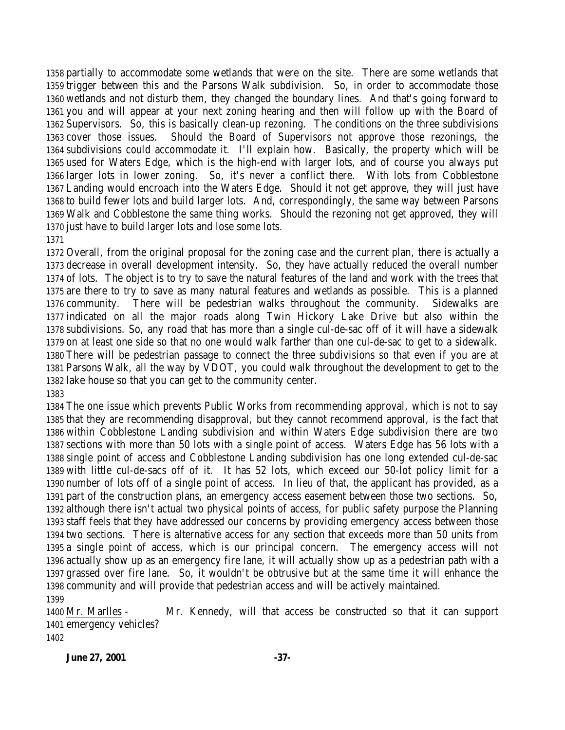partially to accommodate some wetlands that were on the site. There are some wetlands that trigger between this and the Parsons Walk subdivision. So, in order to accommodate those wetlands and not disturb them, they changed the boundary lines. And that's going forward to you and will appear at your next zoning hearing and then will follow up with the Board of Supervisors. So, this is basically clean-up rezoning. The conditions on the three subdivisions cover those issues. Should the Board of Supervisors not approve those rezonings, the subdivisions could accommodate it. I'll explain how. Basically, the property which will be used for Waters Edge, which is the high-end with larger lots, and of course you always put larger lots in lower zoning. So, it's never a conflict there. With lots from Cobblestone Landing would encroach into the Waters Edge. Should it not get approve, they will just have to build fewer lots and build larger lots. And, correspondingly, the same way between Parsons Walk and Cobblestone the same thing works. Should the rezoning not get approved, they will just have to build larger lots and lose some lots.

Overall, from the original proposal for the zoning case and the current plan, there is actually a decrease in overall development intensity. So, they have actually reduced the overall number of lots. The object is to try to save the natural features of the land and work with the trees that are there to try to save as many natural features and wetlands as possible. This is a planned community. There will be pedestrian walks throughout the community. Sidewalks are indicated on all the major roads along Twin Hickory Lake Drive but also within the subdivisions. So, any road that has more than a single cul-de-sac off of it will have a sidewalk on at least one side so that no one would walk farther than one cul-de-sac to get to a sidewalk. There will be pedestrian passage to connect the three subdivisions so that even if you are at Parsons Walk, all the way by VDOT, you could walk throughout the development to get to the lake house so that you can get to the community center.

The one issue which prevents Public Works from recommending approval, which is not to say that they are recommending disapproval, but they cannot recommend approval, is the fact that within Cobblestone Landing subdivision and within Waters Edge subdivision there are two sections with more than 50 lots with a single point of access. Waters Edge has 56 lots with a single point of access and Cobblestone Landing subdivision has one long extended cul-de-sac with little cul-de-sacs off of it. It has 52 lots, which exceed our 50-lot policy limit for a number of lots off of a single point of access. In lieu of that, the applicant has provided, as a part of the construction plans, an emergency access easement between those two sections. So, although there isn't actual two physical points of access, for public safety purpose the Planning staff feels that they have addressed our concerns by providing emergency access between those two sections. There is alternative access for any section that exceeds more than 50 units from a single point of access, which is our principal concern. The emergency access will not actually show up as an emergency fire lane, it will actually show up as a pedestrian path with a grassed over fire lane. So, it wouldn't be obtrusive but at the same time it will enhance the community and will provide that pedestrian access and will be actively maintained.

Mr. Marlles - Mr. Kennedy, will that access be constructed so that it can support emergency vehicles?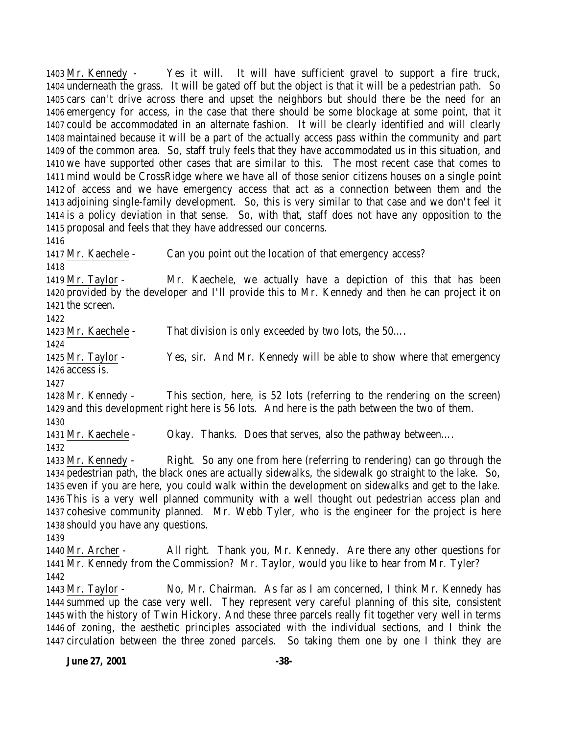1403 Mr. Kennedy - Yes it will. It will have sufficient gravel to support a fire truck, 1404 underneath the grass. It will be gated off but the object is that it will be a pedestrian path. So 1405 cars can't drive across there and upset the neighbors but should there be the need for an 1406 emergency for access, in the case that there should be some blockage at some point, that it 1407 could be accommodated in an alternate fashion. It will be clearly identified and will clearly 1408 maintained because it will be a part of the actually access pass within the community and part 1409 of the common area. So, staff truly feels that they have accommodated us in this situation, and 1410 we have supported other cases that are similar to this. The most recent case that comes to 1411 mind would be CrossRidge where we have all of those senior citizens houses on a single point 1412 of access and we have emergency access that act as a connection between them and the 1413 adjoining single-family development. So, this is very similar to that case and we don't feel it 1414 is a policy deviation in that sense. So, with that, staff does not have any opposition to the 1415 proposal and feels that they have addressed our concerns.

1416

1417 Mr. Kaechele - Can you point out the location of that emergency access?

1418

1419 Mr. Taylor - Mr. Kaechele, we actually have a depiction of this that has been 1420 provided by the developer and I'll provide this to Mr. Kennedy and then he can project it on 1421 the screen.

1422

1423 Mr. Kaechele - That division is only exceeded by two lots, the 50….

1424

1425 Mr. Taylor - Yes, sir. And Mr. Kennedy will be able to show where that emergency 1426 access is.

1427

1428 Mr. Kennedy - This section, here, is 52 lots (referring to the rendering on the screen) 1429 and this development right here is 56 lots. And here is the path between the two of them.

1430

1431 Mr. Kaechele - Okay. Thanks. Does that serves, also the pathway between….

1432

1433 Mr. Kennedy - Right. So any one from here (referring to rendering) can go through the 1434 pedestrian path, the black ones are actually sidewalks, the sidewalk go straight to the lake. So, 1435 even if you are here, you could walk within the development on sidewalks and get to the lake. 1436 This is a very well planned community with a well thought out pedestrian access plan and 1437 cohesive community planned. Mr. Webb Tyler, who is the engineer for the project is here 1438 should you have any questions.

1439

1440 Mr. Archer - All right. Thank you, Mr. Kennedy. Are there any other questions for 1441 Mr. Kennedy from the Commission? Mr. Taylor, would you like to hear from Mr. Tyler?

1442

1443 Mr. Taylor - No, Mr. Chairman. As far as I am concerned, I think Mr. Kennedy has 1444 summed up the case very well. They represent very careful planning of this site, consistent 1445 with the history of Twin Hickory. And these three parcels really fit together very well in terms 1446 of zoning, the aesthetic principles associated with the individual sections, and I think the 1447 circulation between the three zoned parcels. So taking them one by one I think they are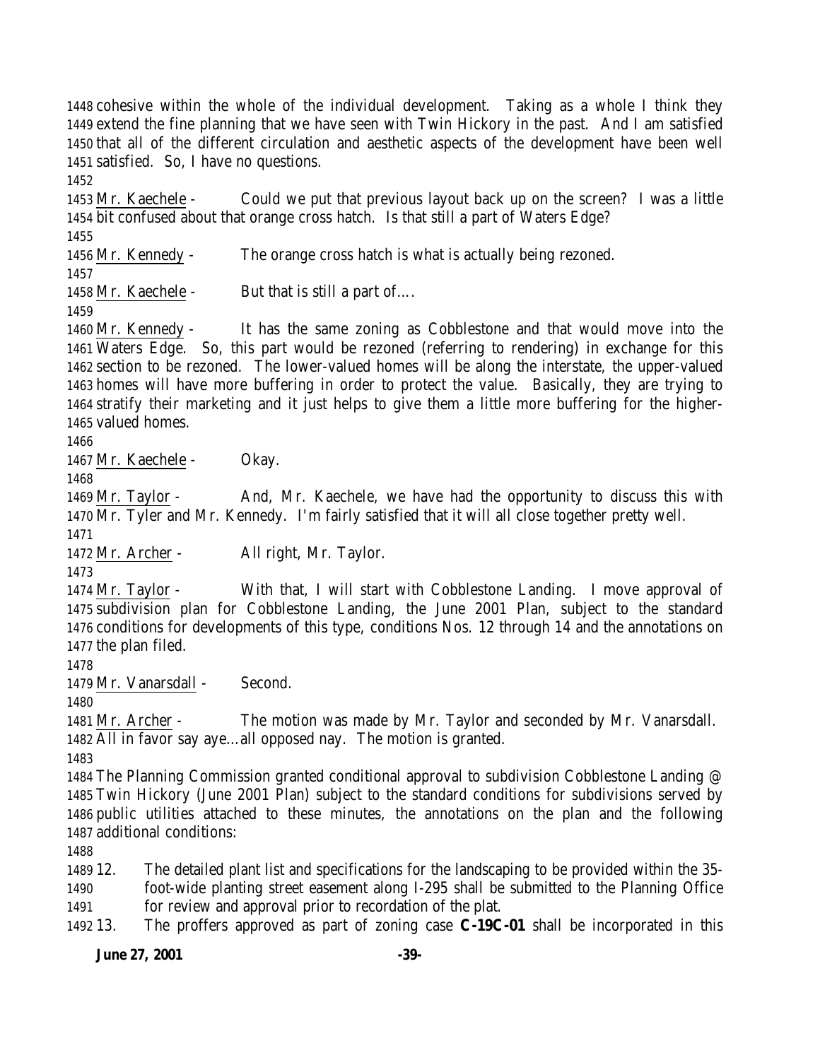cohesive within the whole of the individual development. Taking as a whole I think they extend the fine planning that we have seen with Twin Hickory in the past. And I am satisfied that all of the different circulation and aesthetic aspects of the development have been well satisfied. So, I have no questions.

Mr. Kaechele - Could we put that previous layout back up on the screen? I was a little bit confused about that orange cross hatch. Is that still a part of Waters Edge?

Mr. Kennedy - The orange cross hatch is what is actually being rezoned.

Mr. Kaechele - But that is still a part of….

Mr. Kennedy - It has the same zoning as Cobblestone and that would move into the Waters Edge. So, this part would be rezoned (referring to rendering) in exchange for this section to be rezoned. The lower-valued homes will be along the interstate, the upper-valued homes will have more buffering in order to protect the value. Basically, they are trying to stratify their marketing and it just helps to give them a little more buffering for the higher-valued homes.

Mr. Kaechele - Okay.

Mr. Taylor - And, Mr. Kaechele, we have had the opportunity to discuss this with Mr. Tyler and Mr. Kennedy. I'm fairly satisfied that it will all close together pretty well.

Mr. Archer - All right, Mr. Taylor.

Mr. Taylor - With that, I will start with Cobblestone Landing. I move approval of subdivision plan for Cobblestone Landing, the June 2001 Plan, subject to the standard conditions for developments of this type, conditions Nos. 12 through 14 and the annotations on the plan filed.

Mr. Vanarsdall - Second.

Mr. Archer - The motion was made by Mr. Taylor and seconded by Mr. Vanarsdall. All in favor say aye…all opposed nay. The motion is granted.

The Planning Commission granted conditional approval to subdivision Cobblestone Landing @ Twin Hickory (June 2001 Plan) subject to the standard conditions for subdivisions served by public utilities attached to these minutes, the annotations on the plan and the following additional conditions:

12. The detailed plant list and specifications for the landscaping to be provided within the 35-foot-wide planting street easement along I-295 shall be submitted to the Planning Office for review and approval prior to recordation of the plat.
13. The proffers approved as part of zoning case **C-19C-01** shall be incorporated in this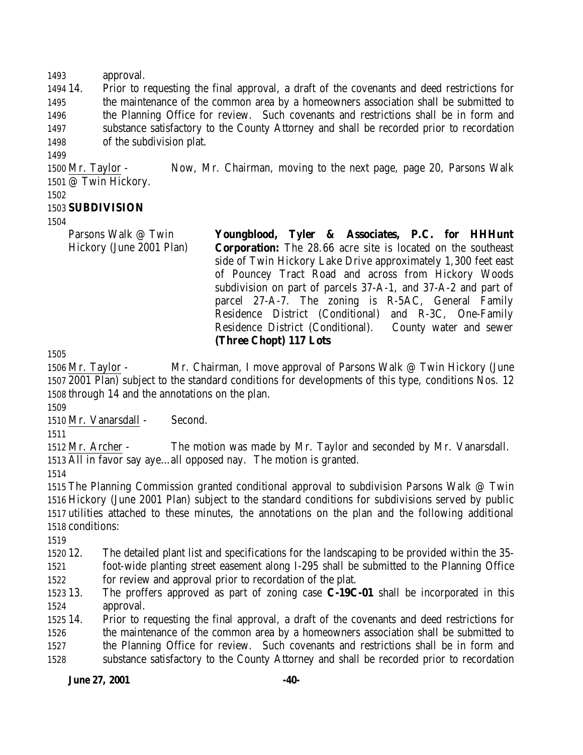approval.

14. Prior to requesting the final approval, a draft of the covenants and deed restrictions for the maintenance of the common area by a homeowners association shall be submitted to the Planning Office for review. Such covenants and restrictions shall be in form and substance satisfactory to the County Attorney and shall be recorded prior to recordation of the subdivision plat.

Mr. Taylor - Now, Mr. Chairman, moving to the next page, page 20, Parsons Walk @ Twin Hickory.

**SUBDIVISION**

Parsons Walk @ Twin Hickory (June 2001 Plan)

**Youngblood, Tyler & Associates, P.C. for HHHunt Corporation:** The 28.66 acre site is located on the southeast side of Twin Hickory Lake Drive approximately 1,300 feet east of Pouncey Tract Road and across from Hickory Woods subdivision on part of parcels 37-A-1, and 37-A-2 and part of parcel 27-A-7. The zoning is R-5AC, General Family Residence District (Conditional) and R-3C, One-Family Residence District (Conditional). County water and sewer **(Three Chopt) 117 Lots**

Mr. Taylor - Mr. Chairman, I move approval of Parsons Walk @ Twin Hickory (June 2001 Plan) subject to the standard conditions for developments of this type, conditions Nos. 12 through 14 and the annotations on the plan.

Mr. Vanarsdall - Second.

Mr. Archer - The motion was made by Mr. Taylor and seconded by Mr. Vanarsdall. All in favor say aye…all opposed nay. The motion is granted.

The Planning Commission granted conditional approval to subdivision Parsons Walk @ Twin Hickory (June 2001 Plan) subject to the standard conditions for subdivisions served by public utilities attached to these minutes, the annotations on the plan and the following additional conditions:

12. The detailed plant list and specifications for the landscaping to be provided within the 35-foot-wide planting street easement along I-295 shall be submitted to the Planning Office for review and approval prior to recordation of the plat.
13. The proffers approved as part of zoning case **C-19C-01** shall be incorporated in this approval.
14. Prior to requesting the final approval, a draft of the covenants and deed restrictions for the maintenance of the common area by a homeowners association shall be submitted to the Planning Office for review. Such covenants and restrictions shall be in form and substance satisfactory to the County Attorney and shall be recorded prior to recordation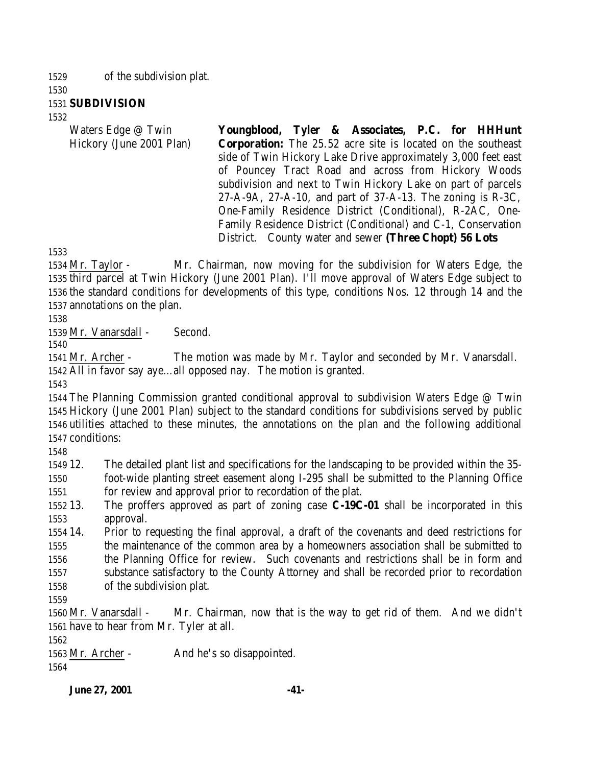of the subdivision plat.

**SUBDIVISION**

| Waters Edge @ Twin Hickory (June 2001 Plan) | **Youngblood, Tyler & Associates, P.C. for HHHunt Corporation:** The 25.52 acre site is located on the southeast side of Twin Hickory Lake Drive approximately 3,000 feet east of Pouncey Tract Road and across from Hickory Woods subdivision and next to Twin Hickory Lake on part of parcels 27-A-9A, 27-A-10, and part of 37-A-13. The zoning is R-3C, One-Family Residence District (Conditional), R-2AC, One-Family Residence District (Conditional) and C-1, Conservation District. County water and sewer **(Three Chopt) 56 Lots** |
|---|---|

Mr. Taylor - Mr. Chairman, now moving for the subdivision for Waters Edge, the third parcel at Twin Hickory (June 2001 Plan). I'll move approval of Waters Edge subject to the standard conditions for developments of this type, conditions Nos. 12 through 14 and the annotations on the plan.

Mr. Vanarsdall - Second.

Mr. Archer - The motion was made by Mr. Taylor and seconded by Mr. Vanarsdall. All in favor say aye…all opposed nay. The motion is granted.

The Planning Commission granted conditional approval to subdivision Waters Edge @ Twin Hickory (June 2001 Plan) subject to the standard conditions for subdivisions served by public utilities attached to these minutes, the annotations on the plan and the following additional conditions:

12. The detailed plant list and specifications for the landscaping to be provided within the 35-foot-wide planting street easement along I-295 shall be submitted to the Planning Office for review and approval prior to recordation of the plat.
13. The proffers approved as part of zoning case **C-19C-01** shall be incorporated in this approval.
14. Prior to requesting the final approval, a draft of the covenants and deed restrictions for the maintenance of the common area by a homeowners association shall be submitted to the Planning Office for review. Such covenants and restrictions shall be in form and substance satisfactory to the County Attorney and shall be recorded prior to recordation of the subdivision plat.

Mr. Vanarsdall - Mr. Chairman, now that is the way to get rid of them. And we didn't have to hear from Mr. Tyler at all.

Mr. Archer - And he's so disappointed.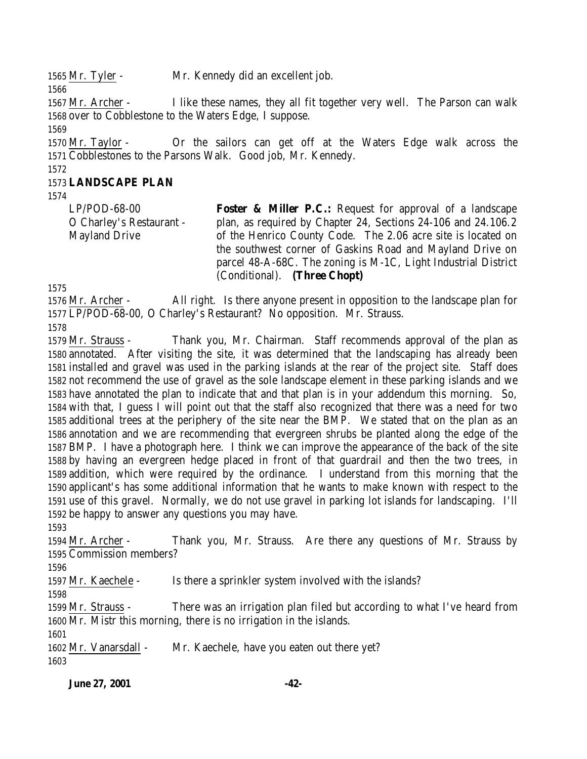Mr. Tyler - Mr. Kennedy did an excellent job.

Mr. Archer - I like these names, they all fit together very well. The Parson can walk over to Cobblestone to the Waters Edge, I suppose.

Mr. Taylor - Or the sailors can get off at the Waters Edge walk across the Cobblestones to the Parsons Walk. Good job, Mr. Kennedy.

**LANDSCAPE PLAN**

LP/POD-68-00
O Charley's Restaurant - Mayland Drive

**Foster & Miller P.C.:** Request for approval of a landscape plan, as required by Chapter 24, Sections 24-106 and 24.106.2 of the Henrico County Code. The 2.06 acre site is located on the southwest corner of Gaskins Road and Mayland Drive on parcel 48-A-68C. The zoning is M-1C, Light Industrial District (Conditional). **(Three Chopt)**

Mr. Archer - All right. Is there anyone present in opposition to the landscape plan for LP/POD-68-00, O Charley's Restaurant? No opposition. Mr. Strauss.

Mr. Strauss - Thank you, Mr. Chairman. Staff recommends approval of the plan as annotated. After visiting the site, it was determined that the landscaping has already been installed and gravel was used in the parking islands at the rear of the project site. Staff does not recommend the use of gravel as the sole landscape element in these parking islands and we have annotated the plan to indicate that and that plan is in your addendum this morning. So, with that, I guess I will point out that the staff also recognized that there was a need for two additional trees at the periphery of the site near the BMP. We stated that on the plan as an annotation and we are recommending that evergreen shrubs be planted along the edge of the BMP. I have a photograph here. I think we can improve the appearance of the back of the site by having an evergreen hedge placed in front of that guardrail and then the two trees, in addition, which were required by the ordinance. I understand from this morning that the applicant's has some additional information that he wants to make known with respect to the use of this gravel. Normally, we do not use gravel in parking lot islands for landscaping. I'll be happy to answer any questions you may have.

Mr. Archer - Thank you, Mr. Strauss. Are there any questions of Mr. Strauss by Commission members?

Mr. Kaechele - Is there a sprinkler system involved with the islands?

Mr. Strauss - There was an irrigation plan filed but according to what I've heard from Mr. Mistr this morning, there is no irrigation in the islands.

Mr. Vanarsdall - Mr. Kaechele, have you eaten out there yet?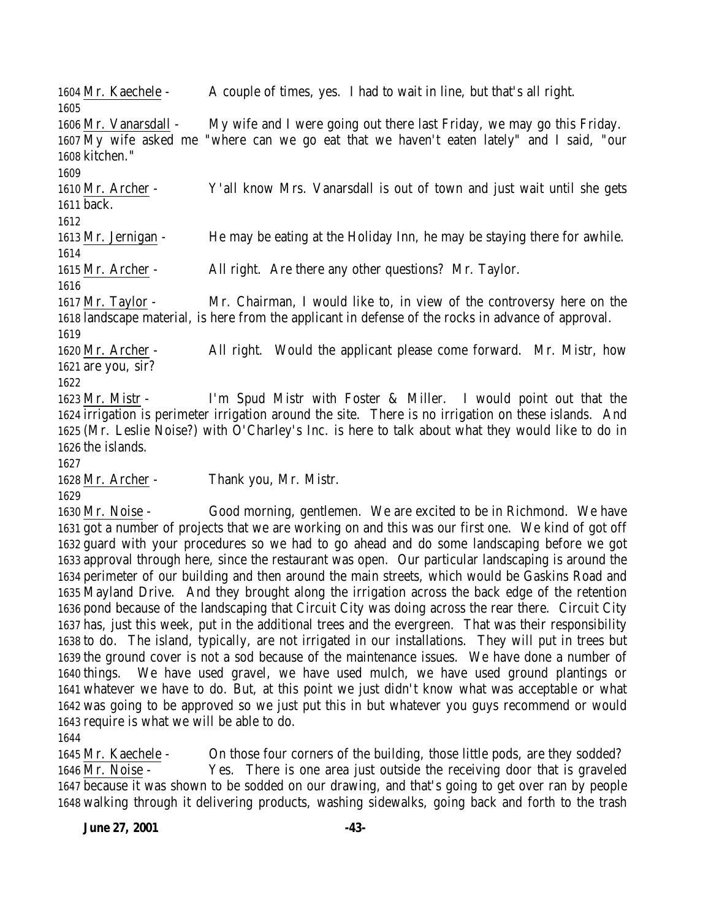1604 Mr. Kaechele - A couple of times, yes. I had to wait in line, but that's all right.
1605
1606 Mr. Vanarsdall - My wife and I were going out there last Friday, we may go this Friday.
1607 My wife asked me "where can we go eat that we haven't eaten lately" and I said, "our
1608 kitchen."
1609
1610 Mr. Archer - Y'all know Mrs. Vanarsdall is out of town and just wait until she gets
1611 back.
1612
1613 Mr. Jernigan - He may be eating at the Holiday Inn, he may be staying there for awhile.
1614
1615 Mr. Archer - All right. Are there any other questions? Mr. Taylor.
1616
1617 Mr. Taylor - Mr. Chairman, I would like to, in view of the controversy here on the
1618 landscape material, is here from the applicant in defense of the rocks in advance of approval.
1619
1620 Mr. Archer - All right. Would the applicant please come forward. Mr. Mistr, how
1621 are you, sir?
1622
1623 Mr. Mistr - I'm Spud Mistr with Foster & Miller. I would point out that the
1624 irrigation is perimeter irrigation around the site. There is no irrigation on these islands. And
1625 (Mr. Leslie Noise?) with O'Charley's Inc. is here to talk about what they would like to do in
1626 the islands.
1627
1628 Mr. Archer - Thank you, Mr. Mistr.
1629
1630 Mr. Noise - Good morning, gentlemen. We are excited to be in Richmond. We have
1631 got a number of projects that we are working on and this was our first one. We kind of got off
1632 guard with your procedures so we had to go ahead and do some landscaping before we got
1633 approval through here, since the restaurant was open. Our particular landscaping is around the
1634 perimeter of our building and then around the main streets, which would be Gaskins Road and
1635 Mayland Drive. And they brought along the irrigation across the back edge of the retention
1636 pond because of the landscaping that Circuit City was doing across the rear there. Circuit City
1637 has, just this week, put in the additional trees and the evergreen. That was their responsibility
1638 to do. The island, typically, are not irrigated in our installations. They will put in trees but
1639 the ground cover is not a sod because of the maintenance issues. We have done a number of
1640 things. We have used gravel, we have used mulch, we have used ground plantings or
1641 whatever we have to do. But, at this point we just didn't know what was acceptable or what
1642 was going to be approved so we just put this in but whatever you guys recommend or would
1643 require is what we will be able to do.
1644
1645 Mr. Kaechele - On those four corners of the building, those little pods, are they sodded?
1646 Mr. Noise - Yes. There is one area just outside the receiving door that is graveled
1647 because it was shown to be sodded on our drawing, and that's going to get over ran by people
1648 walking through it delivering products, washing sidewalks, going back and forth to the trash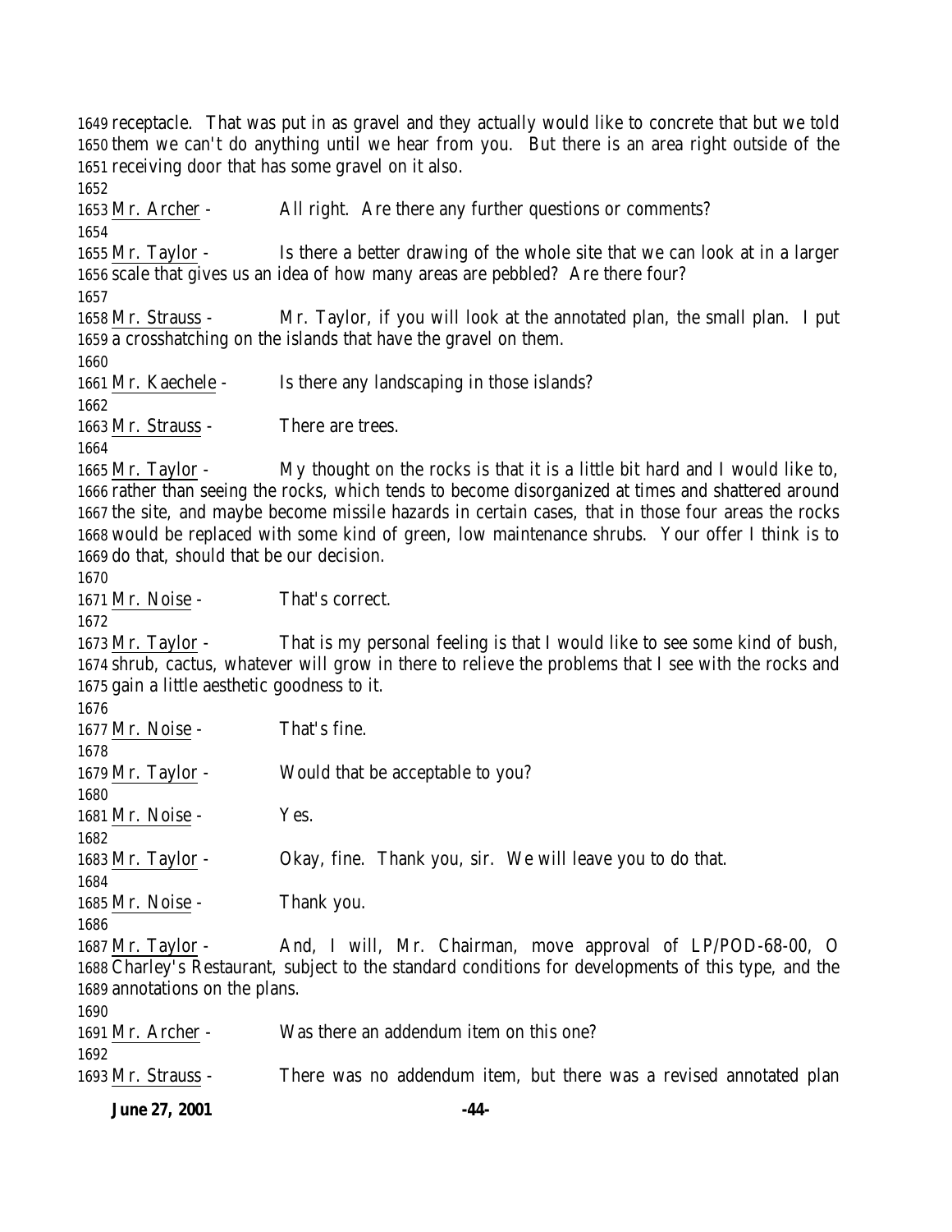1649 receptacle. That was put in as gravel and they actually would like to concrete that but we told
1650 them we can't do anything until we hear from you. But there is an area right outside of the
1651 receiving door that has some gravel on it also.
1652
1653 Mr. Archer - All right. Are there any further questions or comments?
1654
1655 Mr. Taylor - Is there a better drawing of the whole site that we can look at in a larger
1656 scale that gives us an idea of how many areas are pebbled? Are there four?
1657
1658 Mr. Strauss - Mr. Taylor, if you will look at the annotated plan, the small plan. I put
1659 a crosshatching on the islands that have the gravel on them.
1660
1661 Mr. Kaechele - Is there any landscaping in those islands?
1662
1663 Mr. Strauss - There are trees.
1664
1665 Mr. Taylor - My thought on the rocks is that it is a little bit hard and I would like to,
1666 rather than seeing the rocks, which tends to become disorganized at times and shattered around
1667 the site, and maybe become missile hazards in certain cases, that in those four areas the rocks
1668 would be replaced with some kind of green, low maintenance shrubs. Your offer I think is to
1669 do that, should that be our decision.
1670
1671 Mr. Noise - That's correct.
1672
1673 Mr. Taylor - That is my personal feeling is that I would like to see some kind of bush,
1674 shrub, cactus, whatever will grow in there to relieve the problems that I see with the rocks and
1675 gain a little aesthetic goodness to it.
1676
1677 Mr. Noise - That's fine.
1678
1679 Mr. Taylor - Would that be acceptable to you?
1680
1681 Mr. Noise - Yes.
1682
1683 Mr. Taylor - Okay, fine. Thank you, sir. We will leave you to do that.
1684
1685 Mr. Noise - Thank you.
1686
1687 Mr. Taylor - And, I will, Mr. Chairman, move approval of LP/POD-68-00, O
1688 Charley's Restaurant, subject to the standard conditions for developments of this type, and the
1689 annotations on the plans.
1690
1691 Mr. Archer - Was there an addendum item on this one?
1692
1693 Mr. Strauss - There was no addendum item, but there was a revised annotated plan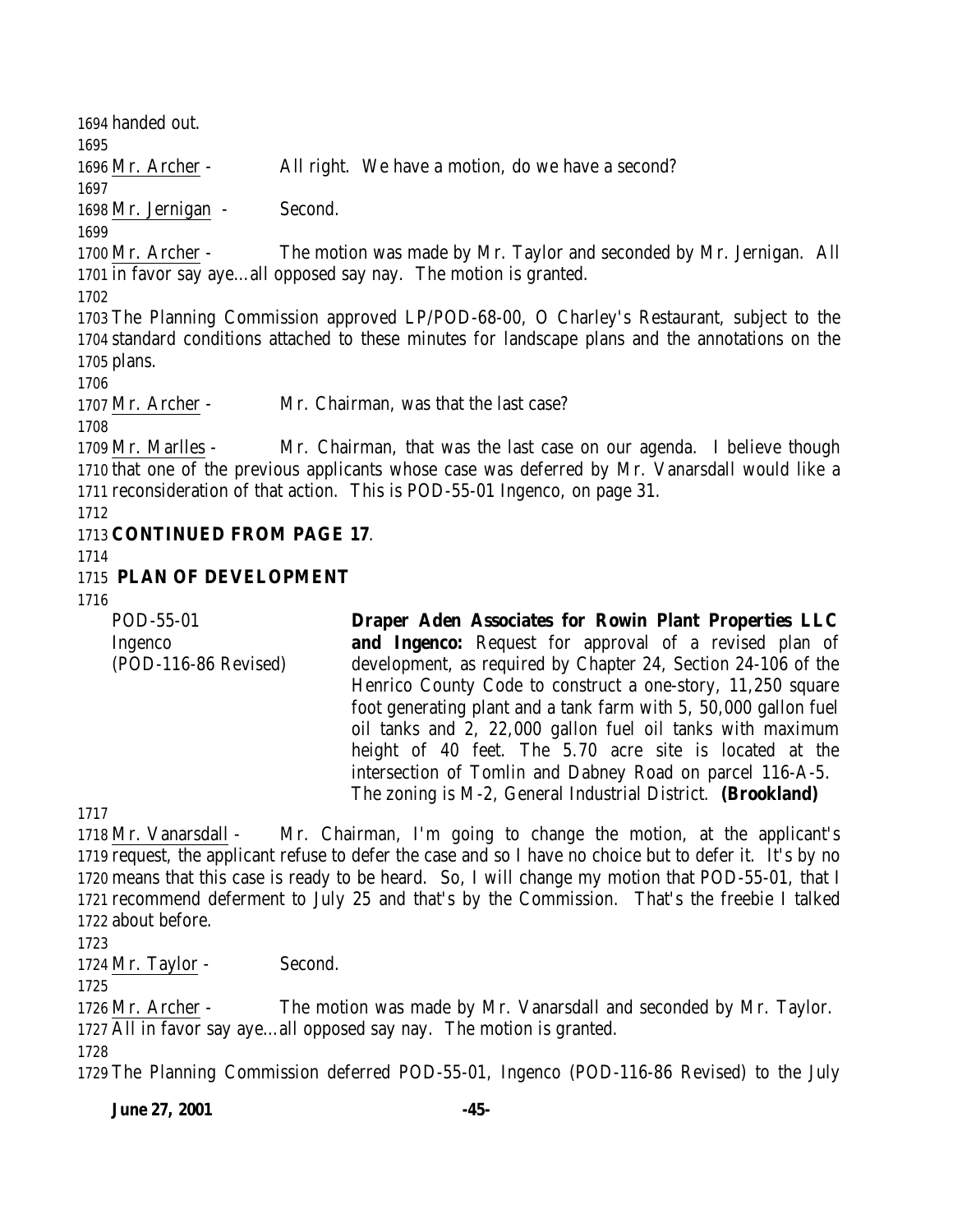handed out.

Mr. Archer - All right. We have a motion, do we have a second?

Mr. Jernigan - Second.

Mr. Archer - The motion was made by Mr. Taylor and seconded by Mr. Jernigan. All in favor say aye…all opposed say nay. The motion is granted.

The Planning Commission approved LP/POD-68-00, O Charley's Restaurant, subject to the standard conditions attached to these minutes for landscape plans and the annotations on the plans.

Mr. Archer - Mr. Chairman, was that the last case?

Mr. Marlles - Mr. Chairman, that was the last case on our agenda. I believe though that one of the previous applicants whose case was deferred by Mr. Vanarsdall would like a reconsideration of that action. This is POD-55-01 Ingenco, on page 31.

**CONTINUED FROM PAGE 17**.

**PLAN OF DEVELOPMENT**

POD-55-01
Ingenco
(POD-116-86 Revised)

**Draper Aden Associates for Rowin Plant Properties LLC and Ingenco:** Request for approval of a revised plan of development, as required by Chapter 24, Section 24-106 of the Henrico County Code to construct a one-story, 11,250 square foot generating plant and a tank farm with 5, 50,000 gallon fuel oil tanks and 2, 22,000 gallon fuel oil tanks with maximum height of 40 feet. The 5.70 acre site is located at the intersection of Tomlin and Dabney Road on parcel 116-A-5. The zoning is M-2, General Industrial District. **(Brookland)**

Mr. Vanarsdall - Mr. Chairman, I'm going to change the motion, at the applicant's request, the applicant refuse to defer the case and so I have no choice but to defer it. It's by no means that this case is ready to be heard. So, I will change my motion that POD-55-01, that I recommend deferment to July 25 and that's by the Commission. That's the freebie I talked about before.

Mr. Taylor - Second.

Mr. Archer - The motion was made by Mr. Vanarsdall and seconded by Mr. Taylor. All in favor say aye…all opposed say nay. The motion is granted.

The Planning Commission deferred POD-55-01, Ingenco (POD-116-86 Revised) to the July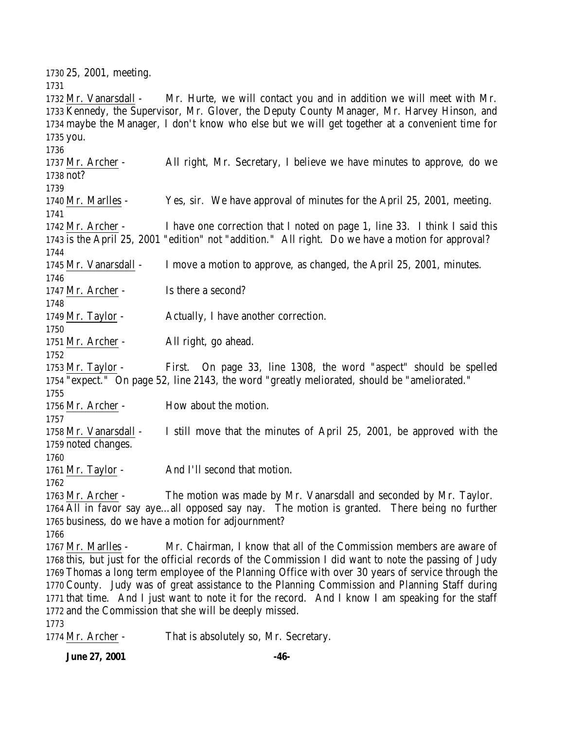25, 2001, meeting.

Mr. Vanarsdall - Mr. Hurte, we will contact you and in addition we will meet with Mr. Kennedy, the Supervisor, Mr. Glover, the Deputy County Manager, Mr. Harvey Hinson, and maybe the Manager, I don't know who else but we will get together at a convenient time for you.

Mr. Archer - All right, Mr. Secretary, I believe we have minutes to approve, do we not?

Mr. Marlles - Yes, sir. We have approval of minutes for the April 25, 2001, meeting.

Mr. Archer - I have one correction that I noted on page 1, line 33. I think I said this is the April 25, 2001 "edition" not "addition." All right. Do we have a motion for approval?

Mr. Vanarsdall - I move a motion to approve, as changed, the April 25, 2001, minutes.

Mr. Archer - Is there a second?

Mr. Taylor - Actually, I have another correction.

Mr. Archer - All right, go ahead.

Mr. Taylor - First. On page 33, line 1308, the word "aspect" should be spelled "expect." On page 52, line 2143, the word "greatly meliorated, should be "ameliorated."

Mr. Archer - How about the motion.

Mr. Vanarsdall - I still move that the minutes of April 25, 2001, be approved with the noted changes.

Mr. Taylor - And I'll second that motion.

Mr. Archer - The motion was made by Mr. Vanarsdall and seconded by Mr. Taylor. All in favor say aye…all opposed say nay. The motion is granted. There being no further business, do we have a motion for adjournment?

Mr. Marlles - Mr. Chairman, I know that all of the Commission members are aware of this, but just for the official records of the Commission I did want to note the passing of Judy Thomas a long term employee of the Planning Office with over 30 years of service through the County. Judy was of great assistance to the Planning Commission and Planning Staff during that time. And I just want to note it for the record. And I know I am speaking for the staff and the Commission that she will be deeply missed.

Mr. Archer - That is absolutely so, Mr. Secretary.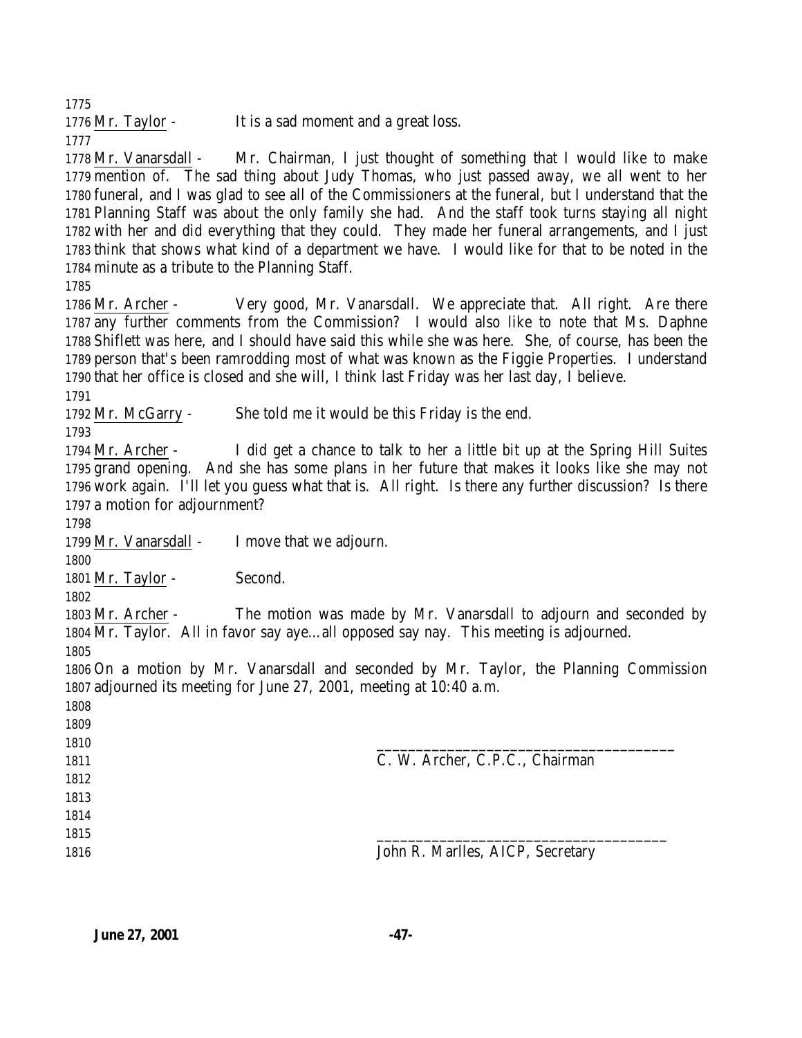Mr. Taylor - It is a sad moment and a great loss.

Mr. Vanarsdall - Mr. Chairman, I just thought of something that I would like to make mention of. The sad thing about Judy Thomas, who just passed away, we all went to her funeral, and I was glad to see all of the Commissioners at the funeral, but I understand that the Planning Staff was about the only family she had. And the staff took turns staying all night with her and did everything that they could. They made her funeral arrangements, and I just think that shows what kind of a department we have. I would like for that to be noted in the minute as a tribute to the Planning Staff.

Mr. Archer - Very good, Mr. Vanarsdall. We appreciate that. All right. Are there any further comments from the Commission? I would also like to note that Ms. Daphne Shiflett was here, and I should have said this while she was here. She, of course, has been the person that's been ramrodding most of what was known as the Figgie Properties. I understand that her office is closed and she will, I think last Friday was her last day, I believe.

Mr. McGarry - She told me it would be this Friday is the end.

Mr. Archer - I did get a chance to talk to her a little bit up at the Spring Hill Suites grand opening. And she has some plans in her future that makes it looks like she may not work again. I'll let you guess what that is. All right. Is there any further discussion? Is there a motion for adjournment?

Mr. Vanarsdall - I move that we adjourn.

Mr. Taylor - Second.

Mr. Archer - The motion was made by Mr. Vanarsdall to adjourn and seconded by Mr. Taylor. All in favor say aye…all opposed say nay. This meeting is adjourned.

On a motion by Mr. Vanarsdall and seconded by Mr. Taylor, the Planning Commission adjourned its meeting for June 27, 2001, meeting at 10:40 a.m.

_____________________________________
C. W. Archer, C.P.C., Chairman

_____________________________________
John R. Marlles, AICP, Secretary